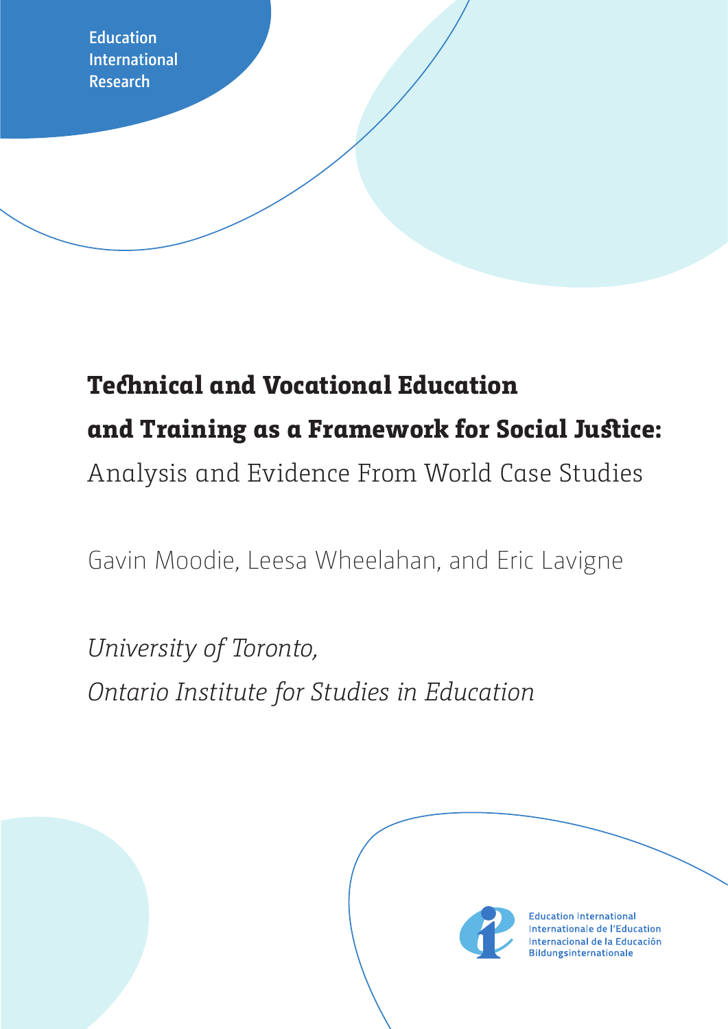Education International Research

# Technical and Vocational Education and Training as a Framework for Social Justice:

## Analysis and Evidence From World Case Studies

Gavin Moodie, Leesa Wheelahan, and Eric Lavigne

*University of Toronto,*
*Ontario Institute for Studies in Education*

Education International
Internationale de l'Education
Internacional de la Educación
Bildungsinternationale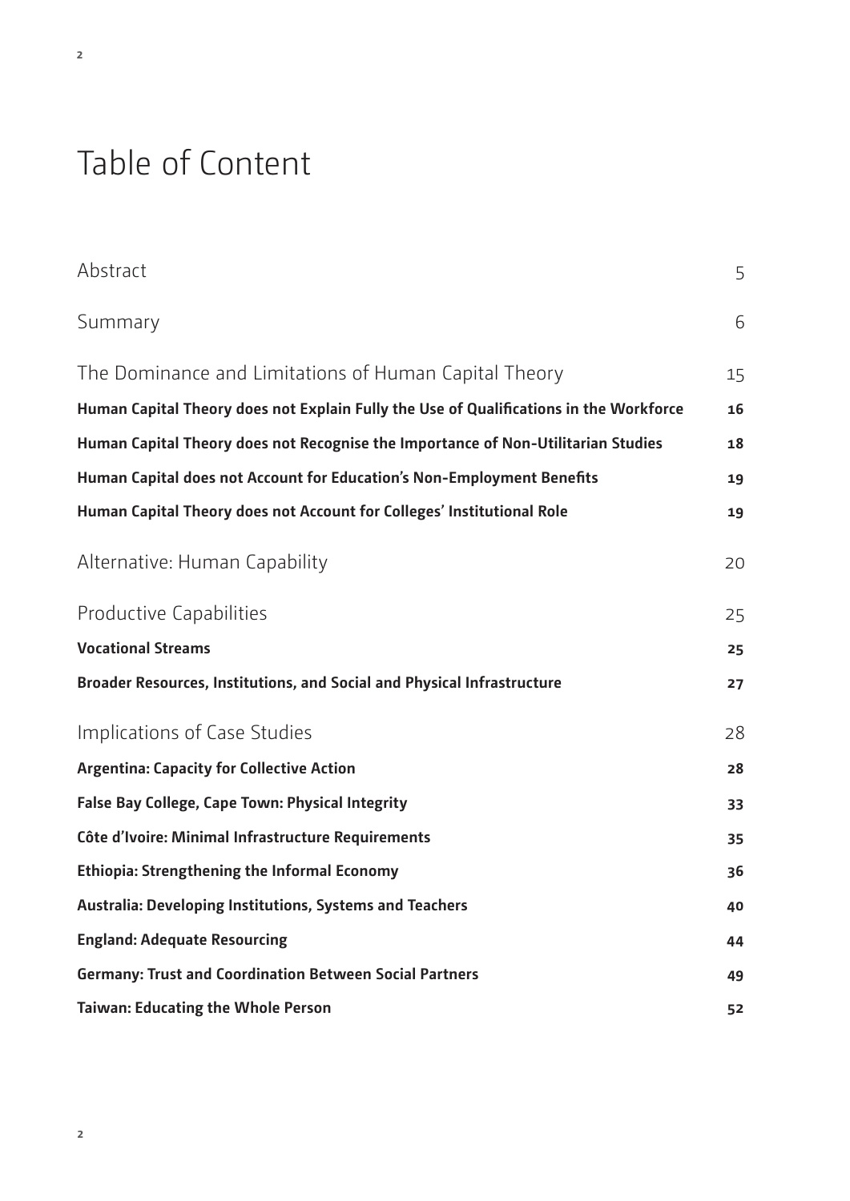# Table of Content

| | |
|---|---|
| Abstract | 5 |
| Summary | 6 |
| The Dominance and Limitations of Human Capital Theory | 15 |
| **Human Capital Theory does not Explain Fully the Use of Qualifications in the Workforce** | **16** |
| **Human Capital Theory does not Recognise the Importance of Non-Utilitarian Studies** | **18** |
| **Human Capital does not Account for Education's Non-Employment Benefits** | **19** |
| **Human Capital Theory does not Account for Colleges' Institutional Role** | **19** |
| Alternative: Human Capability | 20 |
| Productive Capabilities | 25 |
| **Vocational Streams** | **25** |
| **Broader Resources, Institutions, and Social and Physical Infrastructure** | **27** |
| Implications of Case Studies | 28 |
| **Argentina: Capacity for Collective Action** | **28** |
| **False Bay College, Cape Town: Physical Integrity** | **33** |
| **Côte d'Ivoire: Minimal Infrastructure Requirements** | **35** |
| **Ethiopia: Strengthening the Informal Economy** | **36** |
| **Australia: Developing Institutions, Systems and Teachers** | **40** |
| **England: Adequate Resourcing** | **44** |
| **Germany: Trust and Coordination Between Social Partners** | **49** |
| **Taiwan: Educating the Whole Person** | **52** |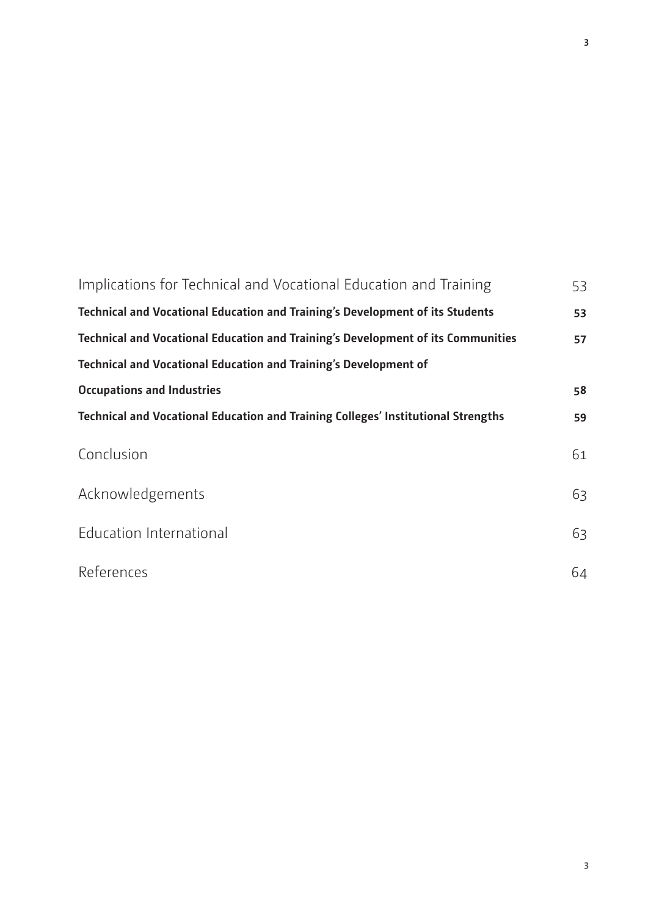Implications for Technical and Vocational Education and Training 53

**Technical and Vocational Education and Training's Development of its Students 53**

**Technical and Vocational Education and Training's Development of its Communities 57**

**Technical and Vocational Education and Training's Development of Occupations and Industries 58**

**Technical and Vocational Education and Training Colleges' Institutional Strengths 59**

Conclusion 61

Acknowledgements 63

Education International 63

References 64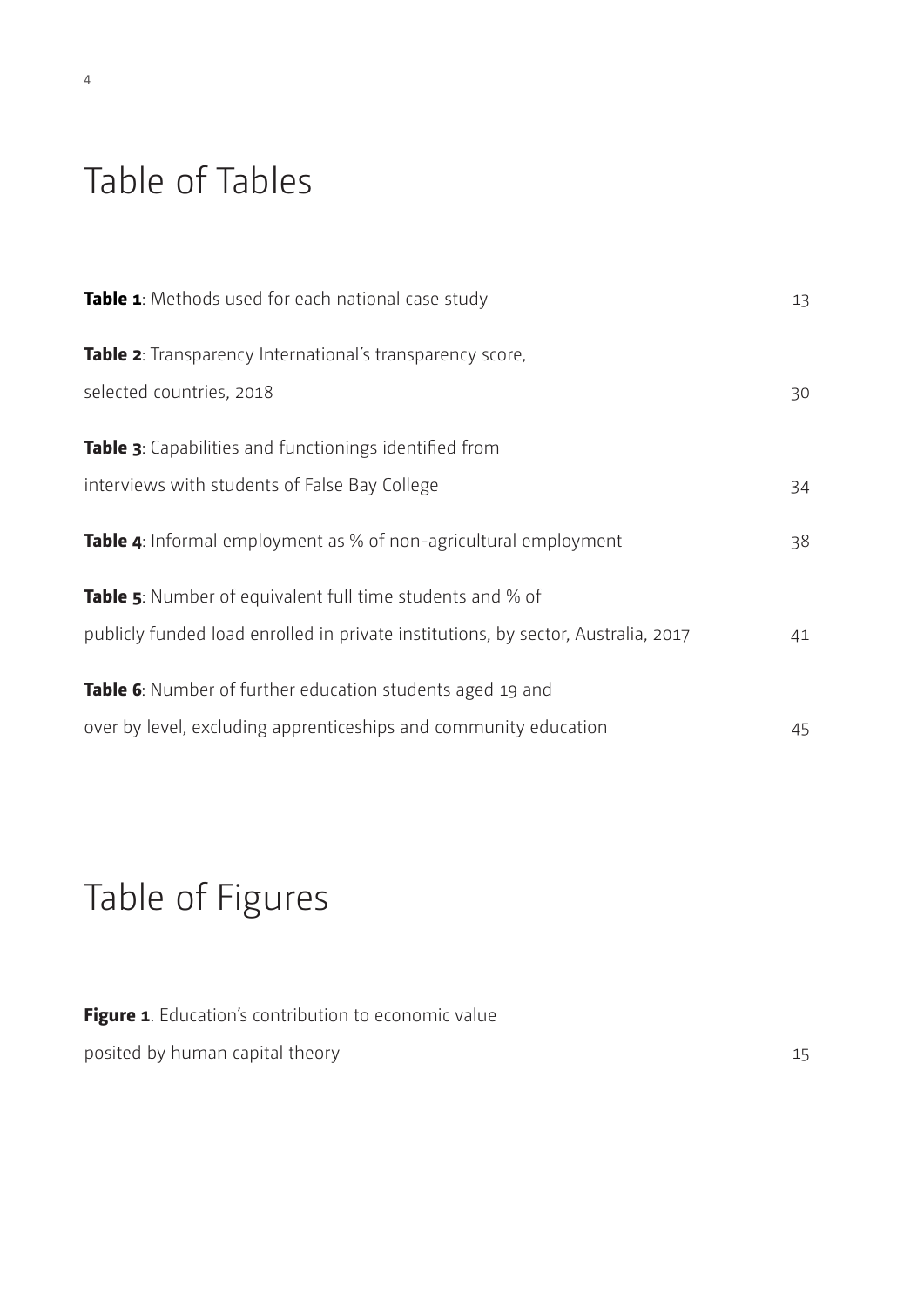# Table of Tables

**Table 1**: Methods used for each national case study 13

**Table 2**: Transparency International's transparency score, selected countries, 2018 30

**Table 3**: Capabilities and functionings identified from interviews with students of False Bay College 34

**Table 4**: Informal employment as % of non-agricultural employment 38

**Table 5**: Number of equivalent full time students and % of publicly funded load enrolled in private institutions, by sector, Australia, 2017 41

**Table 6**: Number of further education students aged 19 and over by level, excluding apprenticeships and community education 45

# Table of Figures

**Figure 1**. Education's contribution to economic value posited by human capital theory 15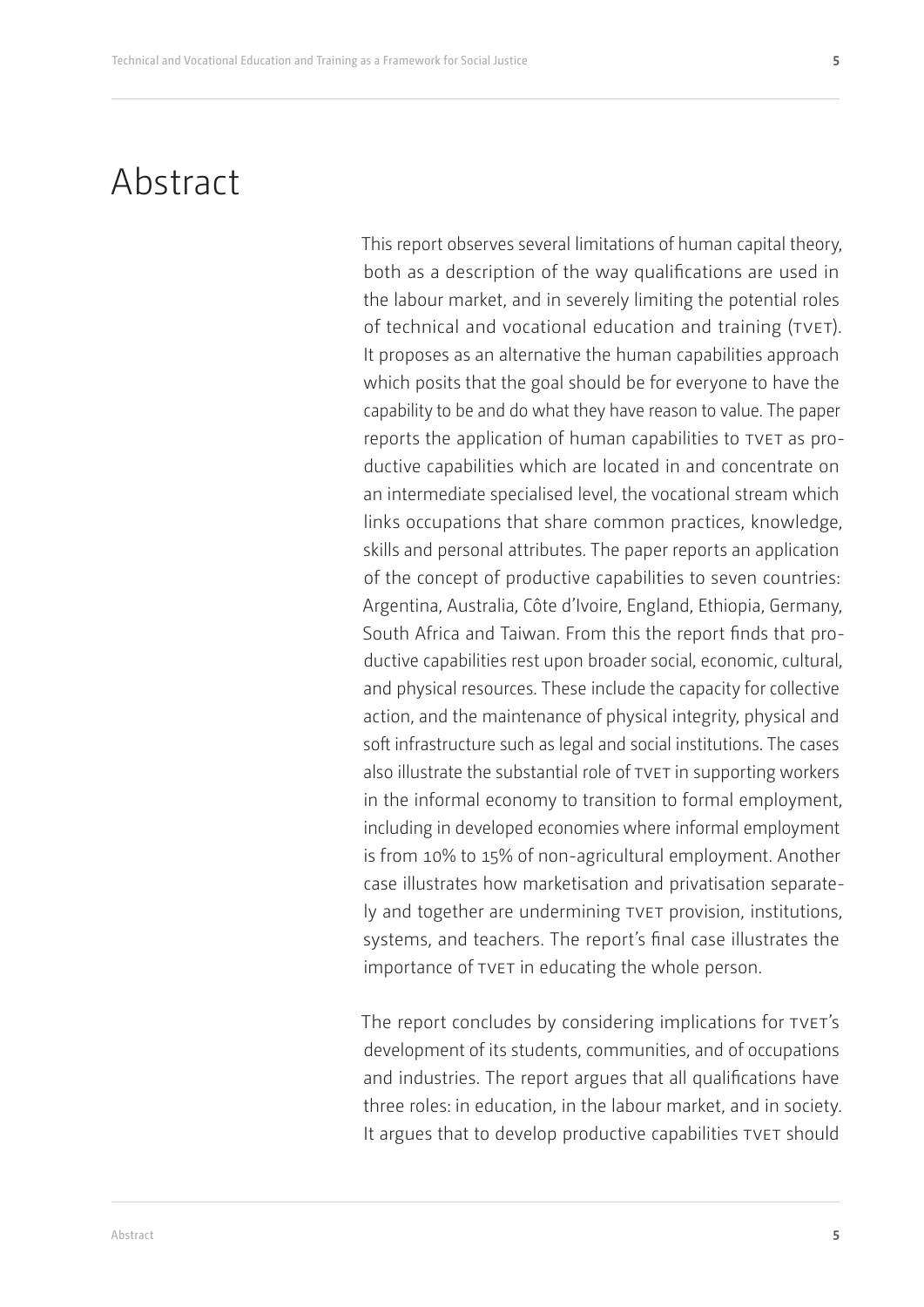# Abstract

This report observes several limitations of human capital theory, both as a description of the way qualifications are used in the labour market, and in severely limiting the potential roles of technical and vocational education and training (TVET). It proposes as an alternative the human capabilities approach which posits that the goal should be for everyone to have the capability to be and do what they have reason to value. The paper reports the application of human capabilities to TVET as productive capabilities which are located in and concentrate on an intermediate specialised level, the vocational stream which links occupations that share common practices, knowledge, skills and personal attributes. The paper reports an application of the concept of productive capabilities to seven countries: Argentina, Australia, Côte d'Ivoire, England, Ethiopia, Germany, South Africa and Taiwan. From this the report finds that productive capabilities rest upon broader social, economic, cultural, and physical resources. These include the capacity for collective action, and the maintenance of physical integrity, physical and soft infrastructure such as legal and social institutions. The cases also illustrate the substantial role of TVET in supporting workers in the informal economy to transition to formal employment, including in developed economies where informal employment is from 10% to 15% of non-agricultural employment. Another case illustrates how marketisation and privatisation separately and together are undermining TVET provision, institutions, systems, and teachers. The report's final case illustrates the importance of TVET in educating the whole person.

The report concludes by considering implications for TVET's development of its students, communities, and of occupations and industries. The report argues that all qualifications have three roles: in education, in the labour market, and in society. It argues that to develop productive capabilities TVET should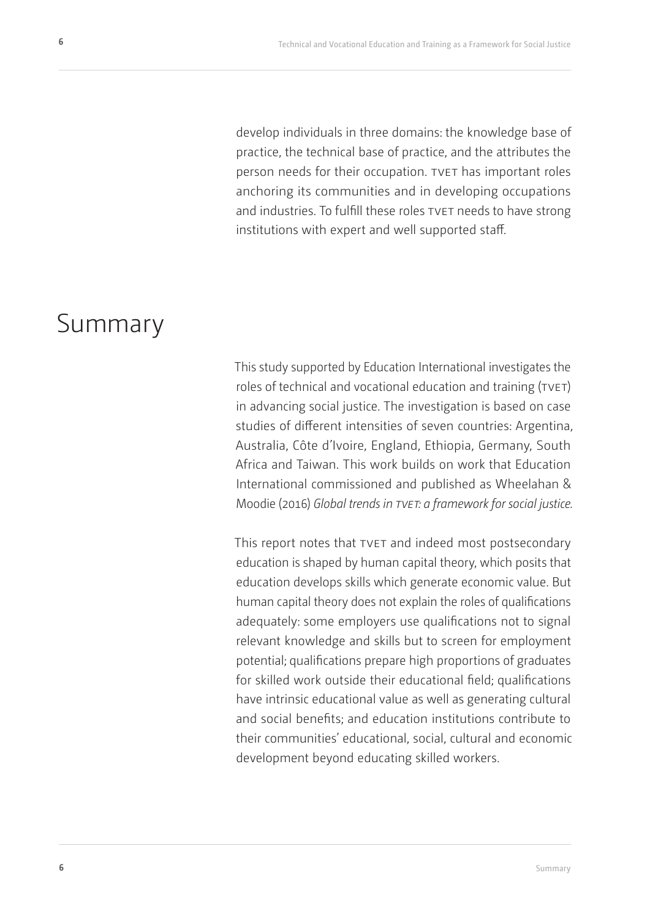develop individuals in three domains: the knowledge base of practice, the technical base of practice, and the attributes the person needs for their occupation. TVET has important roles anchoring its communities and in developing occupations and industries. To fulfill these roles TVET needs to have strong institutions with expert and well supported staff.

# Summary

This study supported by Education International investigates the roles of technical and vocational education and training (TVET) in advancing social justice. The investigation is based on case studies of different intensities of seven countries: Argentina, Australia, Côte d'Ivoire, England, Ethiopia, Germany, South Africa and Taiwan. This work builds on work that Education International commissioned and published as Wheelahan & Moodie (2016) *Global trends in TVET: a framework for social justice*.

This report notes that TVET and indeed most postsecondary education is shaped by human capital theory, which posits that education develops skills which generate economic value. But human capital theory does not explain the roles of qualifications adequately: some employers use qualifications not to signal relevant knowledge and skills but to screen for employment potential; qualifications prepare high proportions of graduates for skilled work outside their educational field; qualifications have intrinsic educational value as well as generating cultural and social benefits; and education institutions contribute to their communities' educational, social, cultural and economic development beyond educating skilled workers.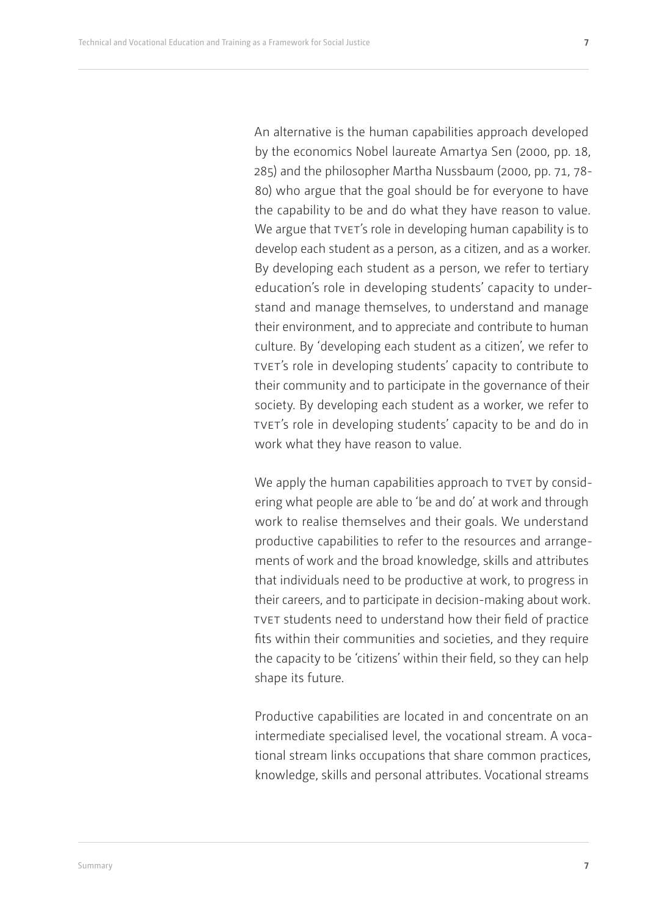An alternative is the human capabilities approach developed by the economics Nobel laureate Amartya Sen (2000, pp. 18, 285) and the philosopher Martha Nussbaum (2000, pp. 71, 78-80) who argue that the goal should be for everyone to have the capability to be and do what they have reason to value. We argue that TVET's role in developing human capability is to develop each student as a person, as a citizen, and as a worker. By developing each student as a person, we refer to tertiary education's role in developing students' capacity to understand and manage themselves, to understand and manage their environment, and to appreciate and contribute to human culture. By 'developing each student as a citizen', we refer to TVET's role in developing students' capacity to contribute to their community and to participate in the governance of their society. By developing each student as a worker, we refer to TVET's role in developing students' capacity to be and do in work what they have reason to value.

We apply the human capabilities approach to TVET by considering what people are able to 'be and do' at work and through work to realise themselves and their goals. We understand productive capabilities to refer to the resources and arrangements of work and the broad knowledge, skills and attributes that individuals need to be productive at work, to progress in their careers, and to participate in decision-making about work. TVET students need to understand how their field of practice fits within their communities and societies, and they require the capacity to be 'citizens' within their field, so they can help shape its future.

Productive capabilities are located in and concentrate on an intermediate specialised level, the vocational stream. A vocational stream links occupations that share common practices, knowledge, skills and personal attributes. Vocational streams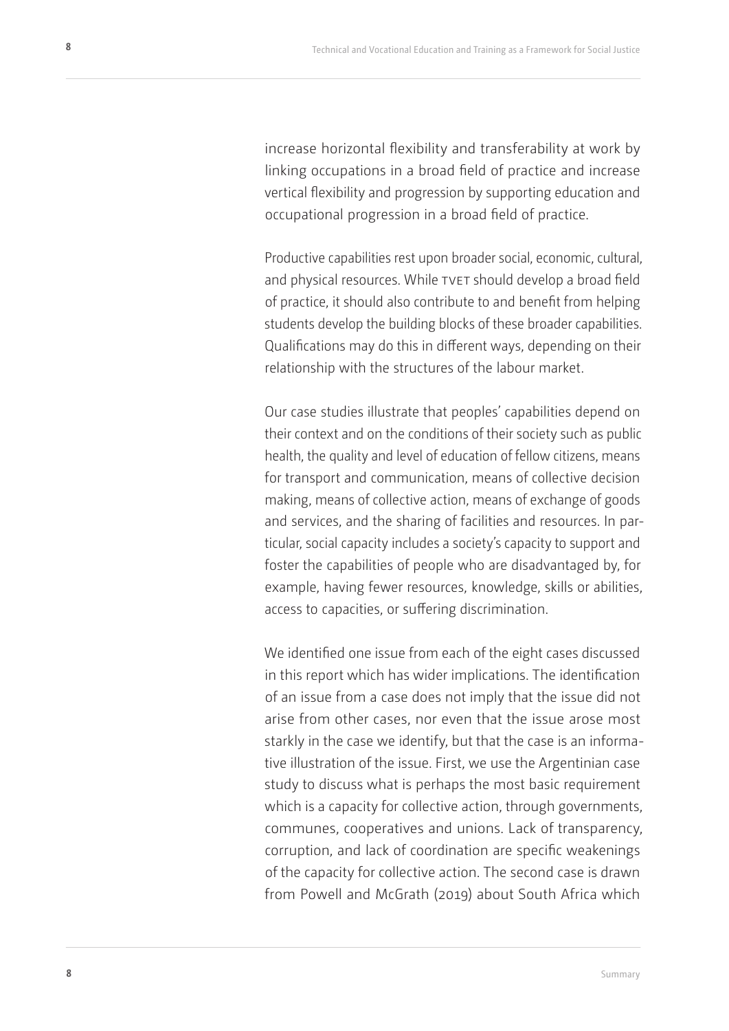increase horizontal flexibility and transferability at work by linking occupations in a broad field of practice and increase vertical flexibility and progression by supporting education and occupational progression in a broad field of practice.

Productive capabilities rest upon broader social, economic, cultural, and physical resources. While TVET should develop a broad field of practice, it should also contribute to and benefit from helping students develop the building blocks of these broader capabilities. Qualifications may do this in different ways, depending on their relationship with the structures of the labour market.

Our case studies illustrate that peoples' capabilities depend on their context and on the conditions of their society such as public health, the quality and level of education of fellow citizens, means for transport and communication, means of collective decision making, means of collective action, means of exchange of goods and services, and the sharing of facilities and resources. In particular, social capacity includes a society's capacity to support and foster the capabilities of people who are disadvantaged by, for example, having fewer resources, knowledge, skills or abilities, access to capacities, or suffering discrimination.

We identified one issue from each of the eight cases discussed in this report which has wider implications. The identification of an issue from a case does not imply that the issue did not arise from other cases, nor even that the issue arose most starkly in the case we identify, but that the case is an informative illustration of the issue. First, we use the Argentinian case study to discuss what is perhaps the most basic requirement which is a capacity for collective action, through governments, communes, cooperatives and unions. Lack of transparency, corruption, and lack of coordination are specific weakenings of the capacity for collective action. The second case is drawn from Powell and McGrath (2019) about South Africa which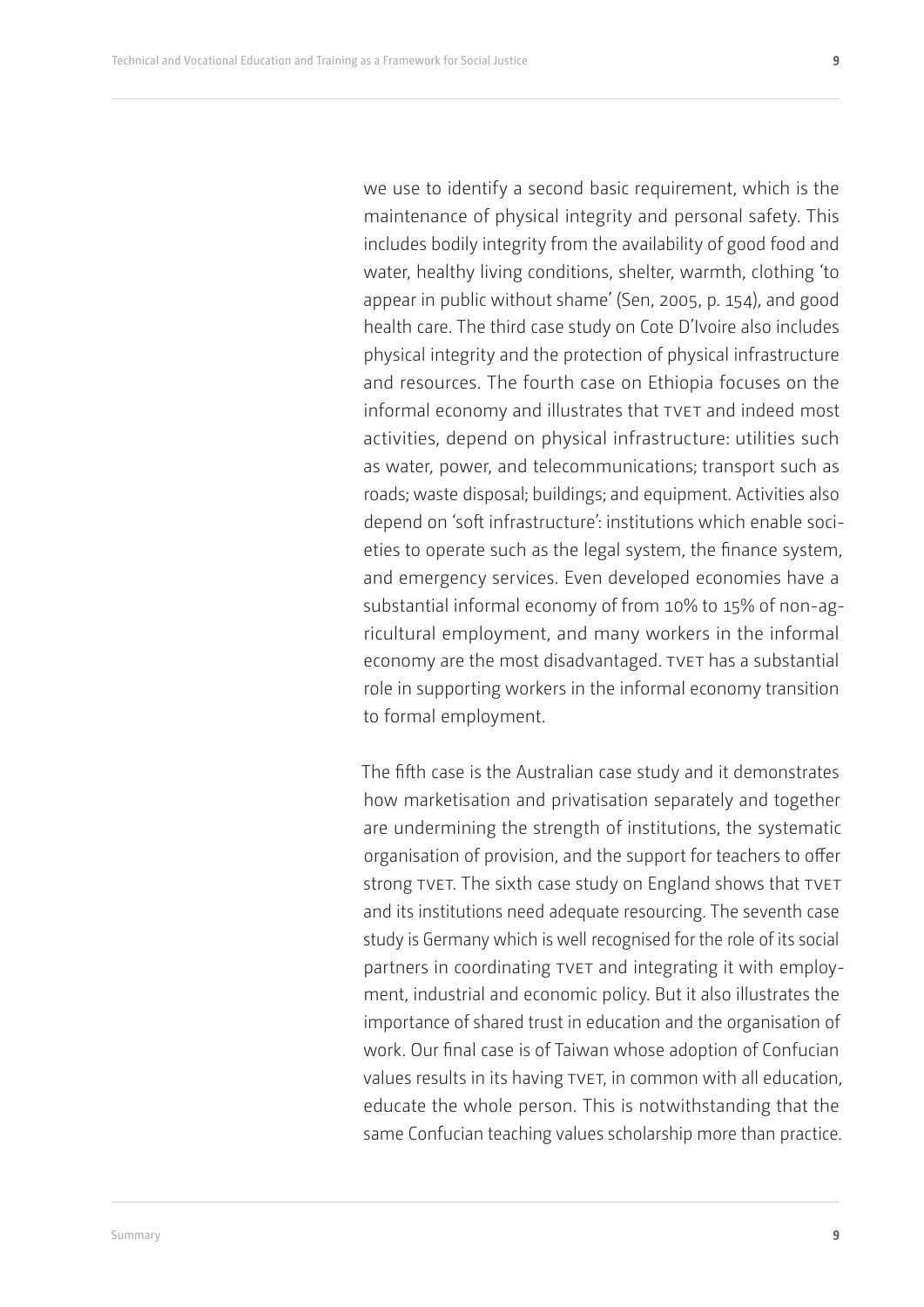we use to identify a second basic requirement, which is the maintenance of physical integrity and personal safety. This includes bodily integrity from the availability of good food and water, healthy living conditions, shelter, warmth, clothing 'to appear in public without shame' (Sen, 2005, p. 154), and good health care. The third case study on Cote D'Ivoire also includes physical integrity and the protection of physical infrastructure and resources. The fourth case on Ethiopia focuses on the informal economy and illustrates that TVET and indeed most activities, depend on physical infrastructure: utilities such as water, power, and telecommunications; transport such as roads; waste disposal; buildings; and equipment. Activities also depend on 'soft infrastructure': institutions which enable societies to operate such as the legal system, the finance system, and emergency services. Even developed economies have a substantial informal economy of from 10% to 15% of non-agricultural employment, and many workers in the informal economy are the most disadvantaged. TVET has a substantial role in supporting workers in the informal economy transition to formal employment.

The fifth case is the Australian case study and it demonstrates how marketisation and privatisation separately and together are undermining the strength of institutions, the systematic organisation of provision, and the support for teachers to offer strong TVET. The sixth case study on England shows that TVET and its institutions need adequate resourcing. The seventh case study is Germany which is well recognised for the role of its social partners in coordinating TVET and integrating it with employment, industrial and economic policy. But it also illustrates the importance of shared trust in education and the organisation of work. Our final case is of Taiwan whose adoption of Confucian values results in its having TVET, in common with all education, educate the whole person. This is notwithstanding that the same Confucian teaching values scholarship more than practice.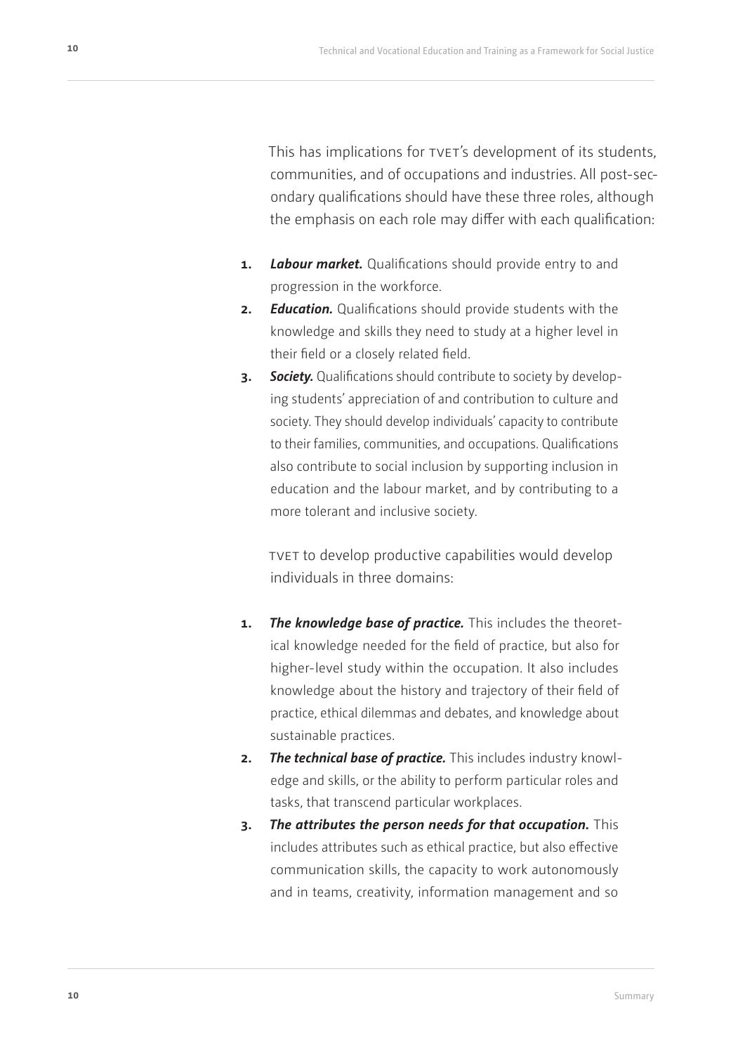This has implications for TVET's development of its students, communities, and of occupations and industries. All post-secondary qualifications should have these three roles, although the emphasis on each role may differ with each qualification:

1. ***Labour market.*** Qualifications should provide entry to and progression in the workforce.
2. ***Education.*** Qualifications should provide students with the knowledge and skills they need to study at a higher level in their field or a closely related field.
3. ***Society.*** Qualifications should contribute to society by developing students' appreciation of and contribution to culture and society. They should develop individuals' capacity to contribute to their families, communities, and occupations. Qualifications also contribute to social inclusion by supporting inclusion in education and the labour market, and by contributing to a more tolerant and inclusive society.

TVET to develop productive capabilities would develop individuals in three domains:

1. ***The knowledge base of practice.*** This includes the theoretical knowledge needed for the field of practice, but also for higher-level study within the occupation. It also includes knowledge about the history and trajectory of their field of practice, ethical dilemmas and debates, and knowledge about sustainable practices.
2. ***The technical base of practice.*** This includes industry knowledge and skills, or the ability to perform particular roles and tasks, that transcend particular workplaces.
3. ***The attributes the person needs for that occupation.*** This includes attributes such as ethical practice, but also effective communication skills, the capacity to work autonomously and in teams, creativity, information management and so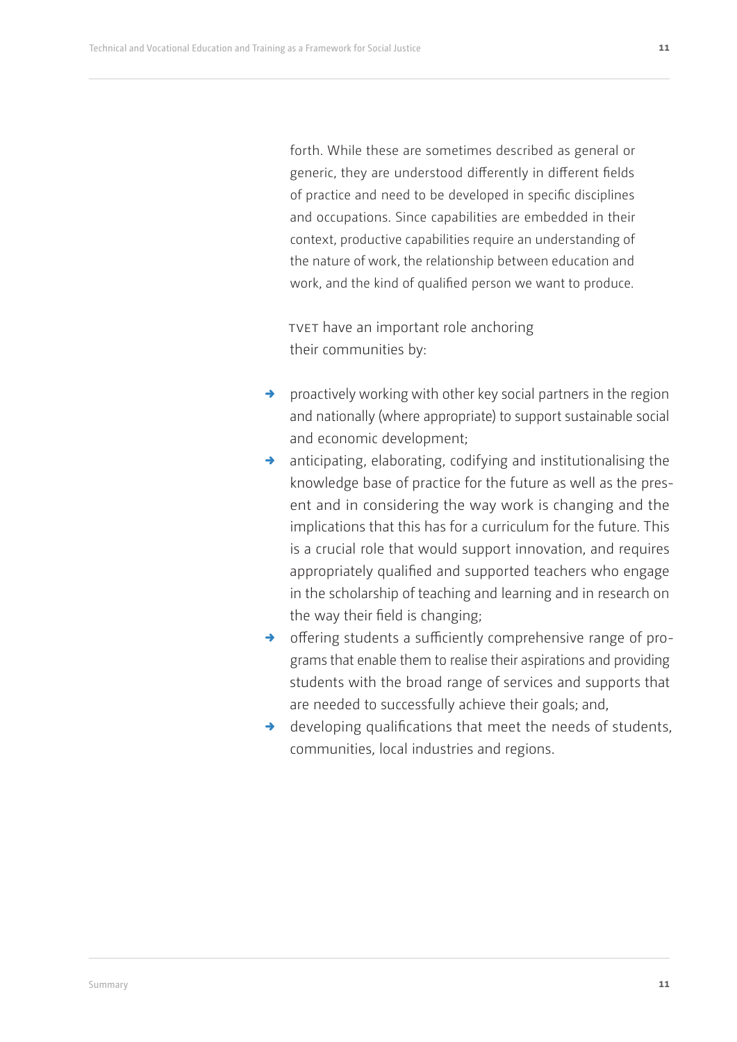forth. While these are sometimes described as general or generic, they are understood differently in different fields of practice and need to be developed in specific disciplines and occupations. Since capabilities are embedded in their context, productive capabilities require an understanding of the nature of work, the relationship between education and work, and the kind of qualified person we want to produce.

TVET have an important role anchoring their communities by:

- proactively working with other key social partners in the region and nationally (where appropriate) to support sustainable social and economic development;
- anticipating, elaborating, codifying and institutionalising the knowledge base of practice for the future as well as the present and in considering the way work is changing and the implications that this has for a curriculum for the future. This is a crucial role that would support innovation, and requires appropriately qualified and supported teachers who engage in the scholarship of teaching and learning and in research on the way their field is changing;
- offering students a sufficiently comprehensive range of programs that enable them to realise their aspirations and providing students with the broad range of services and supports that are needed to successfully achieve their goals; and,
- developing qualifications that meet the needs of students, communities, local industries and regions.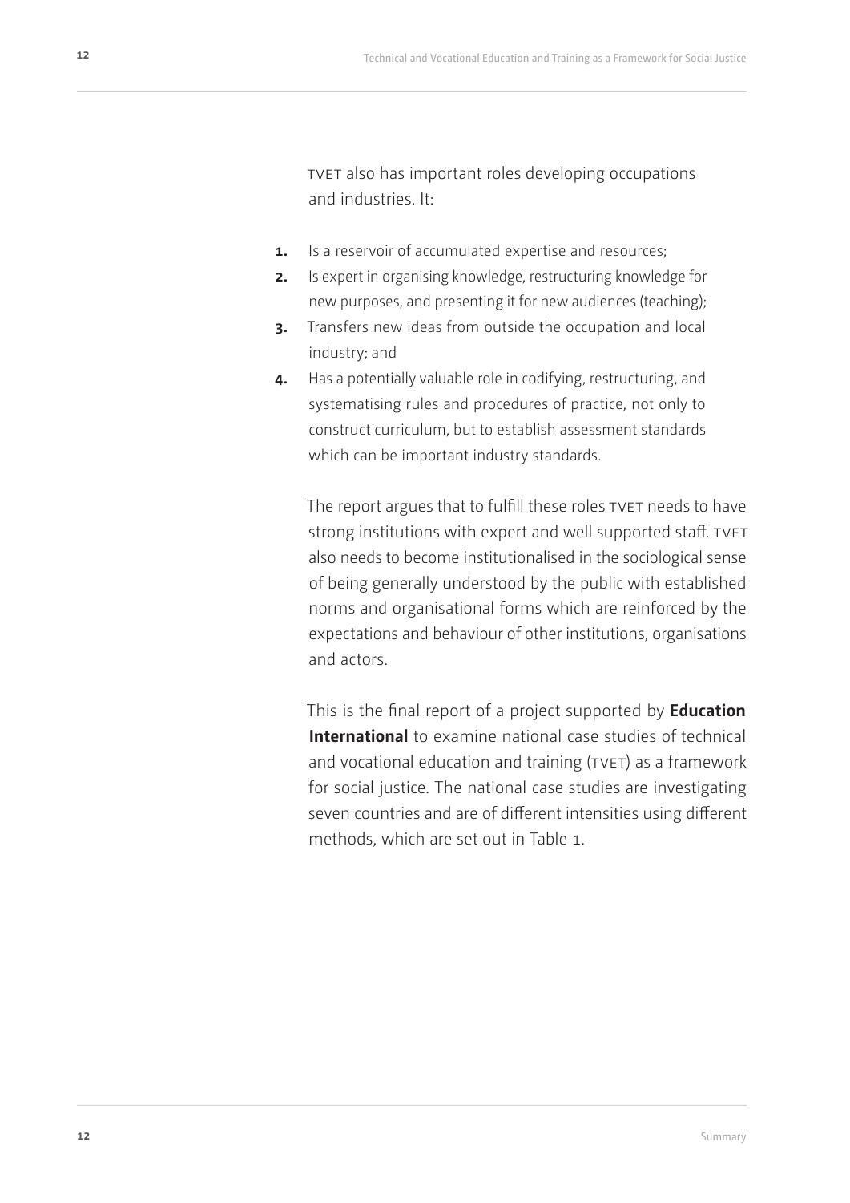TVET also has important roles developing occupations and industries. It:

1. Is a reservoir of accumulated expertise and resources;
2. Is expert in organising knowledge, restructuring knowledge for new purposes, and presenting it for new audiences (teaching);
3. Transfers new ideas from outside the occupation and local industry; and
4. Has a potentially valuable role in codifying, restructuring, and systematising rules and procedures of practice, not only to construct curriculum, but to establish assessment standards which can be important industry standards.

The report argues that to fulfill these roles TVET needs to have strong institutions with expert and well supported staff. TVET also needs to become institutionalised in the sociological sense of being generally understood by the public with established norms and organisational forms which are reinforced by the expectations and behaviour of other institutions, organisations and actors.

This is the final report of a project supported by **Education International** to examine national case studies of technical and vocational education and training (TVET) as a framework for social justice. The national case studies are investigating seven countries and are of different intensities using different methods, which are set out in Table 1.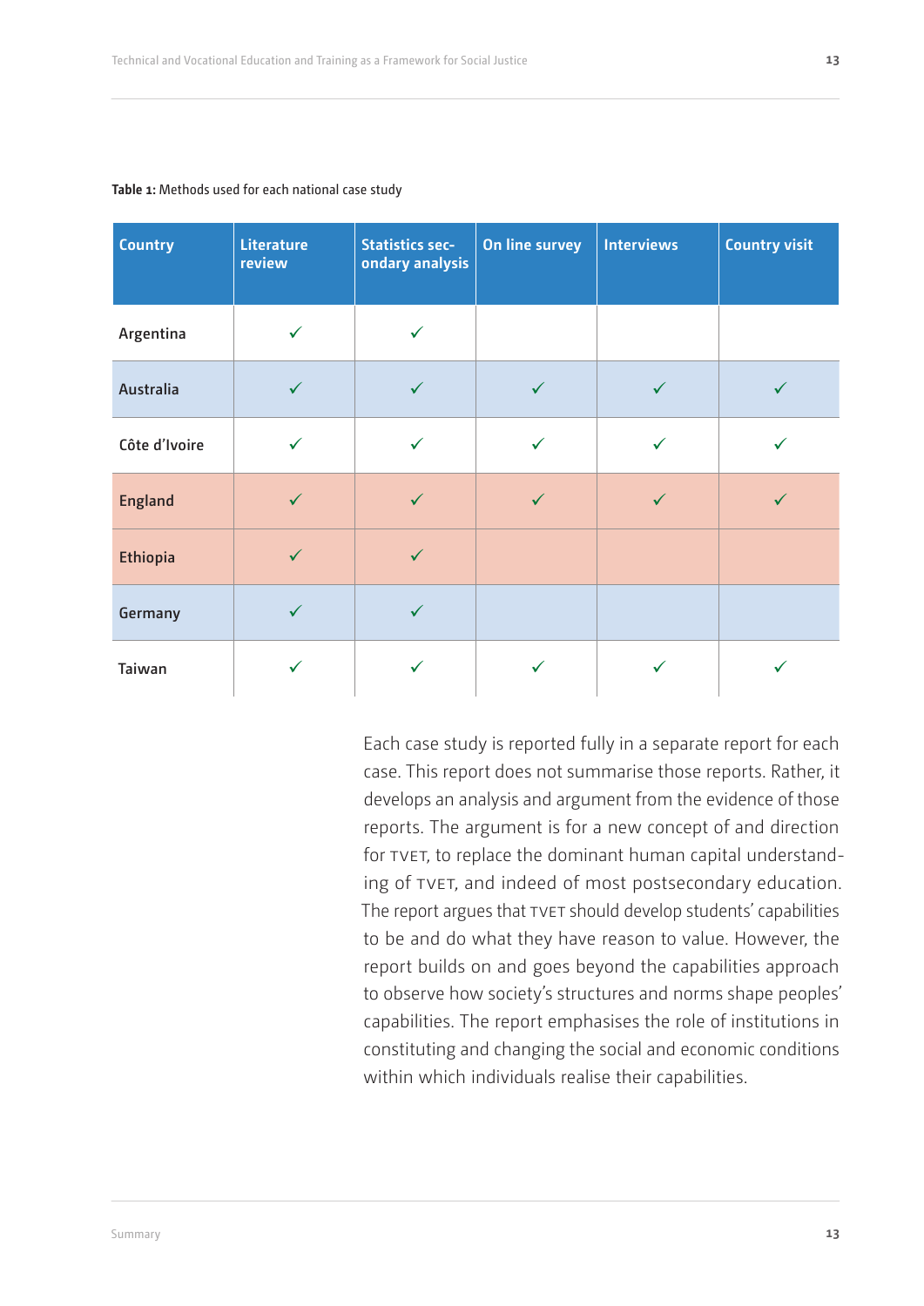**Table 1:** Methods used for each national case study

| Country | Literature review | Statistics secondary analysis | On line survey | Interviews | Country visit |
|---|---|---|---|---|---|
| Argentina | ✓ | ✓ | | | |
| Australia | ✓ | ✓ | ✓ | ✓ | ✓ |
| Côte d'Ivoire | ✓ | ✓ | ✓ | ✓ | ✓ |
| England | ✓ | ✓ | ✓ | ✓ | ✓ |
| Ethiopia | ✓ | ✓ | | | |
| Germany | ✓ | ✓ | | | |
| Taiwan | ✓ | ✓ | ✓ | ✓ | ✓ |

Each case study is reported fully in a separate report for each case. This report does not summarise those reports. Rather, it develops an analysis and argument from the evidence of those reports. The argument is for a new concept of and direction for TVET, to replace the dominant human capital understanding of TVET, and indeed of most postsecondary education. The report argues that TVET should develop students' capabilities to be and do what they have reason to value. However, the report builds on and goes beyond the capabilities approach to observe how society's structures and norms shape peoples' capabilities. The report emphasises the role of institutions in constituting and changing the social and economic conditions within which individuals realise their capabilities.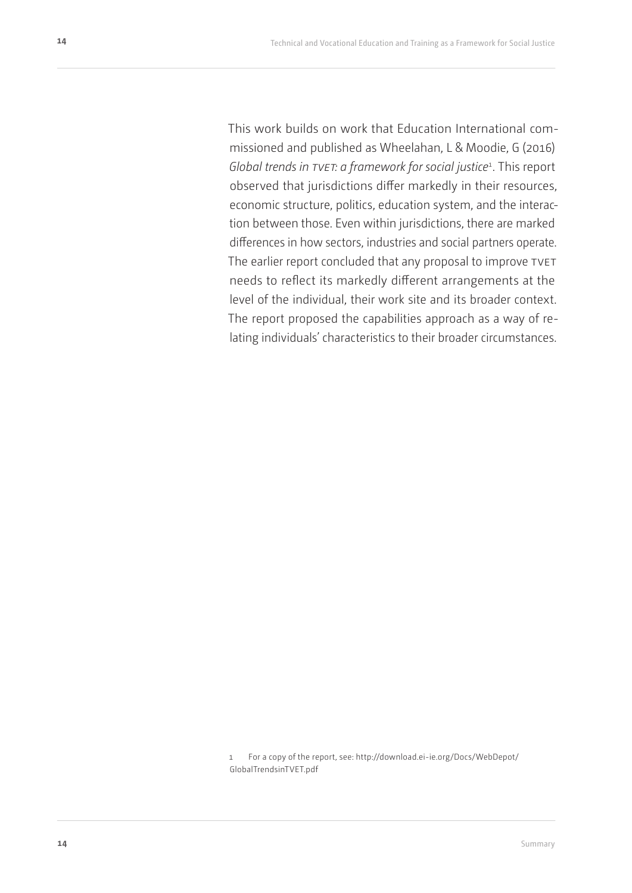This work builds on work that Education International commissioned and published as Wheelahan, L & Moodie, G (2016) *Global trends in TVET: a framework for social justice*[1]. This report observed that jurisdictions differ markedly in their resources, economic structure, politics, education system, and the interaction between those. Even within jurisdictions, there are marked differences in how sectors, industries and social partners operate. The earlier report concluded that any proposal to improve TVET needs to reflect its markedly different arrangements at the level of the individual, their work site and its broader context. The report proposed the capabilities approach as a way of relating individuals' characteristics to their broader circumstances.

1 For a copy of the report, see: http://download.ei-ie.org/Docs/WebDepot/GlobalTrendsinTVET.pdf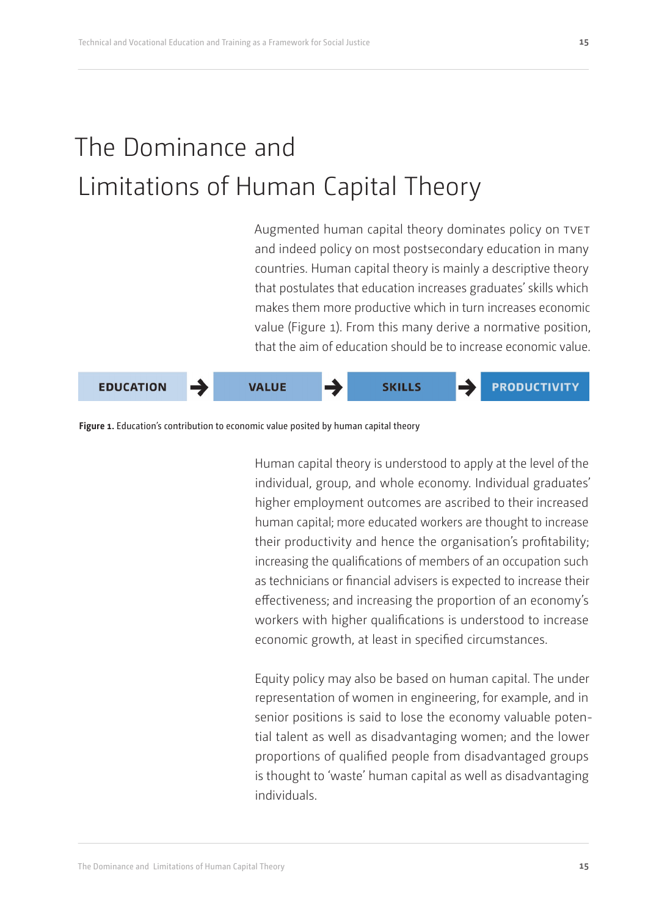# The Dominance and Limitations of Human Capital Theory

Augmented human capital theory dominates policy on TVET and indeed policy on most postsecondary education in many countries. Human capital theory is mainly a descriptive theory that postulates that education increases graduates' skills which makes them more productive which in turn increases economic value (Figure 1). From this many derive a normative position, that the aim of education should be to increase economic value.

EDUCATION → VALUE → SKILLS → PRODUCTIVITY

**Figure 1.** Education's contribution to economic value posited by human capital theory

Human capital theory is understood to apply at the level of the individual, group, and whole economy. Individual graduates' higher employment outcomes are ascribed to their increased human capital; more educated workers are thought to increase their productivity and hence the organisation's profitability; increasing the qualifications of members of an occupation such as technicians or financial advisers is expected to increase their effectiveness; and increasing the proportion of an economy's workers with higher qualifications is understood to increase economic growth, at least in specified circumstances.

Equity policy may also be based on human capital. The under representation of women in engineering, for example, and in senior positions is said to lose the economy valuable potential talent as well as disadvantaging women; and the lower proportions of qualified people from disadvantaged groups is thought to 'waste' human capital as well as disadvantaging individuals.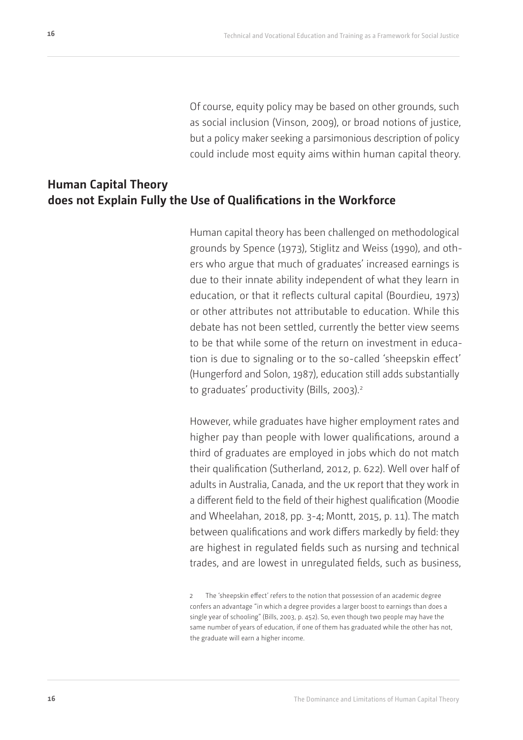Of course, equity policy may be based on other grounds, such as social inclusion (Vinson, 2009), or broad notions of justice, but a policy maker seeking a parsimonious description of policy could include most equity aims within human capital theory.

## Human Capital Theory does not Explain Fully the Use of Qualifications in the Workforce

Human capital theory has been challenged on methodological grounds by Spence (1973), Stiglitz and Weiss (1990), and others who argue that much of graduates' increased earnings is due to their innate ability independent of what they learn in education, or that it reflects cultural capital (Bourdieu, 1973) or other attributes not attributable to education. While this debate has not been settled, currently the better view seems to be that while some of the return on investment in education is due to signaling or to the so-called 'sheepskin effect' (Hungerford and Solon, 1987), education still adds substantially to graduates' productivity (Bills, 2003).[2]

However, while graduates have higher employment rates and higher pay than people with lower qualifications, around a third of graduates are employed in jobs which do not match their qualification (Sutherland, 2012, p. 622). Well over half of adults in Australia, Canada, and the UK report that they work in a different field to the field of their highest qualification (Moodie and Wheelahan, 2018, pp. 3-4; Montt, 2015, p. 11). The match between qualifications and work differs markedly by field: they are highest in regulated fields such as nursing and technical trades, and are lowest in unregulated fields, such as business,

2 The 'sheepskin effect' refers to the notion that possession of an academic degree confers an advantage "in which a degree provides a larger boost to earnings than does a single year of schooling" (Bills, 2003, p. 452). So, even though two people may have the same number of years of education, if one of them has graduated while the other has not, the graduate will earn a higher income.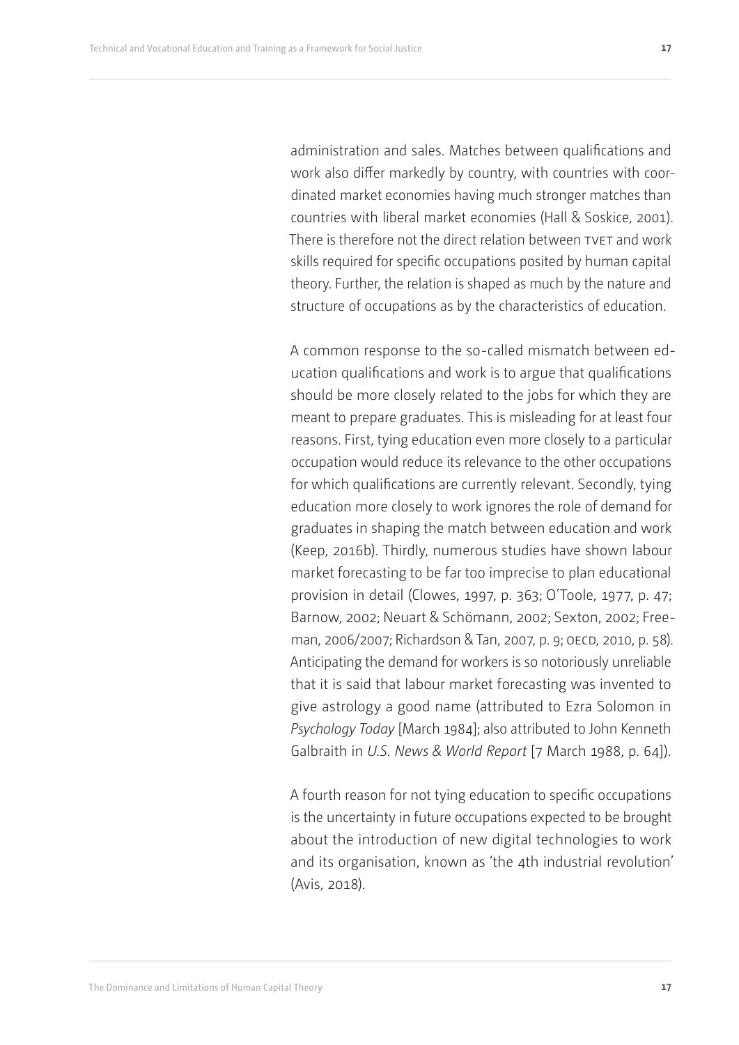administration and sales. Matches between qualifications and work also differ markedly by country, with countries with coordinated market economies having much stronger matches than countries with liberal market economies (Hall & Soskice, 2001). There is therefore not the direct relation between TVET and work skills required for specific occupations posited by human capital theory. Further, the relation is shaped as much by the nature and structure of occupations as by the characteristics of education.

A common response to the so-called mismatch between education qualifications and work is to argue that qualifications should be more closely related to the jobs for which they are meant to prepare graduates. This is misleading for at least four reasons. First, tying education even more closely to a particular occupation would reduce its relevance to the other occupations for which qualifications are currently relevant. Secondly, tying education more closely to work ignores the role of demand for graduates in shaping the match between education and work (Keep, 2016b). Thirdly, numerous studies have shown labour market forecasting to be far too imprecise to plan educational provision in detail (Clowes, 1997, p. 363; O'Toole, 1977, p. 47; Barnow, 2002; Neuart & Schömann, 2002; Sexton, 2002; Freeman, 2006/2007; Richardson & Tan, 2007, p. 9; OECD, 2010, p. 58). Anticipating the demand for workers is so notoriously unreliable that it is said that labour market forecasting was invented to give astrology a good name (attributed to Ezra Solomon in *Psychology Today* [March 1984]; also attributed to John Kenneth Galbraith in *U.S. News & World Report* [7 March 1988, p. 64]).

A fourth reason for not tying education to specific occupations is the uncertainty in future occupations expected to be brought about the introduction of new digital technologies to work and its organisation, known as 'the 4th industrial revolution' (Avis, 2018).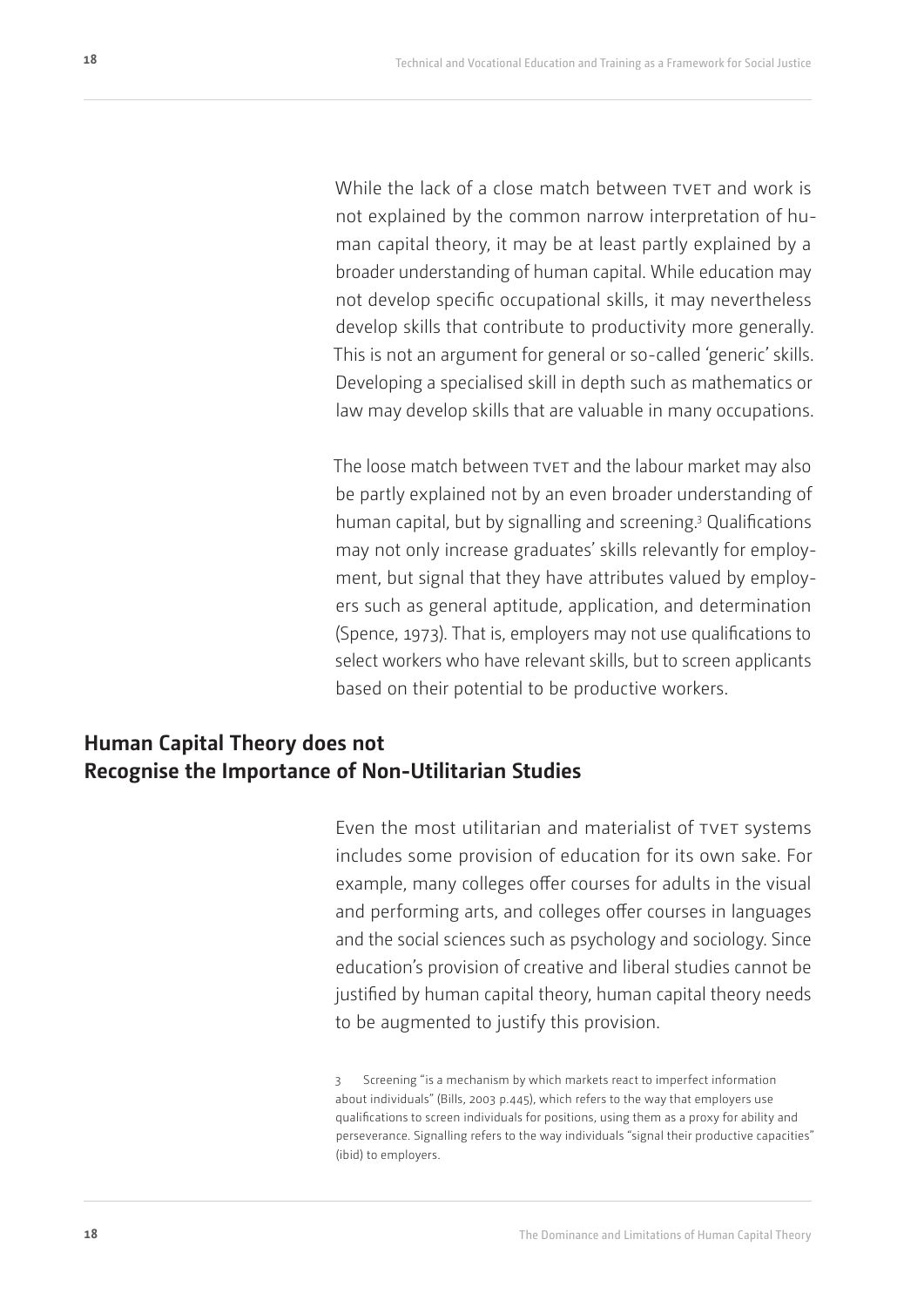While the lack of a close match between TVET and work is not explained by the common narrow interpretation of human capital theory, it may be at least partly explained by a broader understanding of human capital. While education may not develop specific occupational skills, it may nevertheless develop skills that contribute to productivity more generally. This is not an argument for general or so-called 'generic' skills. Developing a specialised skill in depth such as mathematics or law may develop skills that are valuable in many occupations.

The loose match between TVET and the labour market may also be partly explained not by an even broader understanding of human capital, but by signalling and screening.[3] Qualifications may not only increase graduates' skills relevantly for employment, but signal that they have attributes valued by employers such as general aptitude, application, and determination (Spence, 1973). That is, employers may not use qualifications to select workers who have relevant skills, but to screen applicants based on their potential to be productive workers.

## Human Capital Theory does not Recognise the Importance of Non-Utilitarian Studies

Even the most utilitarian and materialist of TVET systems includes some provision of education for its own sake. For example, many colleges offer courses for adults in the visual and performing arts, and colleges offer courses in languages and the social sciences such as psychology and sociology. Since education's provision of creative and liberal studies cannot be justified by human capital theory, human capital theory needs to be augmented to justify this provision.

3 Screening "is a mechanism by which markets react to imperfect information about individuals" (Bills, 2003 p.445), which refers to the way that employers use qualifications to screen individuals for positions, using them as a proxy for ability and perseverance. Signalling refers to the way individuals "signal their productive capacities" (ibid) to employers.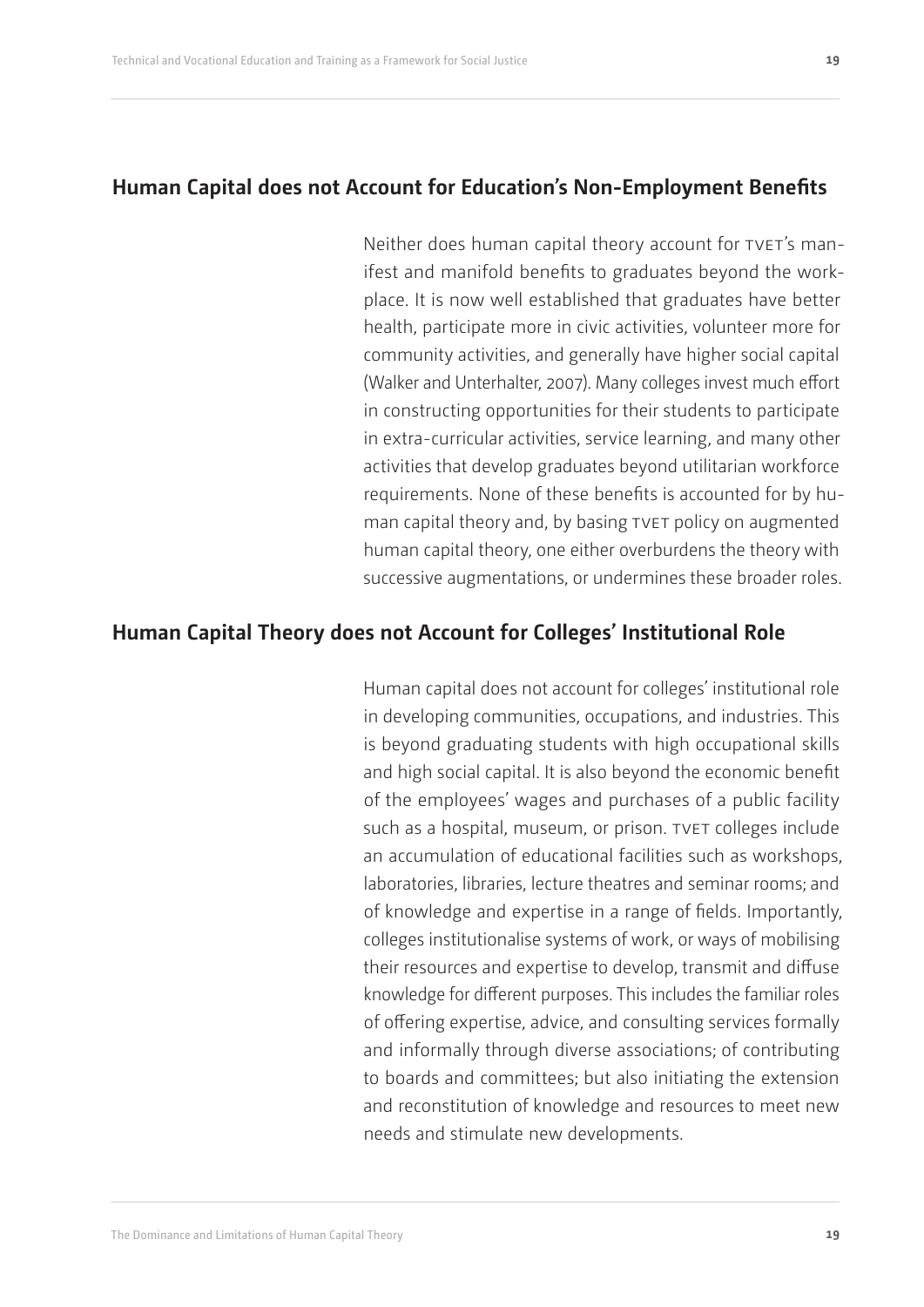## Human Capital does not Account for Education's Non-Employment Benefits

Neither does human capital theory account for TVET's manifest and manifold benefits to graduates beyond the workplace. It is now well established that graduates have better health, participate more in civic activities, volunteer more for community activities, and generally have higher social capital (Walker and Unterhalter, 2007). Many colleges invest much effort in constructing opportunities for their students to participate in extra-curricular activities, service learning, and many other activities that develop graduates beyond utilitarian workforce requirements. None of these benefits is accounted for by human capital theory and, by basing TVET policy on augmented human capital theory, one either overburdens the theory with successive augmentations, or undermines these broader roles.

## Human Capital Theory does not Account for Colleges' Institutional Role

Human capital does not account for colleges' institutional role in developing communities, occupations, and industries. This is beyond graduating students with high occupational skills and high social capital. It is also beyond the economic benefit of the employees' wages and purchases of a public facility such as a hospital, museum, or prison. TVET colleges include an accumulation of educational facilities such as workshops, laboratories, libraries, lecture theatres and seminar rooms; and of knowledge and expertise in a range of fields. Importantly, colleges institutionalise systems of work, or ways of mobilising their resources and expertise to develop, transmit and diffuse knowledge for different purposes. This includes the familiar roles of offering expertise, advice, and consulting services formally and informally through diverse associations; of contributing to boards and committees; but also initiating the extension and reconstitution of knowledge and resources to meet new needs and stimulate new developments.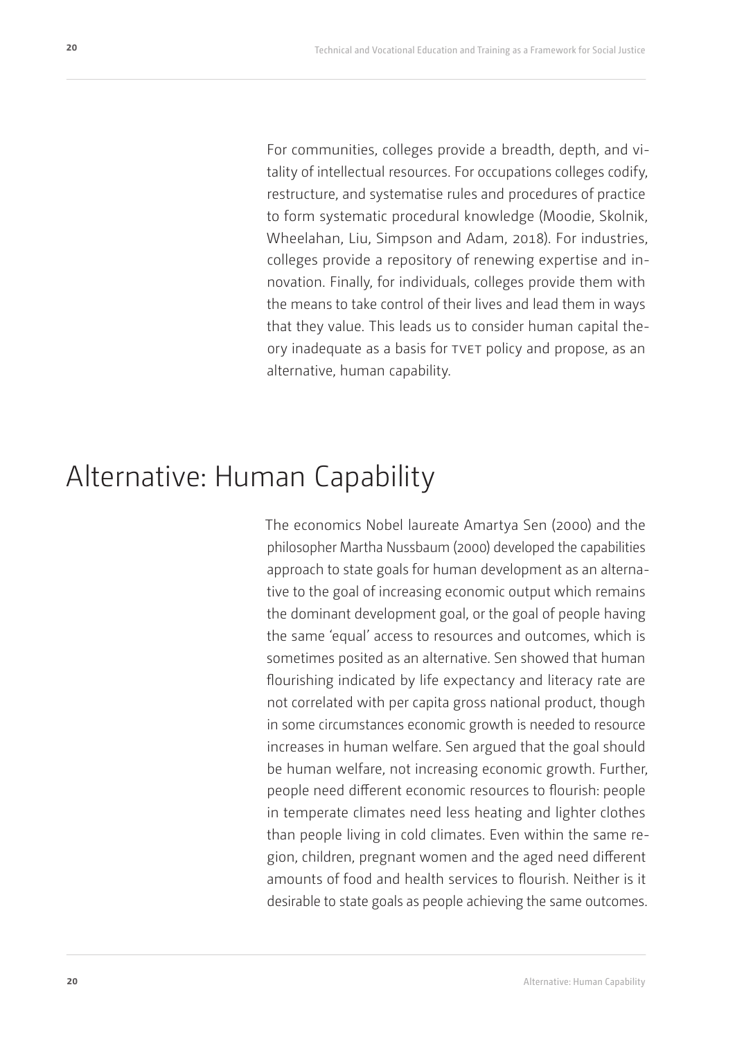For communities, colleges provide a breadth, depth, and vitality of intellectual resources. For occupations colleges codify, restructure, and systematise rules and procedures of practice to form systematic procedural knowledge (Moodie, Skolnik, Wheelahan, Liu, Simpson and Adam, 2018). For industries, colleges provide a repository of renewing expertise and innovation. Finally, for individuals, colleges provide them with the means to take control of their lives and lead them in ways that they value. This leads us to consider human capital theory inadequate as a basis for TVET policy and propose, as an alternative, human capability.

# Alternative: Human Capability

The economics Nobel laureate Amartya Sen (2000) and the philosopher Martha Nussbaum (2000) developed the capabilities approach to state goals for human development as an alternative to the goal of increasing economic output which remains the dominant development goal, or the goal of people having the same 'equal' access to resources and outcomes, which is sometimes posited as an alternative. Sen showed that human flourishing indicated by life expectancy and literacy rate are not correlated with per capita gross national product, though in some circumstances economic growth is needed to resource increases in human welfare. Sen argued that the goal should be human welfare, not increasing economic growth. Further, people need different economic resources to flourish: people in temperate climates need less heating and lighter clothes than people living in cold climates. Even within the same region, children, pregnant women and the aged need different amounts of food and health services to flourish. Neither is it desirable to state goals as people achieving the same outcomes.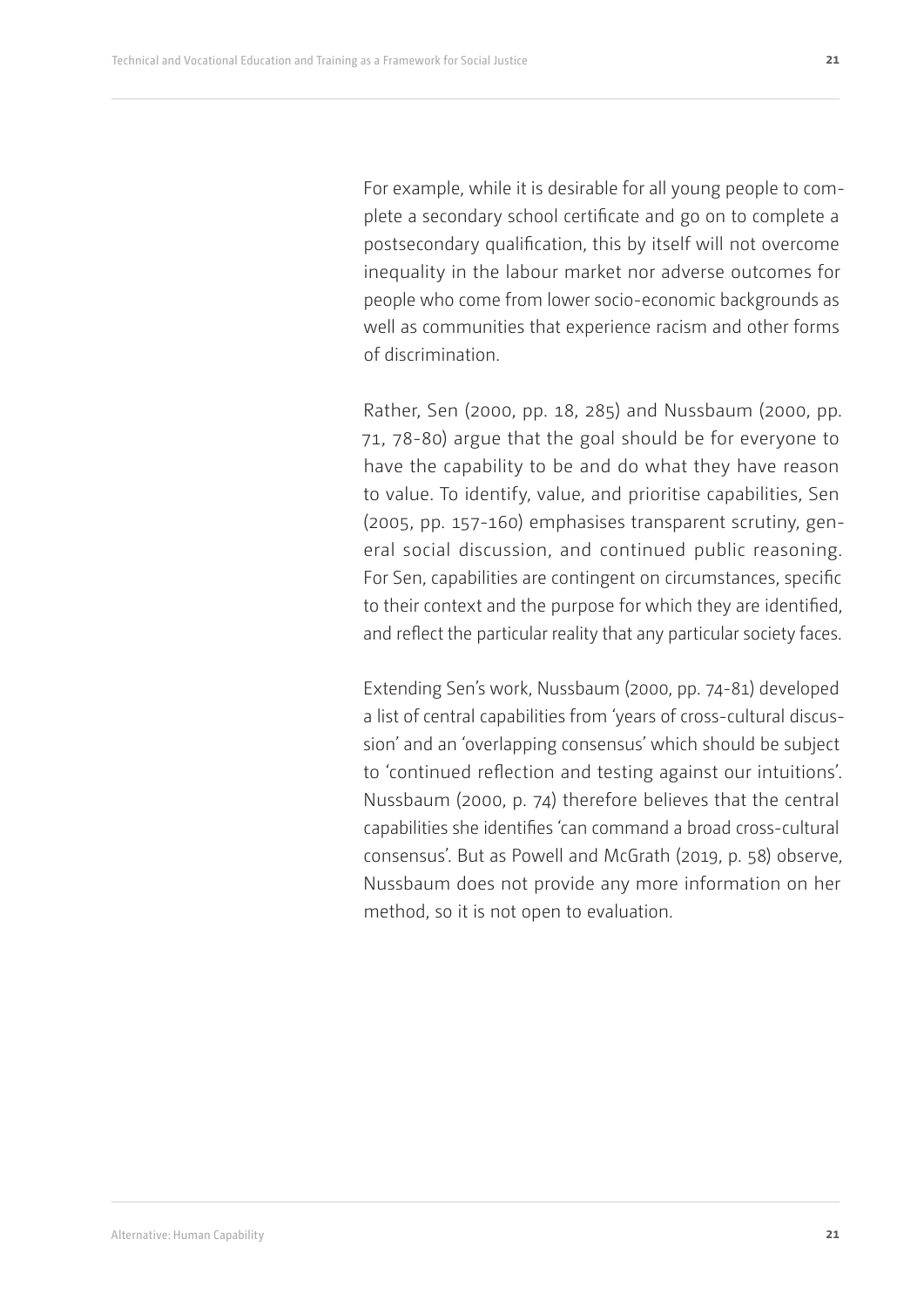For example, while it is desirable for all young people to complete a secondary school certificate and go on to complete a postsecondary qualification, this by itself will not overcome inequality in the labour market nor adverse outcomes for people who come from lower socio-economic backgrounds as well as communities that experience racism and other forms of discrimination.

Rather, Sen (2000, pp. 18, 285) and Nussbaum (2000, pp. 71, 78-80) argue that the goal should be for everyone to have the capability to be and do what they have reason to value. To identify, value, and prioritise capabilities, Sen (2005, pp. 157-160) emphasises transparent scrutiny, general social discussion, and continued public reasoning. For Sen, capabilities are contingent on circumstances, specific to their context and the purpose for which they are identified, and reflect the particular reality that any particular society faces.

Extending Sen's work, Nussbaum (2000, pp. 74-81) developed a list of central capabilities from 'years of cross-cultural discussion' and an 'overlapping consensus' which should be subject to 'continued reflection and testing against our intuitions'. Nussbaum (2000, p. 74) therefore believes that the central capabilities she identifies 'can command a broad cross-cultural consensus'. But as Powell and McGrath (2019, p. 58) observe, Nussbaum does not provide any more information on her method, so it is not open to evaluation.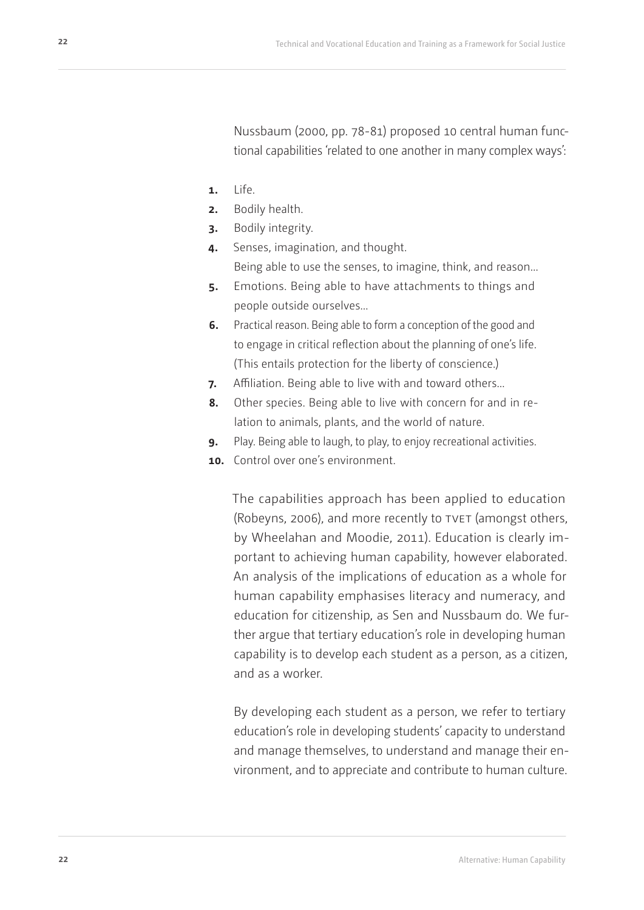Nussbaum (2000, pp. 78-81) proposed 10 central human functional capabilities 'related to one another in many complex ways':

1. Life.
2. Bodily health.
3. Bodily integrity.
4. Senses, imagination, and thought.
   Being able to use the senses, to imagine, think, and reason…
5. Emotions. Being able to have attachments to things and people outside ourselves…
6. Practical reason. Being able to form a conception of the good and to engage in critical reflection about the planning of one's life. (This entails protection for the liberty of conscience.)
7. Affiliation. Being able to live with and toward others…
8. Other species. Being able to live with concern for and in relation to animals, plants, and the world of nature.
9. Play. Being able to laugh, to play, to enjoy recreational activities.
10. Control over one's environment.

The capabilities approach has been applied to education (Robeyns, 2006), and more recently to TVET (amongst others, by Wheelahan and Moodie, 2011). Education is clearly important to achieving human capability, however elaborated. An analysis of the implications of education as a whole for human capability emphasises literacy and numeracy, and education for citizenship, as Sen and Nussbaum do. We further argue that tertiary education's role in developing human capability is to develop each student as a person, as a citizen, and as a worker.

By developing each student as a person, we refer to tertiary education's role in developing students' capacity to understand and manage themselves, to understand and manage their environment, and to appreciate and contribute to human culture.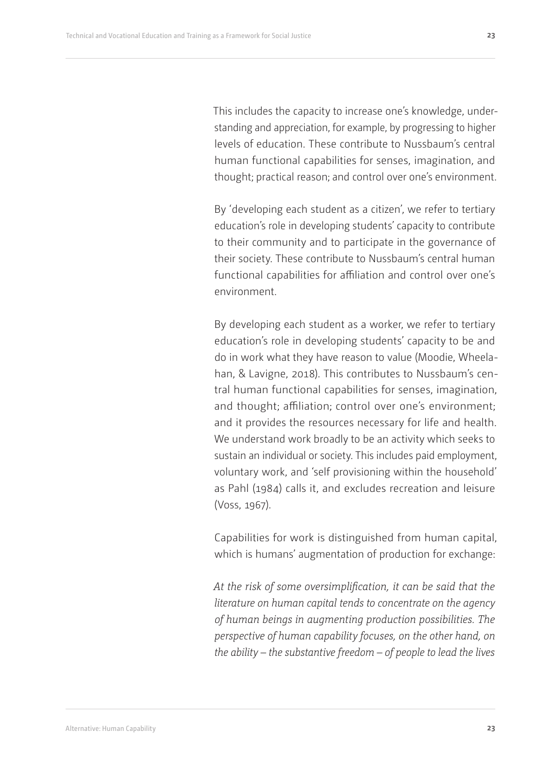This includes the capacity to increase one's knowledge, understanding and appreciation, for example, by progressing to higher levels of education. These contribute to Nussbaum's central human functional capabilities for senses, imagination, and thought; practical reason; and control over one's environment.

By 'developing each student as a citizen', we refer to tertiary education's role in developing students' capacity to contribute to their community and to participate in the governance of their society. These contribute to Nussbaum's central human functional capabilities for affiliation and control over one's environment.

By developing each student as a worker, we refer to tertiary education's role in developing students' capacity to be and do in work what they have reason to value (Moodie, Wheelahan, & Lavigne, 2018). This contributes to Nussbaum's central human functional capabilities for senses, imagination, and thought; affiliation; control over one's environment; and it provides the resources necessary for life and health. We understand work broadly to be an activity which seeks to sustain an individual or society. This includes paid employment, voluntary work, and 'self provisioning within the household' as Pahl (1984) calls it, and excludes recreation and leisure (Voss, 1967).

Capabilities for work is distinguished from human capital, which is humans' augmentation of production for exchange:

*At the risk of some oversimplification, it can be said that the literature on human capital tends to concentrate on the agency of human beings in augmenting production possibilities. The perspective of human capability focuses, on the other hand, on the ability – the substantive freedom – of people to lead the lives*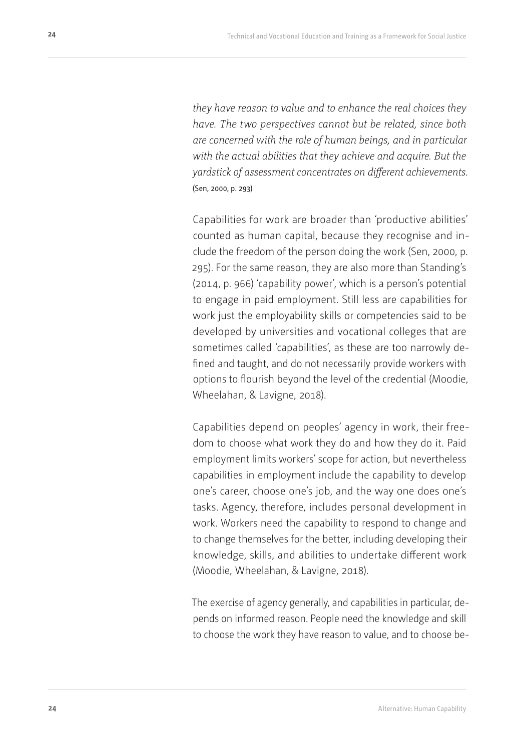*they have reason to value and to enhance the real choices they have. The two perspectives cannot but be related, since both are concerned with the role of human beings, and in particular with the actual abilities that they achieve and acquire. But the yardstick of assessment concentrates on different achievements.* (Sen, 2000, p. 293)

Capabilities for work are broader than 'productive abilities' counted as human capital, because they recognise and include the freedom of the person doing the work (Sen, 2000, p. 295). For the same reason, they are also more than Standing's (2014, p. 966) 'capability power', which is a person's potential to engage in paid employment. Still less are capabilities for work just the employability skills or competencies said to be developed by universities and vocational colleges that are sometimes called 'capabilities', as these are too narrowly defined and taught, and do not necessarily provide workers with options to flourish beyond the level of the credential (Moodie, Wheelahan, & Lavigne, 2018).

Capabilities depend on peoples' agency in work, their freedom to choose what work they do and how they do it. Paid employment limits workers' scope for action, but nevertheless capabilities in employment include the capability to develop one's career, choose one's job, and the way one does one's tasks. Agency, therefore, includes personal development in work. Workers need the capability to respond to change and to change themselves for the better, including developing their knowledge, skills, and abilities to undertake different work (Moodie, Wheelahan, & Lavigne, 2018).

The exercise of agency generally, and capabilities in particular, depends on informed reason. People need the knowledge and skill to choose the work they have reason to value, and to choose be-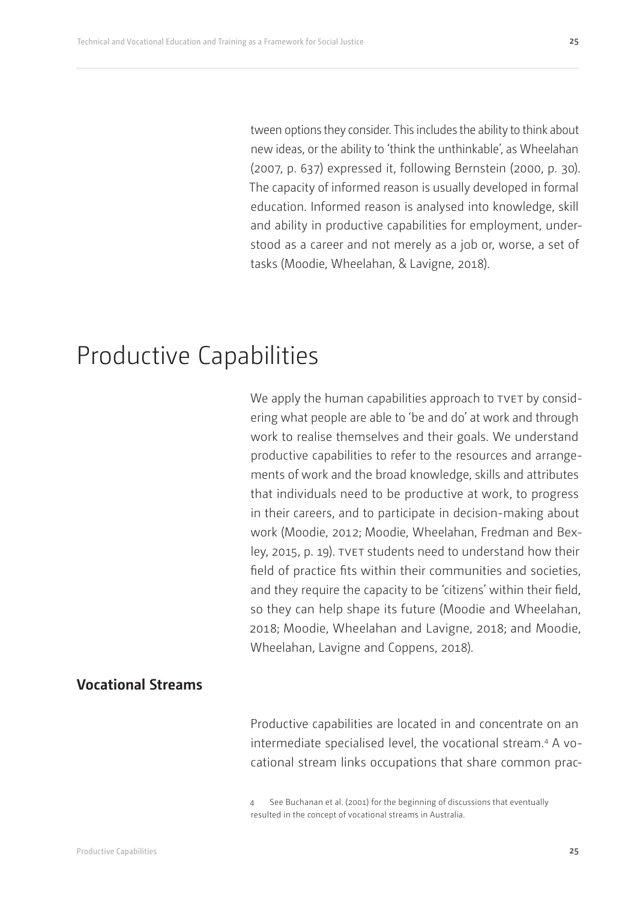tween options they consider. This includes the ability to think about new ideas, or the ability to 'think the unthinkable', as Wheelahan (2007, p. 637) expressed it, following Bernstein (2000, p. 30). The capacity of informed reason is usually developed in formal education. Informed reason is analysed into knowledge, skill and ability in productive capabilities for employment, understood as a career and not merely as a job or, worse, a set of tasks (Moodie, Wheelahan, & Lavigne, 2018).

# Productive Capabilities

We apply the human capabilities approach to TVET by considering what people are able to 'be and do' at work and through work to realise themselves and their goals. We understand productive capabilities to refer to the resources and arrangements of work and the broad knowledge, skills and attributes that individuals need to be productive at work, to progress in their careers, and to participate in decision-making about work (Moodie, 2012; Moodie, Wheelahan, Fredman and Bexley, 2015, p. 19). TVET students need to understand how their field of practice fits within their communities and societies, and they require the capacity to be 'citizens' within their field, so they can help shape its future (Moodie and Wheelahan, 2018; Moodie, Wheelahan and Lavigne, 2018; and Moodie, Wheelahan, Lavigne and Coppens, 2018).

## Vocational Streams

Productive capabilities are located in and concentrate on an intermediate specialised level, the vocational stream.[4] A vocational stream links occupations that share common prac-

[4] See Buchanan et al. (2001) for the beginning of discussions that eventually resulted in the concept of vocational streams in Australia.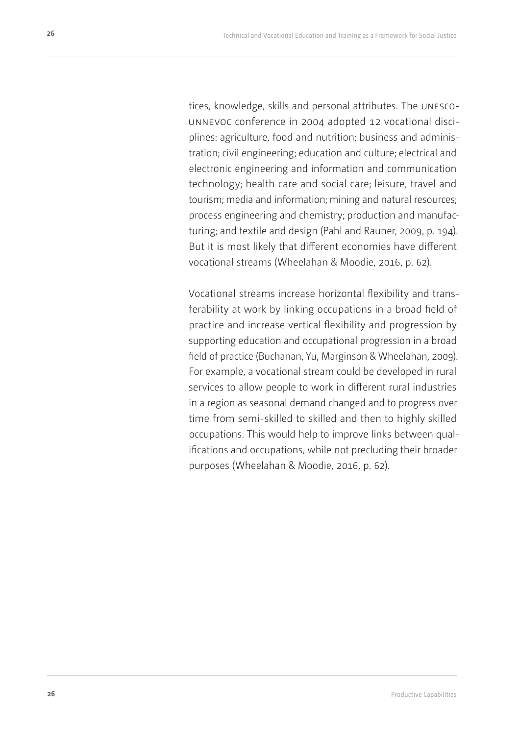tices, knowledge, skills and personal attributes. The UNESCO-UNNEVOC conference in 2004 adopted 12 vocational disciplines: agriculture, food and nutrition; business and administration; civil engineering; education and culture; electrical and electronic engineering and information and communication technology; health care and social care; leisure, travel and tourism; media and information; mining and natural resources; process engineering and chemistry; production and manufacturing; and textile and design (Pahl and Rauner, 2009, p. 194). But it is most likely that different economies have different vocational streams (Wheelahan & Moodie, 2016, p. 62).

Vocational streams increase horizontal flexibility and transferability at work by linking occupations in a broad field of practice and increase vertical flexibility and progression by supporting education and occupational progression in a broad field of practice (Buchanan, Yu, Marginson & Wheelahan, 2009). For example, a vocational stream could be developed in rural services to allow people to work in different rural industries in a region as seasonal demand changed and to progress over time from semi-skilled to skilled and then to highly skilled occupations. This would help to improve links between qualifications and occupations, while not precluding their broader purposes (Wheelahan & Moodie, 2016, p. 62).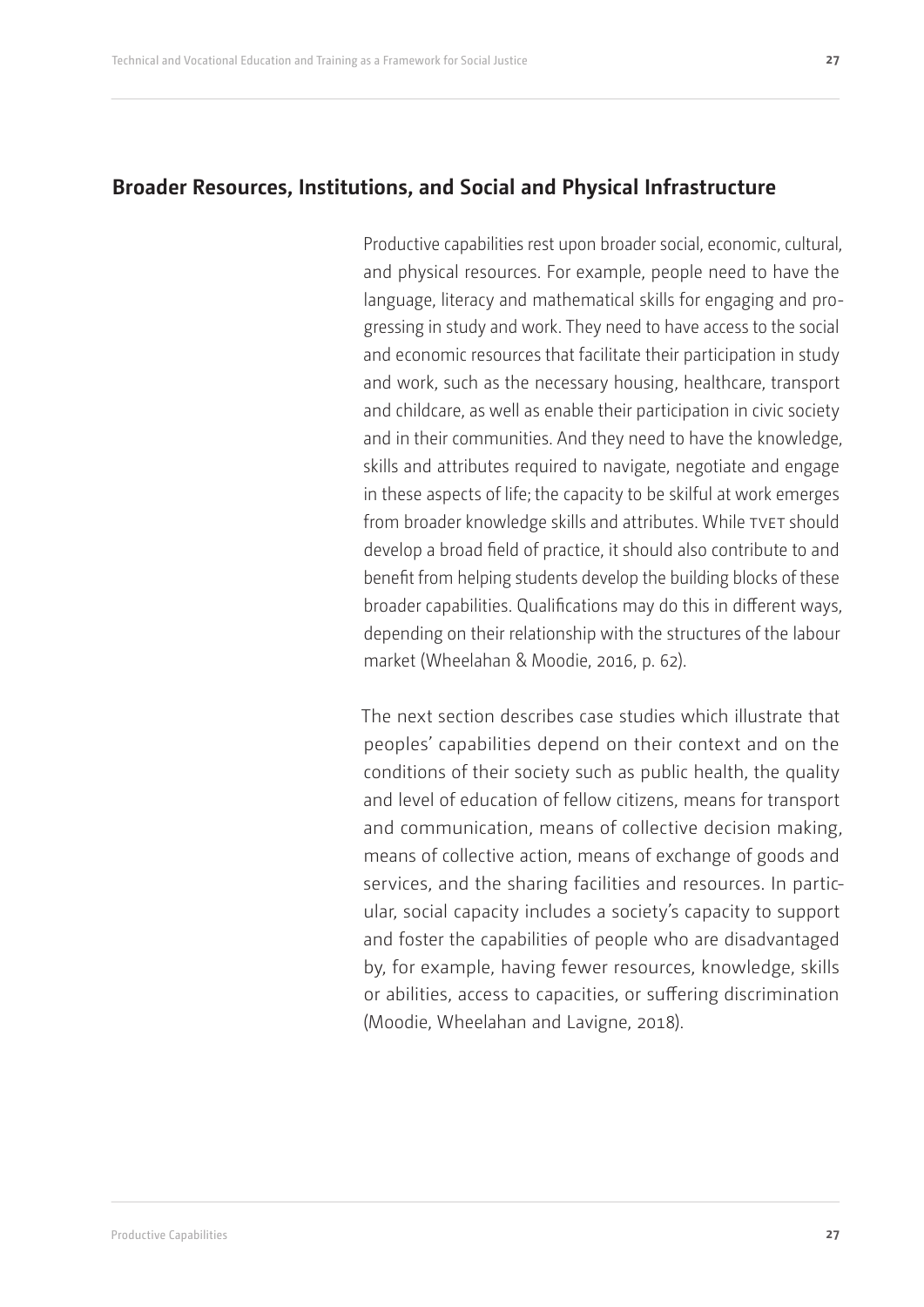## Broader Resources, Institutions, and Social and Physical Infrastructure

Productive capabilities rest upon broader social, economic, cultural, and physical resources. For example, people need to have the language, literacy and mathematical skills for engaging and progressing in study and work. They need to have access to the social and economic resources that facilitate their participation in study and work, such as the necessary housing, healthcare, transport and childcare, as well as enable their participation in civic society and in their communities. And they need to have the knowledge, skills and attributes required to navigate, negotiate and engage in these aspects of life; the capacity to be skilful at work emerges from broader knowledge skills and attributes. While TVET should develop a broad field of practice, it should also contribute to and benefit from helping students develop the building blocks of these broader capabilities. Qualifications may do this in different ways, depending on their relationship with the structures of the labour market (Wheelahan & Moodie, 2016, p. 62).

The next section describes case studies which illustrate that peoples' capabilities depend on their context and on the conditions of their society such as public health, the quality and level of education of fellow citizens, means for transport and communication, means of collective decision making, means of collective action, means of exchange of goods and services, and the sharing facilities and resources. In particular, social capacity includes a society's capacity to support and foster the capabilities of people who are disadvantaged by, for example, having fewer resources, knowledge, skills or abilities, access to capacities, or suffering discrimination (Moodie, Wheelahan and Lavigne, 2018).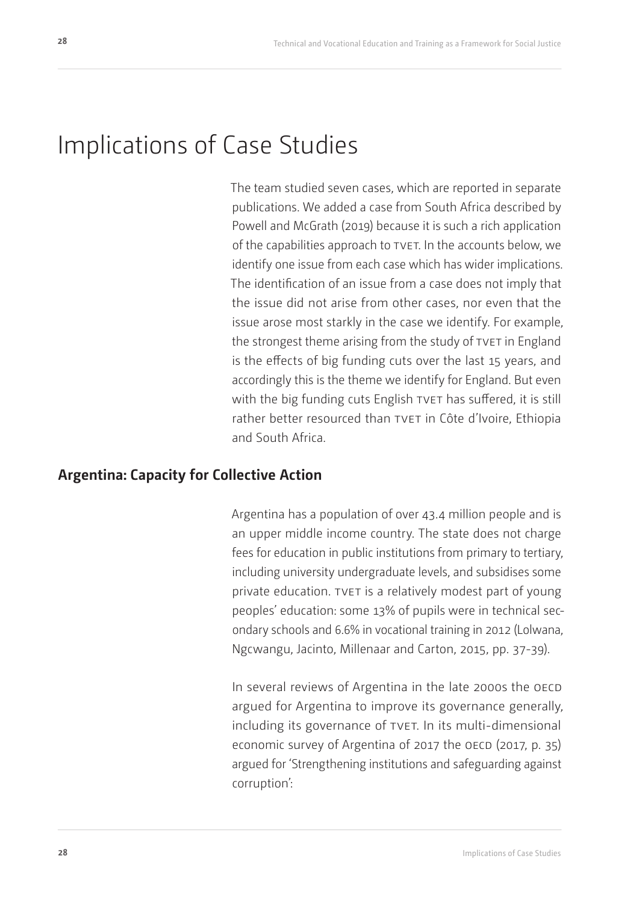# Implications of Case Studies

The team studied seven cases, which are reported in separate publications. We added a case from South Africa described by Powell and McGrath (2019) because it is such a rich application of the capabilities approach to TVET. In the accounts below, we identify one issue from each case which has wider implications. The identification of an issue from a case does not imply that the issue did not arise from other cases, nor even that the issue arose most starkly in the case we identify. For example, the strongest theme arising from the study of TVET in England is the effects of big funding cuts over the last 15 years, and accordingly this is the theme we identify for England. But even with the big funding cuts English TVET has suffered, it is still rather better resourced than TVET in Côte d'Ivoire, Ethiopia and South Africa.

## Argentina: Capacity for Collective Action

Argentina has a population of over 43.4 million people and is an upper middle income country. The state does not charge fees for education in public institutions from primary to tertiary, including university undergraduate levels, and subsidises some private education. TVET is a relatively modest part of young peoples' education: some 13% of pupils were in technical secondary schools and 6.6% in vocational training in 2012 (Lolwana, Ngcwangu, Jacinto, Millenaar and Carton, 2015, pp. 37-39).

In several reviews of Argentina in the late 2000s the OECD argued for Argentina to improve its governance generally, including its governance of TVET. In its multi-dimensional economic survey of Argentina of 2017 the OECD (2017, p. 35) argued for 'Strengthening institutions and safeguarding against corruption':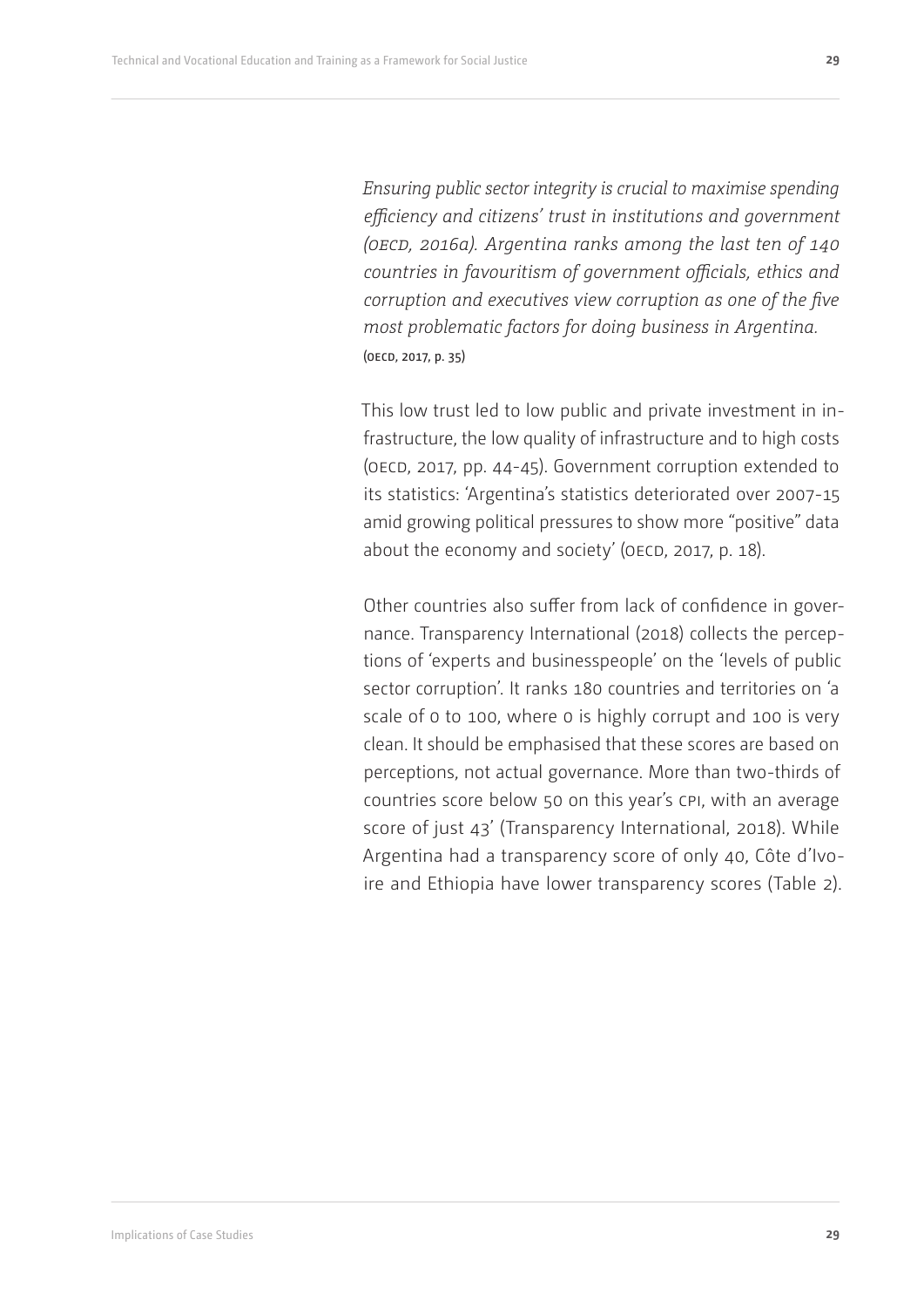> *Ensuring public sector integrity is crucial to maximise spending efficiency and citizens' trust in institutions and government (OECD, 2016a). Argentina ranks among the last ten of 140 countries in favouritism of government officials, ethics and corruption and executives view corruption as one of the five most problematic factors for doing business in Argentina.* (OECD, 2017, p. 35)

This low trust led to low public and private investment in infrastructure, the low quality of infrastructure and to high costs (OECD, 2017, pp. 44-45). Government corruption extended to its statistics: 'Argentina's statistics deteriorated over 2007-15 amid growing political pressures to show more "positive" data about the economy and society' (OECD, 2017, p. 18).

Other countries also suffer from lack of confidence in governance. Transparency International (2018) collects the perceptions of 'experts and businesspeople' on the 'levels of public sector corruption'. It ranks 180 countries and territories on 'a scale of 0 to 100, where 0 is highly corrupt and 100 is very clean. It should be emphasised that these scores are based on perceptions, not actual governance. More than two-thirds of countries score below 50 on this year's CPI, with an average score of just 43' (Transparency International, 2018). While Argentina had a transparency score of only 40, Côte d'Ivoire and Ethiopia have lower transparency scores (Table 2).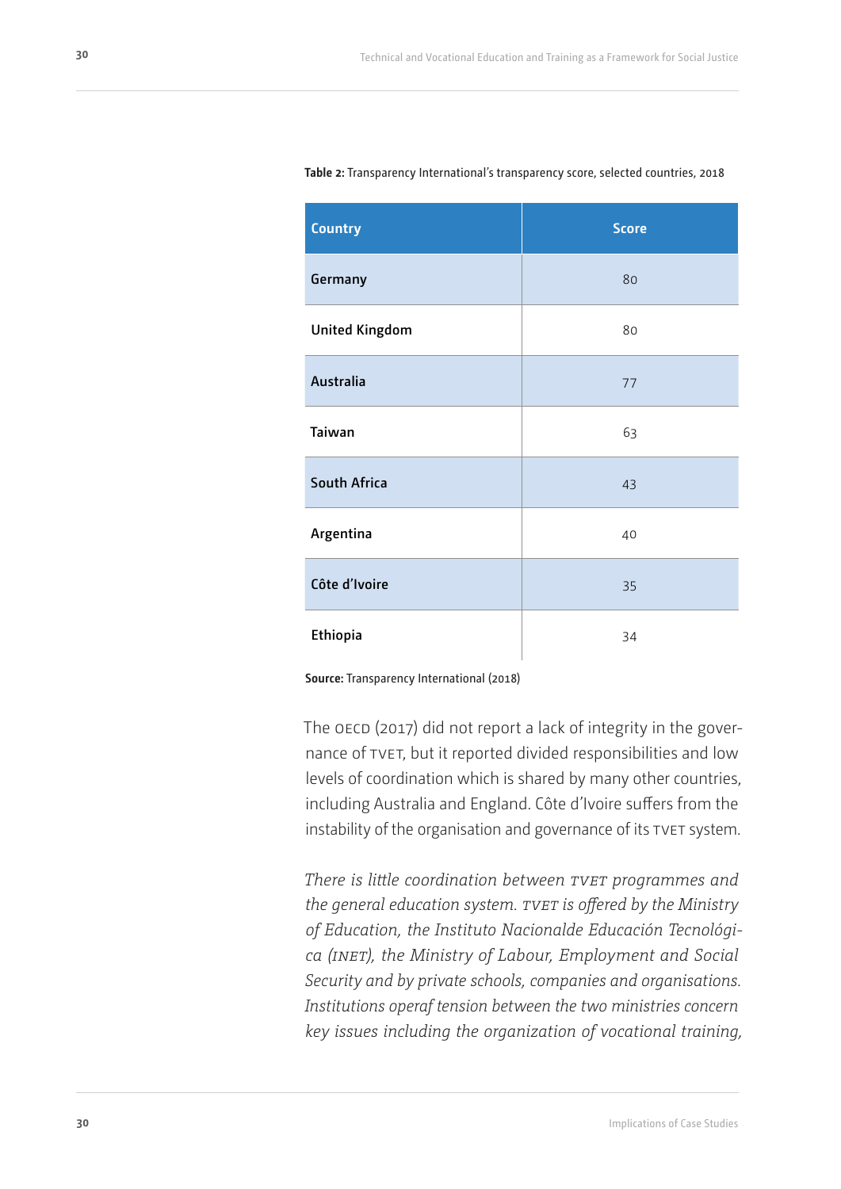**Table 2:** Transparency International's transparency score, selected countries, 2018

| Country | Score |
| --- | --- |
| Germany | 80 |
| United Kingdom | 80 |
| Australia | 77 |
| Taiwan | 63 |
| South Africa | 43 |
| Argentina | 40 |
| Côte d'Ivoire | 35 |
| Ethiopia | 34 |

**Source:** Transparency International (2018)

The OECD (2017) did not report a lack of integrity in the governance of TVET, but it reported divided responsibilities and low levels of coordination which is shared by many other countries, including Australia and England. Côte d'Ivoire suffers from the instability of the organisation and governance of its TVET system.

*There is little coordination between TVET programmes and the general education system. TVET is offered by the Ministry of Education, the Instituto Nacionalde Educación Tecnológica (INET), the Ministry of Labour, Employment and Social Security and by private schools, companies and organisations. Institutions operaf tension between the two ministries concern key issues including the organization of vocational training,*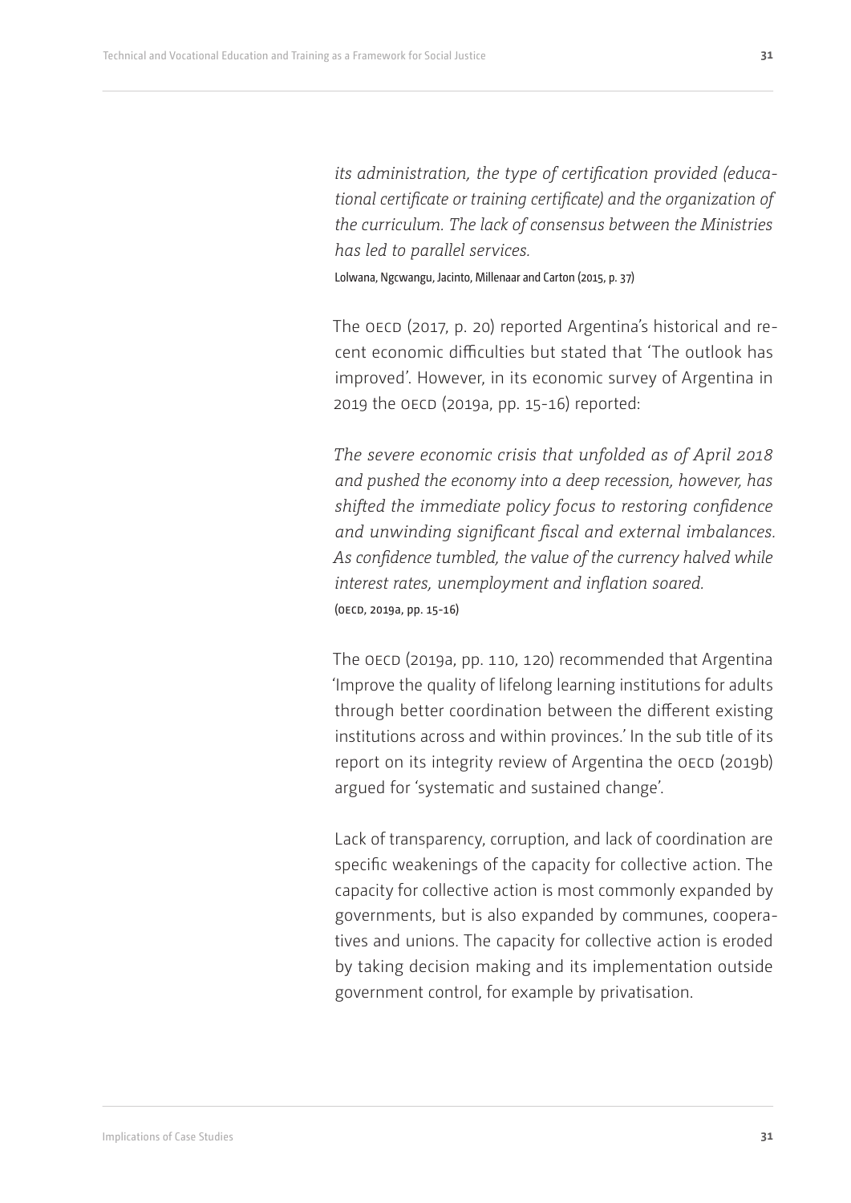*its administration, the type of certification provided (educational certificate or training certificate) and the organization of the curriculum. The lack of consensus between the Ministries has led to parallel services.*

Lolwana, Ngcwangu, Jacinto, Millenaar and Carton (2015, p. 37)

The OECD (2017, p. 20) reported Argentina's historical and recent economic difficulties but stated that 'The outlook has improved'. However, in its economic survey of Argentina in 2019 the OECD (2019a, pp. 15-16) reported:

*The severe economic crisis that unfolded as of April 2018 and pushed the economy into a deep recession, however, has shifted the immediate policy focus to restoring confidence and unwinding significant fiscal and external imbalances. As confidence tumbled, the value of the currency halved while interest rates, unemployment and inflation soared.*

(OECD, 2019a, pp. 15-16)

The OECD (2019a, pp. 110, 120) recommended that Argentina 'Improve the quality of lifelong learning institutions for adults through better coordination between the different existing institutions across and within provinces.' In the sub title of its report on its integrity review of Argentina the OECD (2019b) argued for 'systematic and sustained change'.

Lack of transparency, corruption, and lack of coordination are specific weakenings of the capacity for collective action. The capacity for collective action is most commonly expanded by governments, but is also expanded by communes, cooperatives and unions. The capacity for collective action is eroded by taking decision making and its implementation outside government control, for example by privatisation.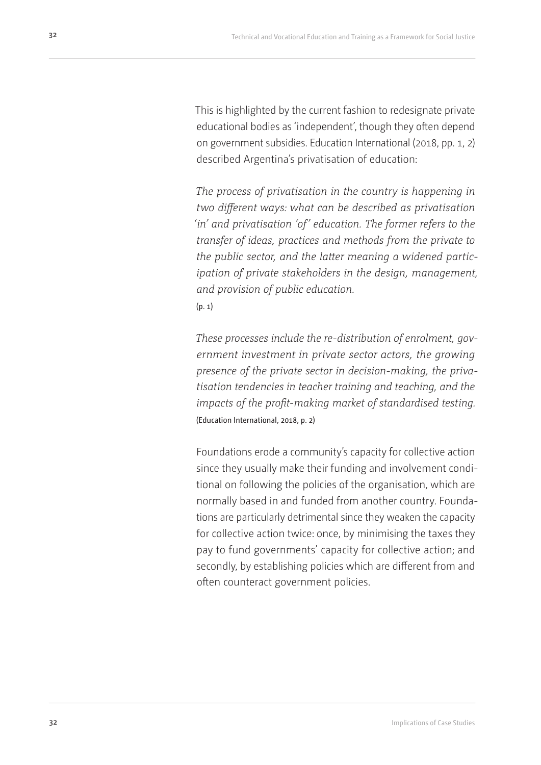This is highlighted by the current fashion to redesignate private educational bodies as 'independent', though they often depend on government subsidies. Education International (2018, pp. 1, 2) described Argentina's privatisation of education:

> *The process of privatisation in the country is happening in two different ways: what can be described as privatisation 'in' and privatisation 'of' education. The former refers to the transfer of ideas, practices and methods from the private to the public sector, and the latter meaning a widened participation of private stakeholders in the design, management, and provision of public education.*
> (p. 1)

> *These processes include the re-distribution of enrolment, government investment in private sector actors, the growing presence of the private sector in decision-making, the privatisation tendencies in teacher training and teaching, and the impacts of the profit-making market of standardised testing.*
> (Education International, 2018, p. 2)

Foundations erode a community's capacity for collective action since they usually make their funding and involvement conditional on following the policies of the organisation, which are normally based in and funded from another country. Foundations are particularly detrimental since they weaken the capacity for collective action twice: once, by minimising the taxes they pay to fund governments' capacity for collective action; and secondly, by establishing policies which are different from and often counteract government policies.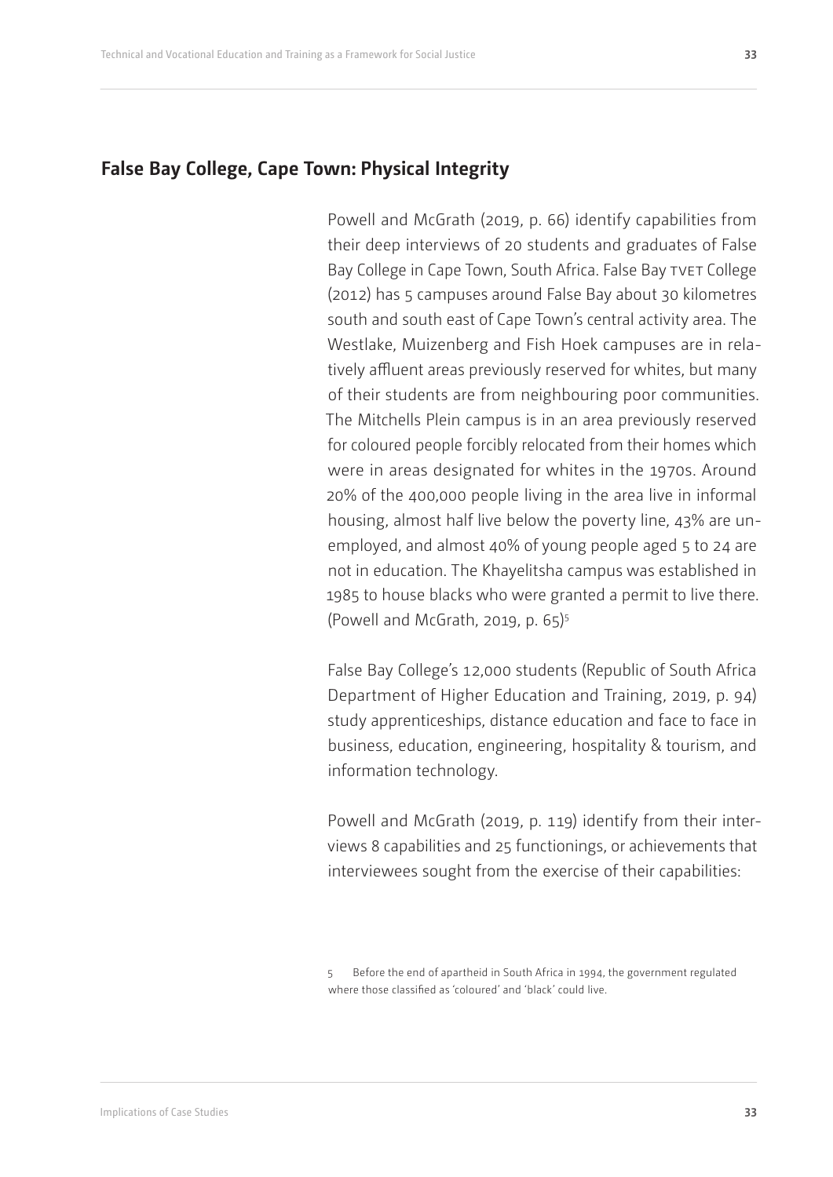## False Bay College, Cape Town: Physical Integrity

Powell and McGrath (2019, p. 66) identify capabilities from their deep interviews of 20 students and graduates of False Bay College in Cape Town, South Africa. False Bay TVET College (2012) has 5 campuses around False Bay about 30 kilometres south and south east of Cape Town's central activity area. The Westlake, Muizenberg and Fish Hoek campuses are in relatively affluent areas previously reserved for whites, but many of their students are from neighbouring poor communities. The Mitchells Plein campus is in an area previously reserved for coloured people forcibly relocated from their homes which were in areas designated for whites in the 1970s. Around 20% of the 400,000 people living in the area live in informal housing, almost half live below the poverty line, 43% are unemployed, and almost 40% of young people aged 5 to 24 are not in education. The Khayelitsha campus was established in 1985 to house blacks who were granted a permit to live there. (Powell and McGrath, 2019, p. 65)[5]

False Bay College's 12,000 students (Republic of South Africa Department of Higher Education and Training, 2019, p. 94) study apprenticeships, distance education and face to face in business, education, engineering, hospitality & tourism, and information technology.

Powell and McGrath (2019, p. 119) identify from their interviews 8 capabilities and 25 functionings, or achievements that interviewees sought from the exercise of their capabilities:

5 Before the end of apartheid in South Africa in 1994, the government regulated where those classified as 'coloured' and 'black' could live.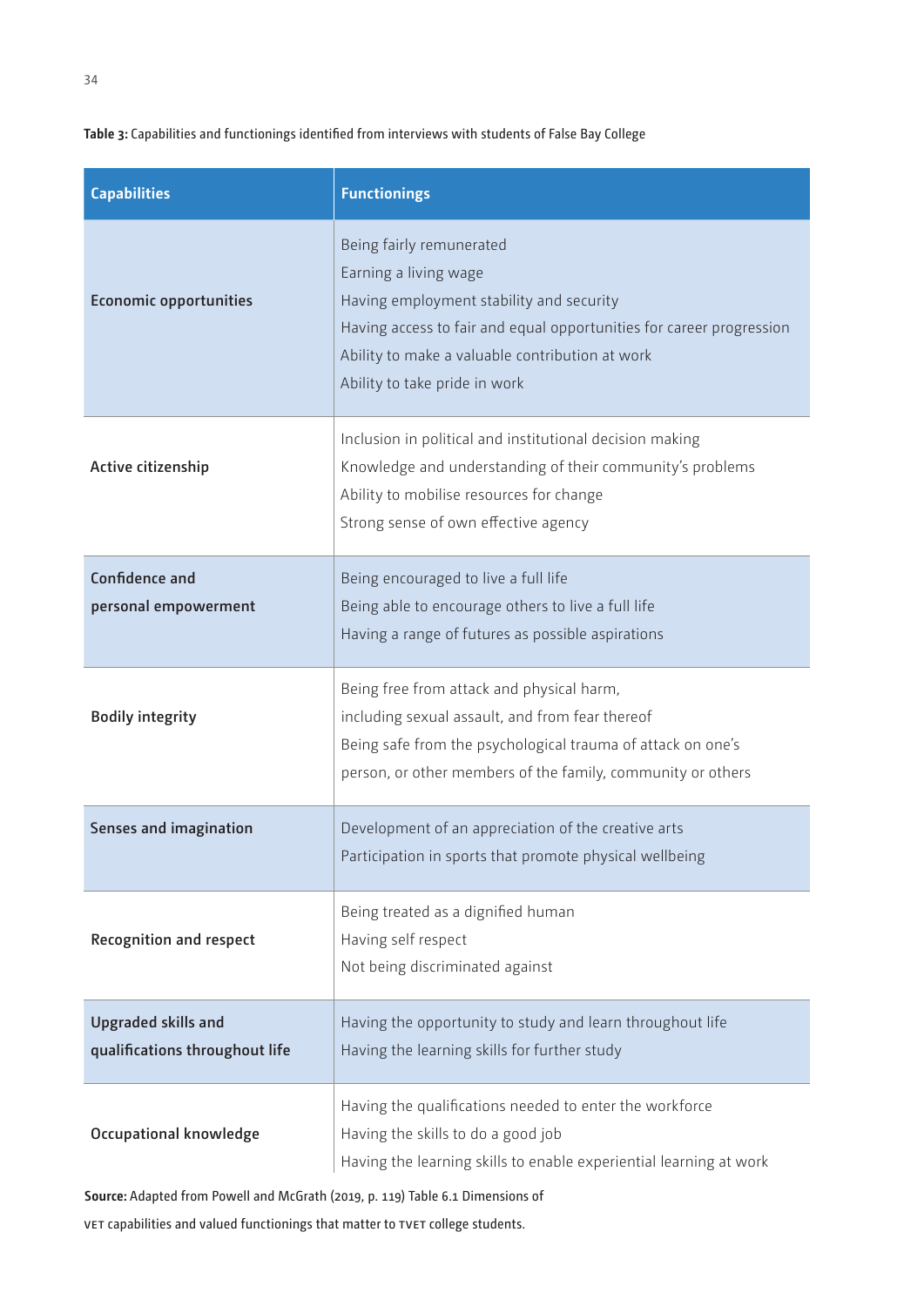**Table 3:** Capabilities and functionings identified from interviews with students of False Bay College

| Capabilities | Functionings |
|---|---|
| Economic opportunities | Being fairly remunerated<br>Earning a living wage<br>Having employment stability and security<br>Having access to fair and equal opportunities for career progression<br>Ability to make a valuable contribution at work<br>Ability to take pride in work |
| Active citizenship | Inclusion in political and institutional decision making<br>Knowledge and understanding of their community's problems<br>Ability to mobilise resources for change<br>Strong sense of own effective agency |
| Confidence and personal empowerment | Being encouraged to live a full life<br>Being able to encourage others to live a full life<br>Having a range of futures as possible aspirations |
| Bodily integrity | Being free from attack and physical harm, including sexual assault, and from fear thereof<br>Being safe from the psychological trauma of attack on one's person, or other members of the family, community or others |
| Senses and imagination | Development of an appreciation of the creative arts<br>Participation in sports that promote physical wellbeing |
| Recognition and respect | Being treated as a dignified human<br>Having self respect<br>Not being discriminated against |
| Upgraded skills and qualifications throughout life | Having the opportunity to study and learn throughout life<br>Having the learning skills for further study |
| Occupational knowledge | Having the qualifications needed to enter the workforce<br>Having the skills to do a good job<br>Having the learning skills to enable experiential learning at work |

**Source:** Adapted from Powell and McGrath (2019, p. 119) Table 6.1 Dimensions of VET capabilities and valued functionings that matter to TVET college students.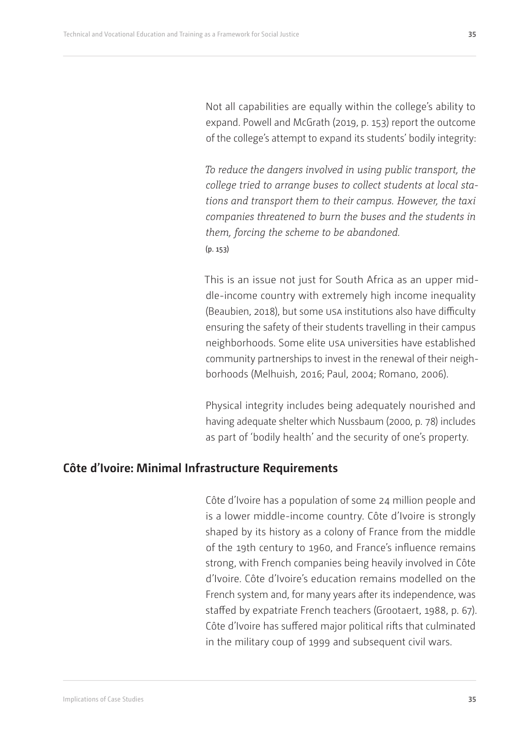Not all capabilities are equally within the college's ability to expand. Powell and McGrath (2019, p. 153) report the outcome of the college's attempt to expand its students' bodily integrity:

> *To reduce the dangers involved in using public transport, the college tried to arrange buses to collect students at local stations and transport them to their campus. However, the taxi companies threatened to burn the buses and the students in them, forcing the scheme to be abandoned.*
> (p. 153)

This is an issue not just for South Africa as an upper middle-income country with extremely high income inequality (Beaubien, 2018), but some USA institutions also have difficulty ensuring the safety of their students travelling in their campus neighborhoods. Some elite USA universities have established community partnerships to invest in the renewal of their neighborhoods (Melhuish, 2016; Paul, 2004; Romano, 2006).

Physical integrity includes being adequately nourished and having adequate shelter which Nussbaum (2000, p. 78) includes as part of 'bodily health' and the security of one's property.

## Côte d'Ivoire: Minimal Infrastructure Requirements

Côte d'Ivoire has a population of some 24 million people and is a lower middle-income country. Côte d'Ivoire is strongly shaped by its history as a colony of France from the middle of the 19th century to 1960, and France's influence remains strong, with French companies being heavily involved in Côte d'Ivoire. Côte d'Ivoire's education remains modelled on the French system and, for many years after its independence, was staffed by expatriate French teachers (Grootaert, 1988, p. 67). Côte d'Ivoire has suffered major political rifts that culminated in the military coup of 1999 and subsequent civil wars.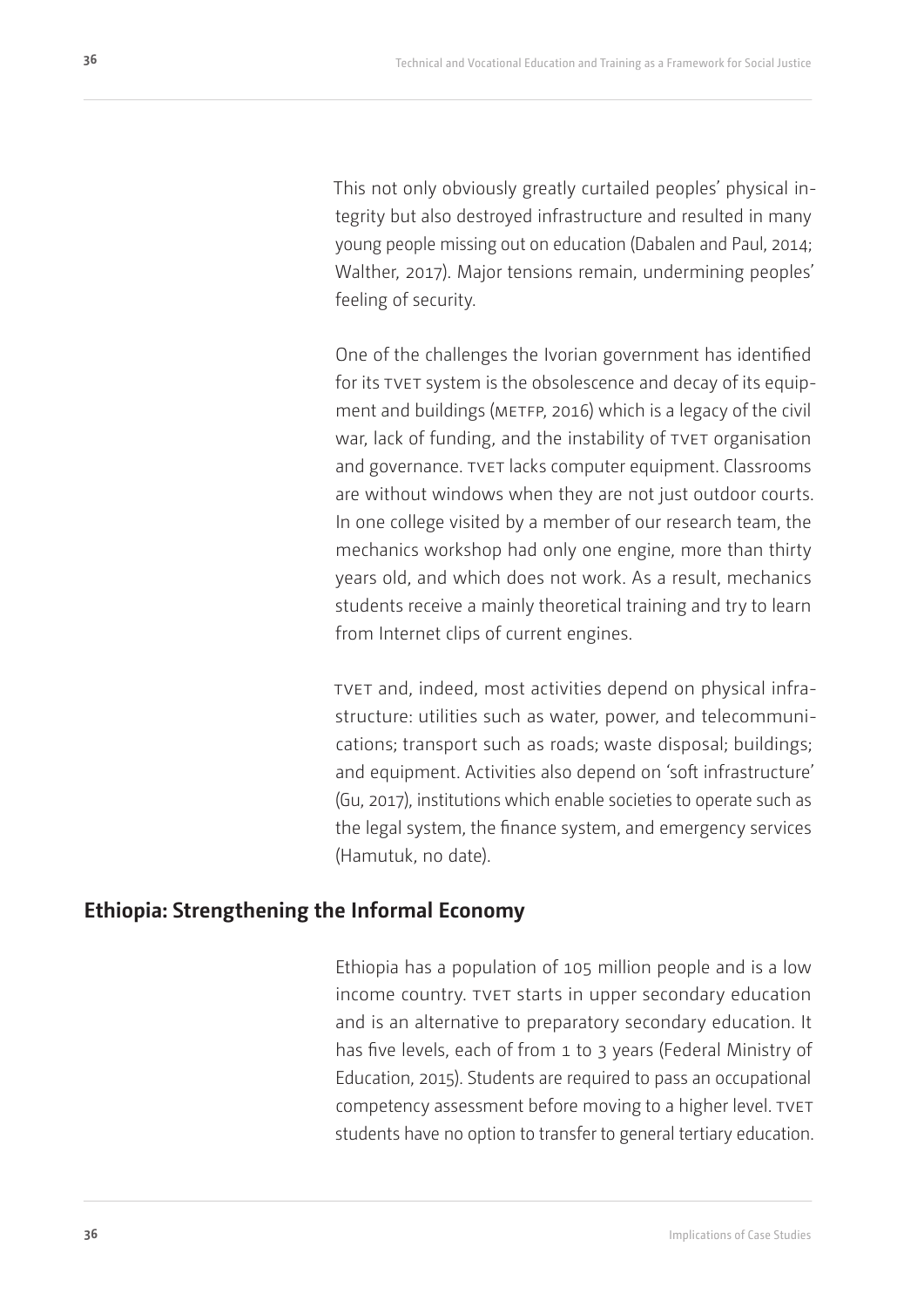This not only obviously greatly curtailed peoples' physical integrity but also destroyed infrastructure and resulted in many young people missing out on education (Dabalen and Paul, 2014; Walther, 2017). Major tensions remain, undermining peoples' feeling of security.

One of the challenges the Ivorian government has identified for its TVET system is the obsolescence and decay of its equipment and buildings (METFP, 2016) which is a legacy of the civil war, lack of funding, and the instability of TVET organisation and governance. TVET lacks computer equipment. Classrooms are without windows when they are not just outdoor courts. In one college visited by a member of our research team, the mechanics workshop had only one engine, more than thirty years old, and which does not work. As a result, mechanics students receive a mainly theoretical training and try to learn from Internet clips of current engines.

TVET and, indeed, most activities depend on physical infrastructure: utilities such as water, power, and telecommunications; transport such as roads; waste disposal; buildings; and equipment. Activities also depend on 'soft infrastructure' (Gu, 2017), institutions which enable societies to operate such as the legal system, the finance system, and emergency services (Hamutuk, no date).

## Ethiopia: Strengthening the Informal Economy

Ethiopia has a population of 105 million people and is a low income country. TVET starts in upper secondary education and is an alternative to preparatory secondary education. It has five levels, each of from 1 to 3 years (Federal Ministry of Education, 2015). Students are required to pass an occupational competency assessment before moving to a higher level. TVET students have no option to transfer to general tertiary education.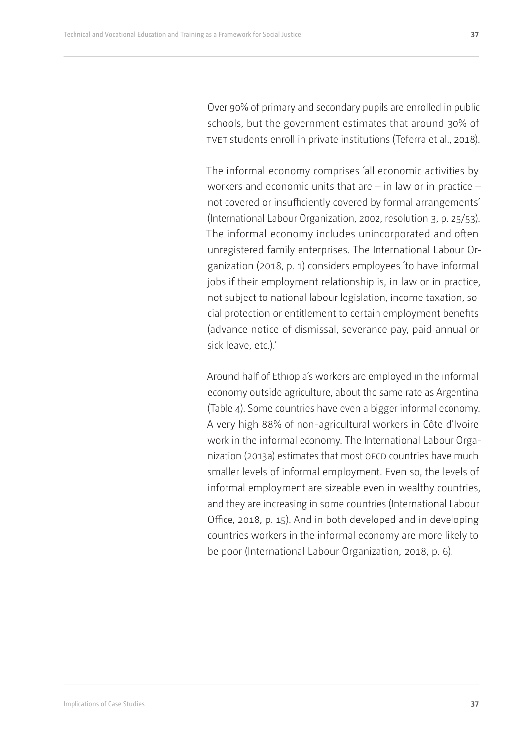Over 90% of primary and secondary pupils are enrolled in public schools, but the government estimates that around 30% of TVET students enroll in private institutions (Teferra et al., 2018).

The informal economy comprises 'all economic activities by workers and economic units that are – in law or in practice – not covered or insufficiently covered by formal arrangements' (International Labour Organization, 2002, resolution 3, p. 25/53). The informal economy includes unincorporated and often unregistered family enterprises. The International Labour Organization (2018, p. 1) considers employees 'to have informal jobs if their employment relationship is, in law or in practice, not subject to national labour legislation, income taxation, social protection or entitlement to certain employment benefits (advance notice of dismissal, severance pay, paid annual or sick leave, etc.).'

Around half of Ethiopia's workers are employed in the informal economy outside agriculture, about the same rate as Argentina (Table 4). Some countries have even a bigger informal economy. A very high 88% of non-agricultural workers in Côte d'Ivoire work in the informal economy. The International Labour Organization (2013a) estimates that most OECD countries have much smaller levels of informal employment. Even so, the levels of informal employment are sizeable even in wealthy countries, and they are increasing in some countries (International Labour Office, 2018, p. 15). And in both developed and in developing countries workers in the informal economy are more likely to be poor (International Labour Organization, 2018, p. 6).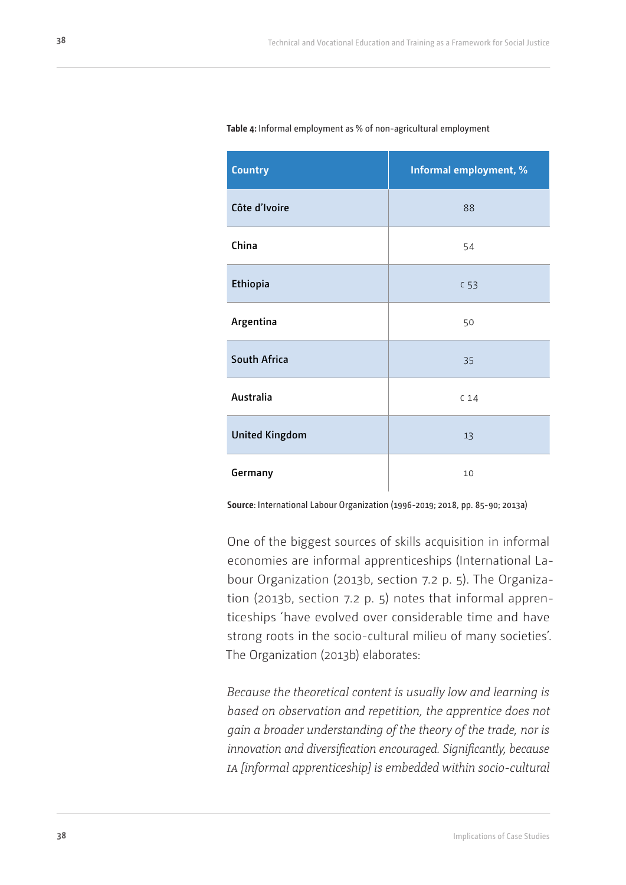**Table 4:** Informal employment as % of non-agricultural employment

| Country | Informal employment, % |
|---|---|
| Côte d'Ivoire | 88 |
| China | 54 |
| Ethiopia | c 53 |
| Argentina | 50 |
| South Africa | 35 |
| Australia | c 14 |
| United Kingdom | 13 |
| Germany | 10 |

**Source**: International Labour Organization (1996-2019; 2018, pp. 85-90; 2013a)

One of the biggest sources of skills acquisition in informal economies are informal apprenticeships (International Labour Organization (2013b, section 7.2 p. 5). The Organization (2013b, section 7.2 p. 5) notes that informal apprenticeships 'have evolved over considerable time and have strong roots in the socio-cultural milieu of many societies'. The Organization (2013b) elaborates:

*Because the theoretical content is usually low and learning is based on observation and repetition, the apprentice does not gain a broader understanding of the theory of the trade, nor is innovation and diversification encouraged. Significantly, because IA [informal apprenticeship] is embedded within socio-cultural*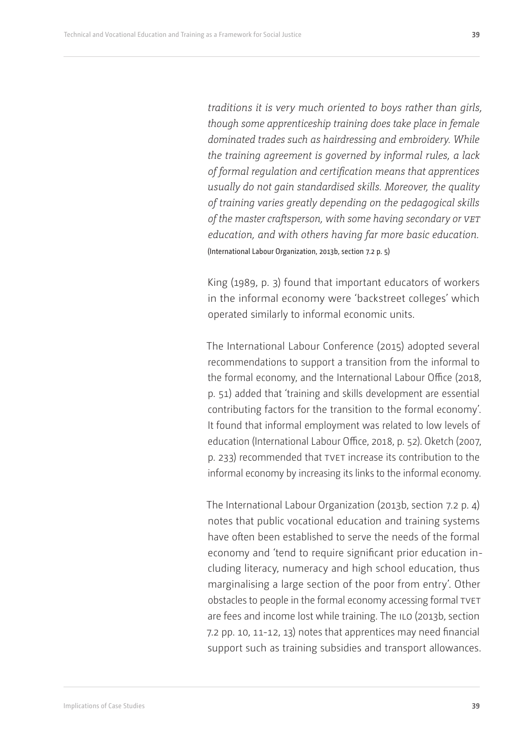*traditions it is very much oriented to boys rather than girls, though some apprenticeship training does take place in female dominated trades such as hairdressing and embroidery. While the training agreement is governed by informal rules, a lack of formal regulation and certification means that apprentices usually do not gain standardised skills. Moreover, the quality of training varies greatly depending on the pedagogical skills of the master craftsperson, with some having secondary or VET education, and with others having far more basic education.* (International Labour Organization, 2013b, section 7.2 p. 5)

King (1989, p. 3) found that important educators of workers in the informal economy were 'backstreet colleges' which operated similarly to informal economic units.

The International Labour Conference (2015) adopted several recommendations to support a transition from the informal to the formal economy, and the International Labour Office (2018, p. 51) added that 'training and skills development are essential contributing factors for the transition to the formal economy'. It found that informal employment was related to low levels of education (International Labour Office, 2018, p. 52). Oketch (2007, p. 233) recommended that TVET increase its contribution to the informal economy by increasing its links to the informal economy.

The International Labour Organization (2013b, section 7.2 p. 4) notes that public vocational education and training systems have often been established to serve the needs of the formal economy and 'tend to require significant prior education including literacy, numeracy and high school education, thus marginalising a large section of the poor from entry'. Other obstacles to people in the formal economy accessing formal TVET are fees and income lost while training. The ILO (2013b, section 7.2 pp. 10, 11-12, 13) notes that apprentices may need financial support such as training subsidies and transport allowances.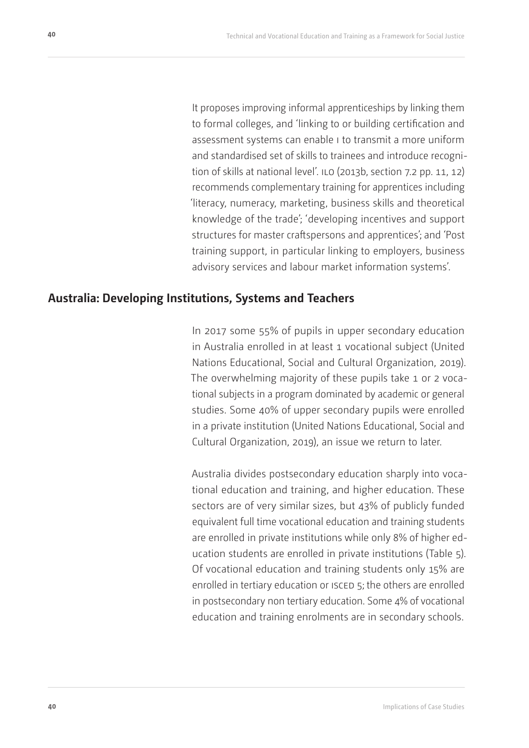It proposes improving informal apprenticeships by linking them to formal colleges, and 'linking to or building certification and assessment systems can enable I to transmit a more uniform and standardised set of skills to trainees and introduce recognition of skills at national level'. ILO (2013b, section 7.2 pp. 11, 12) recommends complementary training for apprentices including 'literacy, numeracy, marketing, business skills and theoretical knowledge of the trade'; 'developing incentives and support structures for master craftspersons and apprentices'; and 'Post training support, in particular linking to employers, business advisory services and labour market information systems'.

## Australia: Developing Institutions, Systems and Teachers

In 2017 some 55% of pupils in upper secondary education in Australia enrolled in at least 1 vocational subject (United Nations Educational, Social and Cultural Organization, 2019). The overwhelming majority of these pupils take 1 or 2 vocational subjects in a program dominated by academic or general studies. Some 40% of upper secondary pupils were enrolled in a private institution (United Nations Educational, Social and Cultural Organization, 2019), an issue we return to later.

Australia divides postsecondary education sharply into vocational education and training, and higher education. These sectors are of very similar sizes, but 43% of publicly funded equivalent full time vocational education and training students are enrolled in private institutions while only 8% of higher education students are enrolled in private institutions (Table 5). Of vocational education and training students only 15% are enrolled in tertiary education or ISCED 5; the others are enrolled in postsecondary non tertiary education. Some 4% of vocational education and training enrolments are in secondary schools.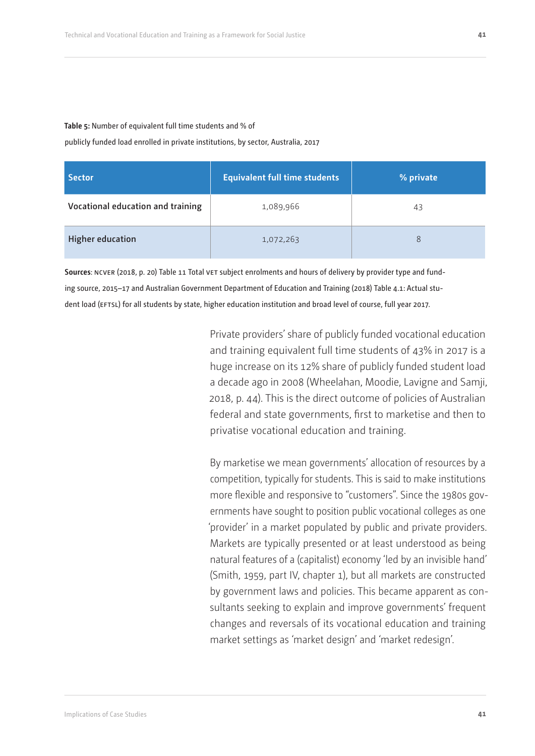**Table 5:** Number of equivalent full time students and % of publicly funded load enrolled in private institutions, by sector, Australia, 2017

| Sector | Equivalent full time students | % private |
|---|---|---|
| Vocational education and training | 1,089,966 | 43 |
| Higher education | 1,072,263 | 8 |

**Sources**: NCVER (2018, p. 20) Table 11 Total VET subject enrolments and hours of delivery by provider type and funding source, 2015–17 and Australian Government Department of Education and Training (2018) Table 4.1: Actual student load (EFTSL) for all students by state, higher education institution and broad level of course, full year 2017.

Private providers' share of publicly funded vocational education and training equivalent full time students of 43% in 2017 is a huge increase on its 12% share of publicly funded student load a decade ago in 2008 (Wheelahan, Moodie, Lavigne and Samji, 2018, p. 44). This is the direct outcome of policies of Australian federal and state governments, first to marketise and then to privatise vocational education and training.

By marketise we mean governments' allocation of resources by a competition, typically for students. This is said to make institutions more flexible and responsive to "customers". Since the 1980s governments have sought to position public vocational colleges as one 'provider' in a market populated by public and private providers. Markets are typically presented or at least understood as being natural features of a (capitalist) economy 'led by an invisible hand' (Smith, 1959, part IV, chapter 1), but all markets are constructed by government laws and policies. This became apparent as consultants seeking to explain and improve governments' frequent changes and reversals of its vocational education and training market settings as 'market design' and 'market redesign'.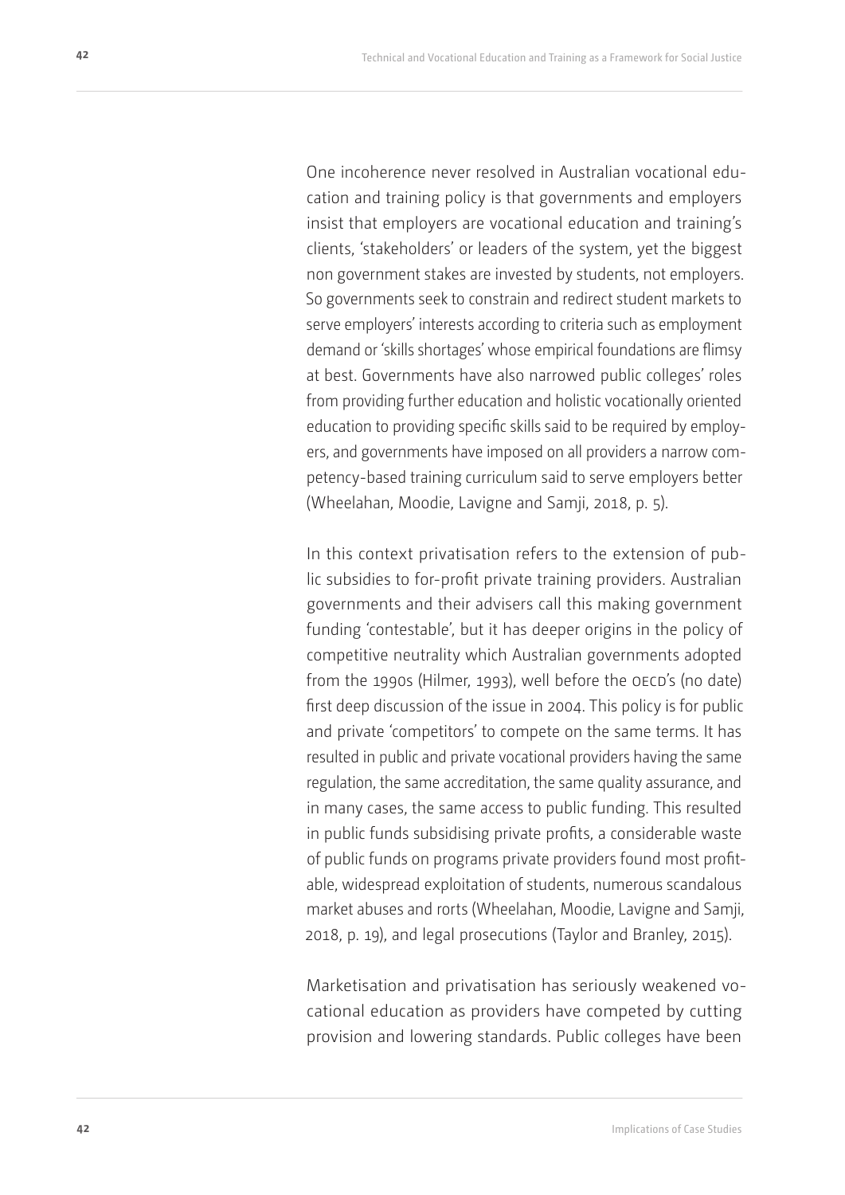One incoherence never resolved in Australian vocational education and training policy is that governments and employers insist that employers are vocational education and training's clients, 'stakeholders' or leaders of the system, yet the biggest non government stakes are invested by students, not employers. So governments seek to constrain and redirect student markets to serve employers' interests according to criteria such as employment demand or 'skills shortages' whose empirical foundations are flimsy at best. Governments have also narrowed public colleges' roles from providing further education and holistic vocationally oriented education to providing specific skills said to be required by employers, and governments have imposed on all providers a narrow competency-based training curriculum said to serve employers better (Wheelahan, Moodie, Lavigne and Samji, 2018, p. 5).

In this context privatisation refers to the extension of public subsidies to for-profit private training providers. Australian governments and their advisers call this making government funding 'contestable', but it has deeper origins in the policy of competitive neutrality which Australian governments adopted from the 1990s (Hilmer, 1993), well before the OECD's (no date) first deep discussion of the issue in 2004. This policy is for public and private 'competitors' to compete on the same terms. It has resulted in public and private vocational providers having the same regulation, the same accreditation, the same quality assurance, and in many cases, the same access to public funding. This resulted in public funds subsidising private profits, a considerable waste of public funds on programs private providers found most profitable, widespread exploitation of students, numerous scandalous market abuses and rorts (Wheelahan, Moodie, Lavigne and Samji, 2018, p. 19), and legal prosecutions (Taylor and Branley, 2015).

Marketisation and privatisation has seriously weakened vocational education as providers have competed by cutting provision and lowering standards. Public colleges have been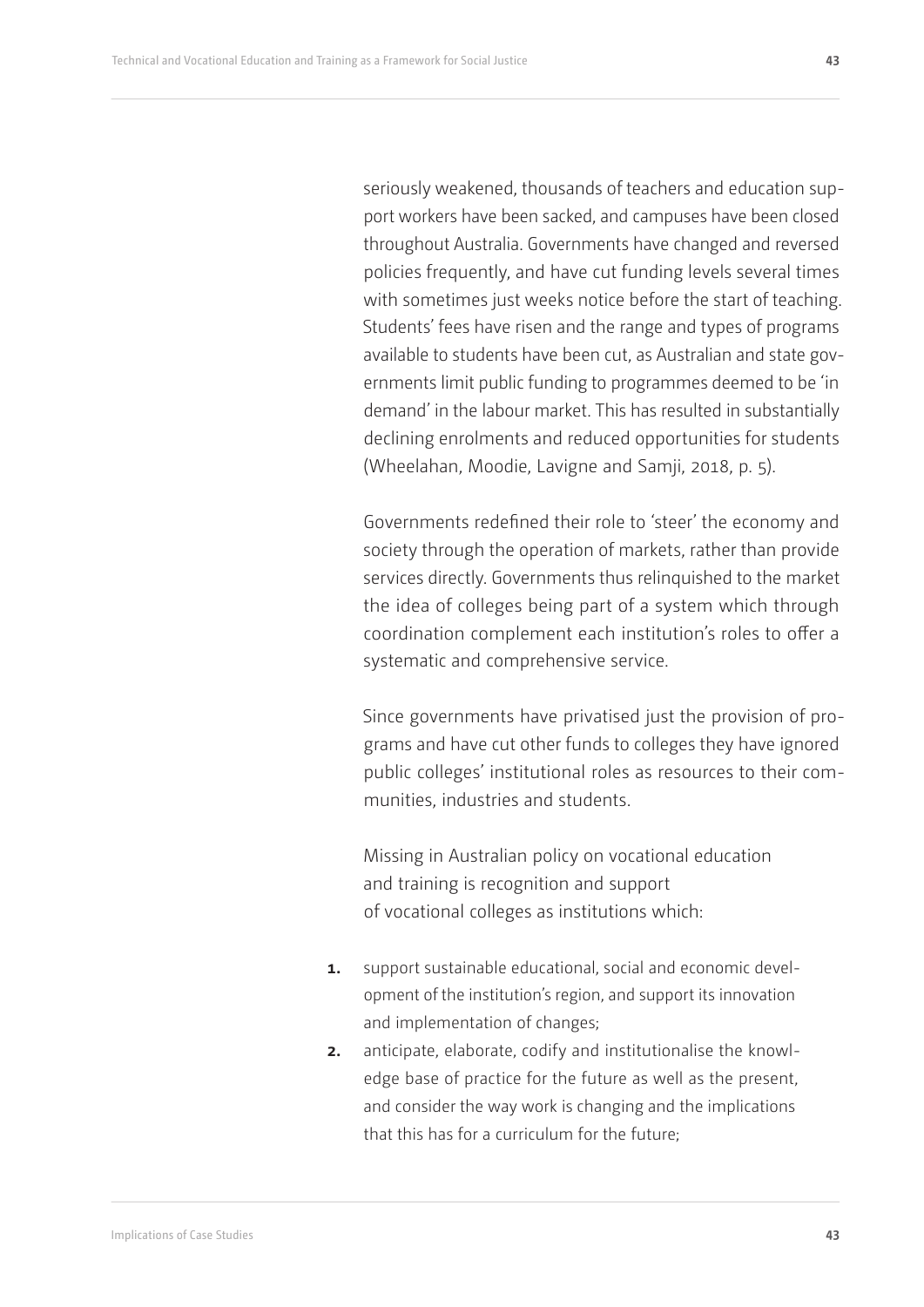seriously weakened, thousands of teachers and education support workers have been sacked, and campuses have been closed throughout Australia. Governments have changed and reversed policies frequently, and have cut funding levels several times with sometimes just weeks notice before the start of teaching. Students' fees have risen and the range and types of programs available to students have been cut, as Australian and state governments limit public funding to programmes deemed to be 'in demand' in the labour market. This has resulted in substantially declining enrolments and reduced opportunities for students (Wheelahan, Moodie, Lavigne and Samji, 2018, p. 5).

Governments redefined their role to 'steer' the economy and society through the operation of markets, rather than provide services directly. Governments thus relinquished to the market the idea of colleges being part of a system which through coordination complement each institution's roles to offer a systematic and comprehensive service.

Since governments have privatised just the provision of programs and have cut other funds to colleges they have ignored public colleges' institutional roles as resources to their communities, industries and students.

Missing in Australian policy on vocational education and training is recognition and support of vocational colleges as institutions which:

1. support sustainable educational, social and economic development of the institution's region, and support its innovation and implementation of changes;
2. anticipate, elaborate, codify and institutionalise the knowledge base of practice for the future as well as the present, and consider the way work is changing and the implications that this has for a curriculum for the future;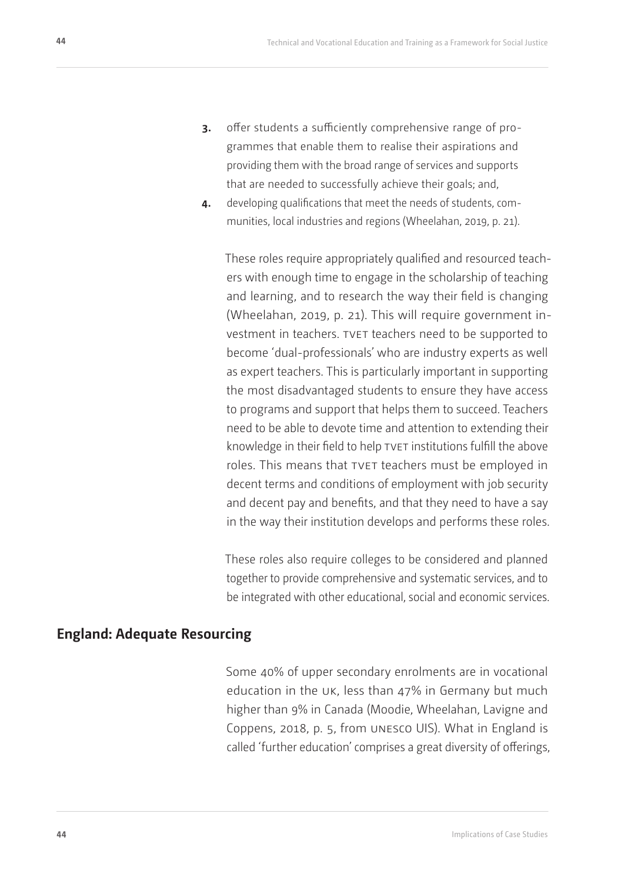3. offer students a sufficiently comprehensive range of programmes that enable them to realise their aspirations and providing them with the broad range of services and supports that are needed to successfully achieve their goals; and,
4. developing qualifications that meet the needs of students, communities, local industries and regions (Wheelahan, 2019, p. 21).

These roles require appropriately qualified and resourced teachers with enough time to engage in the scholarship of teaching and learning, and to research the way their field is changing (Wheelahan, 2019, p. 21). This will require government investment in teachers. TVET teachers need to be supported to become 'dual-professionals' who are industry experts as well as expert teachers. This is particularly important in supporting the most disadvantaged students to ensure they have access to programs and support that helps them to succeed. Teachers need to be able to devote time and attention to extending their knowledge in their field to help TVET institutions fulfill the above roles. This means that TVET teachers must be employed in decent terms and conditions of employment with job security and decent pay and benefits, and that they need to have a say in the way their institution develops and performs these roles.

These roles also require colleges to be considered and planned together to provide comprehensive and systematic services, and to be integrated with other educational, social and economic services.

## England: Adequate Resourcing

Some 40% of upper secondary enrolments are in vocational education in the UK, less than 47% in Germany but much higher than 9% in Canada (Moodie, Wheelahan, Lavigne and Coppens, 2018, p. 5, from UNESCO UIS). What in England is called 'further education' comprises a great diversity of offerings,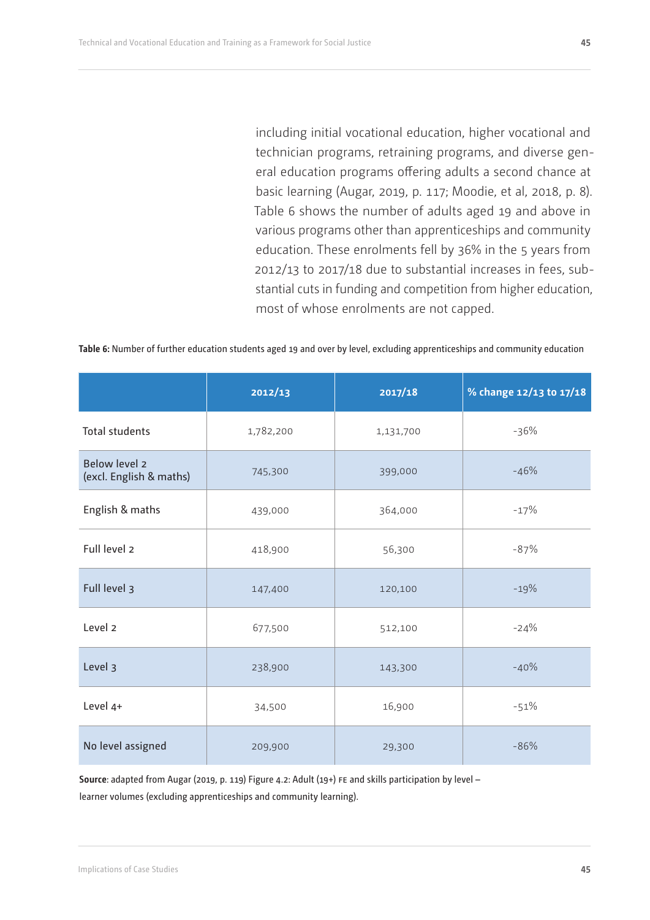including initial vocational education, higher vocational and technician programs, retraining programs, and diverse general education programs offering adults a second chance at basic learning (Augar, 2019, p. 117; Moodie, et al, 2018, p. 8). Table 6 shows the number of adults aged 19 and above in various programs other than apprenticeships and community education. These enrolments fell by 36% in the 5 years from 2012/13 to 2017/18 due to substantial increases in fees, substantial cuts in funding and competition from higher education, most of whose enrolments are not capped.

**Table 6:** Number of further education students aged 19 and over by level, excluding apprenticeships and community education

| | 2012/13 | 2017/18 | % change 12/13 to 17/18 |
|---|---|---|---|
| Total students | 1,782,200 | 1,131,700 | -36% |
| Below level 2 (excl. English & maths) | 745,300 | 399,000 | -46% |
| English & maths | 439,000 | 364,000 | -17% |
| Full level 2 | 418,900 | 56,300 | -87% |
| Full level 3 | 147,400 | 120,100 | -19% |
| Level 2 | 677,500 | 512,100 | -24% |
| Level 3 | 238,900 | 143,300 | -40% |
| Level 4+ | 34,500 | 16,900 | -51% |
| No level assigned | 209,900 | 29,300 | -86% |

**Source**: adapted from Augar (2019, p. 119) Figure 4.2: Adult (19+) FE and skills participation by level – learner volumes (excluding apprenticeships and community learning).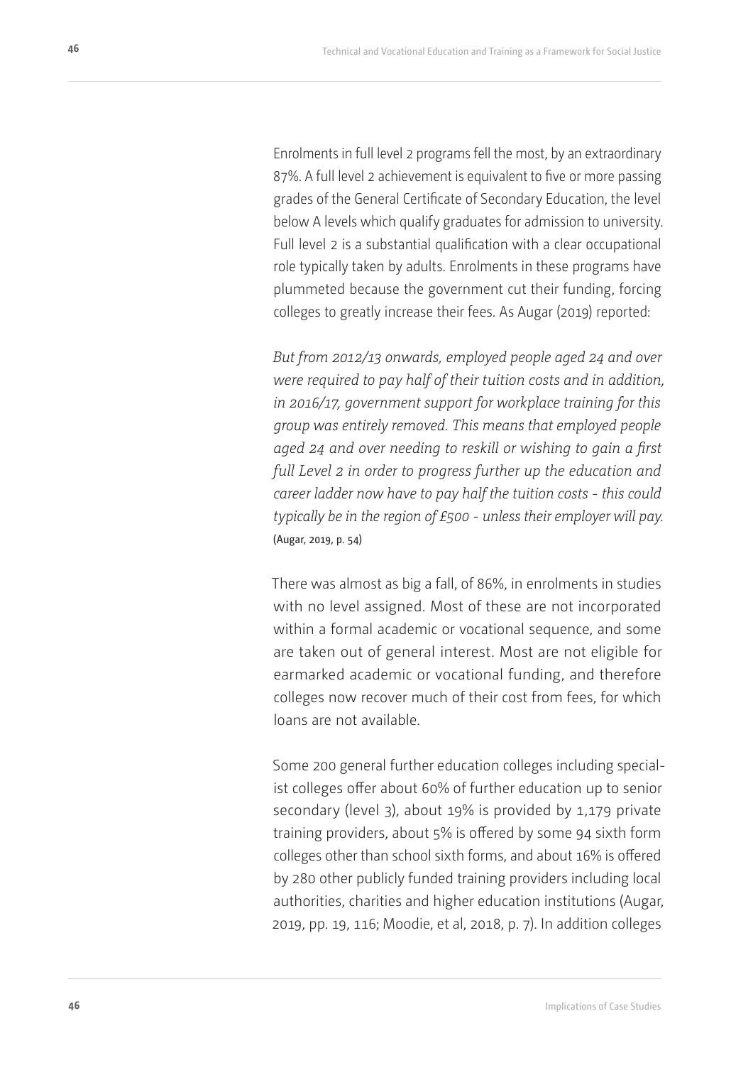Enrolments in full level 2 programs fell the most, by an extraordinary 87%. A full level 2 achievement is equivalent to five or more passing grades of the General Certificate of Secondary Education, the level below A levels which qualify graduates for admission to university. Full level 2 is a substantial qualification with a clear occupational role typically taken by adults. Enrolments in these programs have plummeted because the government cut their funding, forcing colleges to greatly increase their fees. As Augar (2019) reported:

*But from 2012/13 onwards, employed people aged 24 and over were required to pay half of their tuition costs and in addition, in 2016/17, government support for workplace training for this group was entirely removed. This means that employed people aged 24 and over needing to reskill or wishing to gain a first full Level 2 in order to progress further up the education and career ladder now have to pay half the tuition costs - this could typically be in the region of £500 - unless their employer will pay.* (Augar, 2019, p. 54)

There was almost as big a fall, of 86%, in enrolments in studies with no level assigned. Most of these are not incorporated within a formal academic or vocational sequence, and some are taken out of general interest. Most are not eligible for earmarked academic or vocational funding, and therefore colleges now recover much of their cost from fees, for which loans are not available.

Some 200 general further education colleges including specialist colleges offer about 60% of further education up to senior secondary (level 3), about 19% is provided by 1,179 private training providers, about 5% is offered by some 94 sixth form colleges other than school sixth forms, and about 16% is offered by 280 other publicly funded training providers including local authorities, charities and higher education institutions (Augar, 2019, pp. 19, 116; Moodie, et al, 2018, p. 7). In addition colleges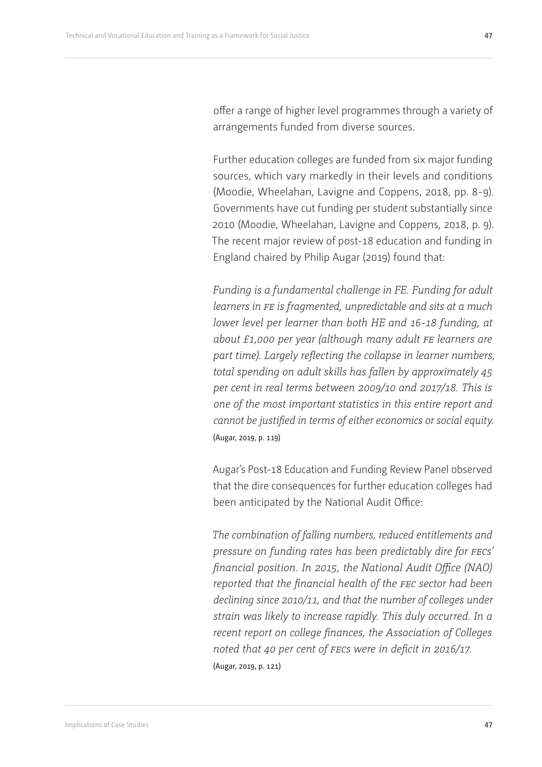offer a range of higher level programmes through a variety of arrangements funded from diverse sources.

Further education colleges are funded from six major funding sources, which vary markedly in their levels and conditions (Moodie, Wheelahan, Lavigne and Coppens, 2018, pp. 8-9). Governments have cut funding per student substantially since 2010 (Moodie, Wheelahan, Lavigne and Coppens, 2018, p. 9). The recent major review of post-18 education and funding in England chaired by Philip Augar (2019) found that:

> *Funding is a fundamental challenge in FE. Funding for adult learners in FE is fragmented, unpredictable and sits at a much lower level per learner than both HE and 16-18 funding, at about £1,000 per year (although many adult FE learners are part time). Largely reflecting the collapse in learner numbers, total spending on adult skills has fallen by approximately 45 per cent in real terms between 2009/10 and 2017/18. This is one of the most important statistics in this entire report and cannot be justified in terms of either economics or social equity.* (Augar, 2019, p. 119)

Augar's Post-18 Education and Funding Review Panel observed that the dire consequences for further education colleges had been anticipated by the National Audit Office:

> *The combination of falling numbers, reduced entitlements and pressure on funding rates has been predictably dire for FECs' financial position. In 2015, the National Audit Office (NAO) reported that the financial health of the FEC sector had been declining since 2010/11, and that the number of colleges under strain was likely to increase rapidly. This duly occurred. In a recent report on college finances, the Association of Colleges noted that 40 per cent of FECs were in deficit in 2016/17.* (Augar, 2019, p. 121)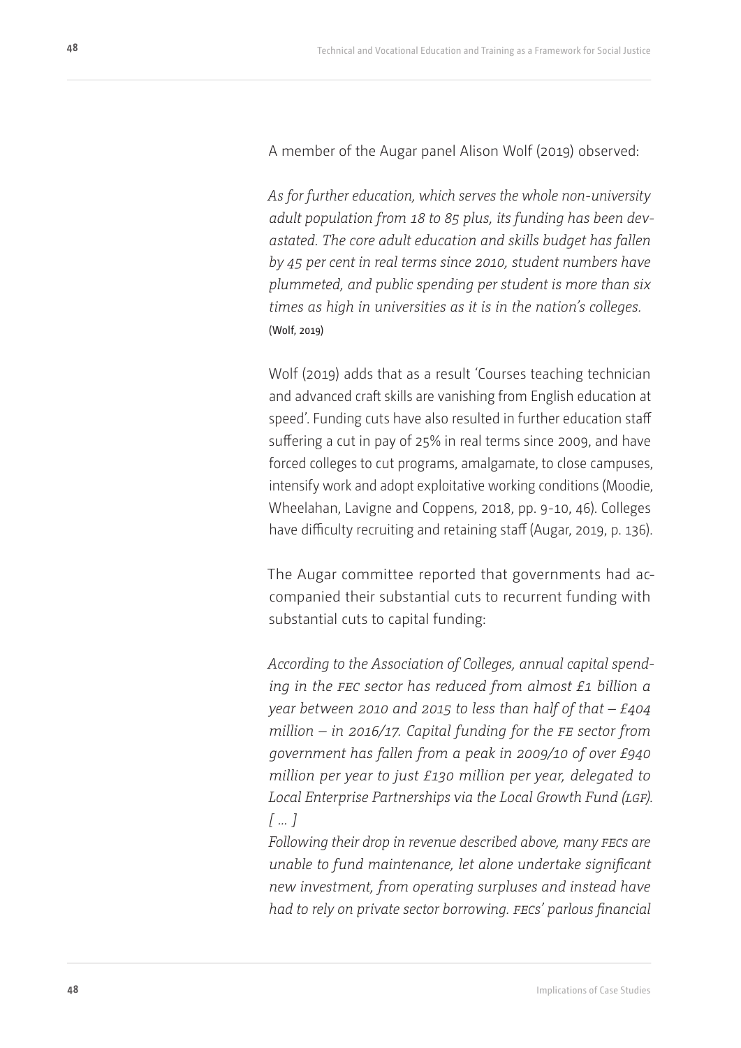A member of the Augar panel Alison Wolf (2019) observed:

> *As for further education, which serves the whole non-university adult population from 18 to 85 plus, its funding has been devastated. The core adult education and skills budget has fallen by 45 per cent in real terms since 2010, student numbers have plummeted, and public spending per student is more than six times as high in universities as it is in the nation's colleges.* (Wolf, 2019)

Wolf (2019) adds that as a result 'Courses teaching technician and advanced craft skills are vanishing from English education at speed'. Funding cuts have also resulted in further education staff suffering a cut in pay of 25% in real terms since 2009, and have forced colleges to cut programs, amalgamate, to close campuses, intensify work and adopt exploitative working conditions (Moodie, Wheelahan, Lavigne and Coppens, 2018, pp. 9-10, 46). Colleges have difficulty recruiting and retaining staff (Augar, 2019, p. 136).

The Augar committee reported that governments had accompanied their substantial cuts to recurrent funding with substantial cuts to capital funding:

> *According to the Association of Colleges, annual capital spending in the FEC sector has reduced from almost £1 billion a year between 2010 and 2015 to less than half of that – £404 million – in 2016/17. Capital funding for the FE sector from government has fallen from a peak in 2009/10 of over £940 million per year to just £130 million per year, delegated to Local Enterprise Partnerships via the Local Growth Fund (LGF).*
> *[ ... ]*
> *Following their drop in revenue described above, many FECs are unable to fund maintenance, let alone undertake significant new investment, from operating surpluses and instead have had to rely on private sector borrowing. FECs' parlous financial*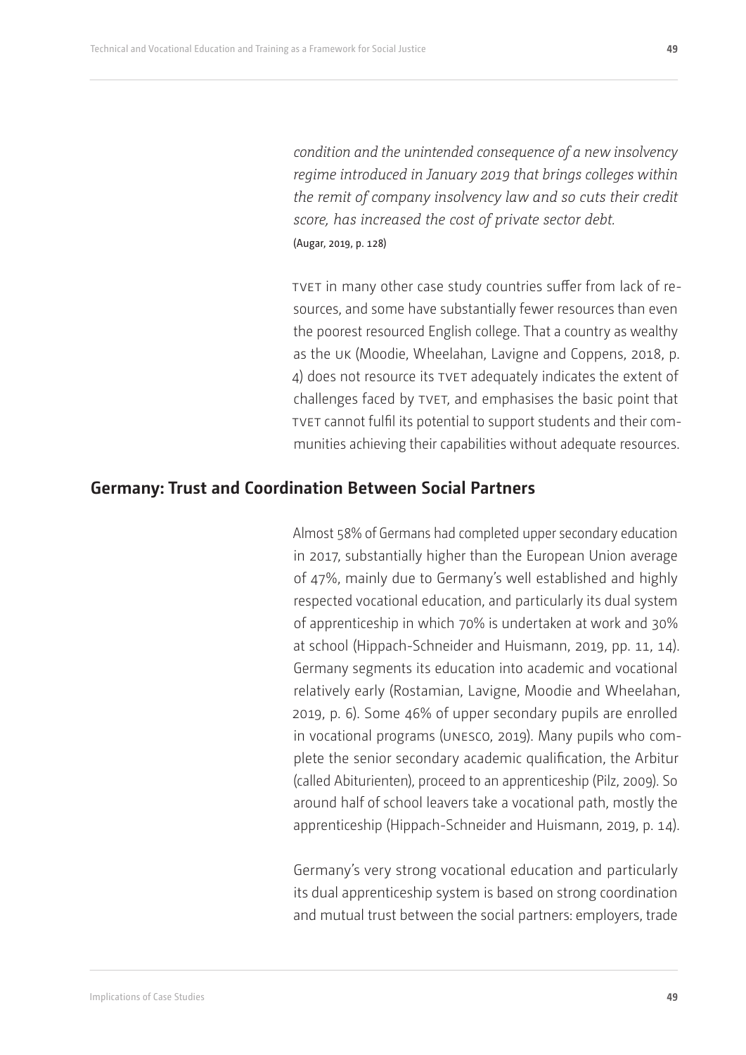*condition and the unintended consequence of a new insolvency regime introduced in January 2019 that brings colleges within the remit of company insolvency law and so cuts their credit score, has increased the cost of private sector debt.*
(Augar, 2019, p. 128)

TVET in many other case study countries suffer from lack of resources, and some have substantially fewer resources than even the poorest resourced English college. That a country as wealthy as the UK (Moodie, Wheelahan, Lavigne and Coppens, 2018, p. 4) does not resource its TVET adequately indicates the extent of challenges faced by TVET, and emphasises the basic point that TVET cannot fulfil its potential to support students and their communities achieving their capabilities without adequate resources.

## Germany: Trust and Coordination Between Social Partners

Almost 58% of Germans had completed upper secondary education in 2017, substantially higher than the European Union average of 47%, mainly due to Germany's well established and highly respected vocational education, and particularly its dual system of apprenticeship in which 70% is undertaken at work and 30% at school (Hippach-Schneider and Huismann, 2019, pp. 11, 14). Germany segments its education into academic and vocational relatively early (Rostamian, Lavigne, Moodie and Wheelahan, 2019, p. 6). Some 46% of upper secondary pupils are enrolled in vocational programs (UNESCO, 2019). Many pupils who complete the senior secondary academic qualification, the Arbitur (called Abiturienten), proceed to an apprenticeship (Pilz, 2009). So around half of school leavers take a vocational path, mostly the apprenticeship (Hippach-Schneider and Huismann, 2019, p. 14).

Germany's very strong vocational education and particularly its dual apprenticeship system is based on strong coordination and mutual trust between the social partners: employers, trade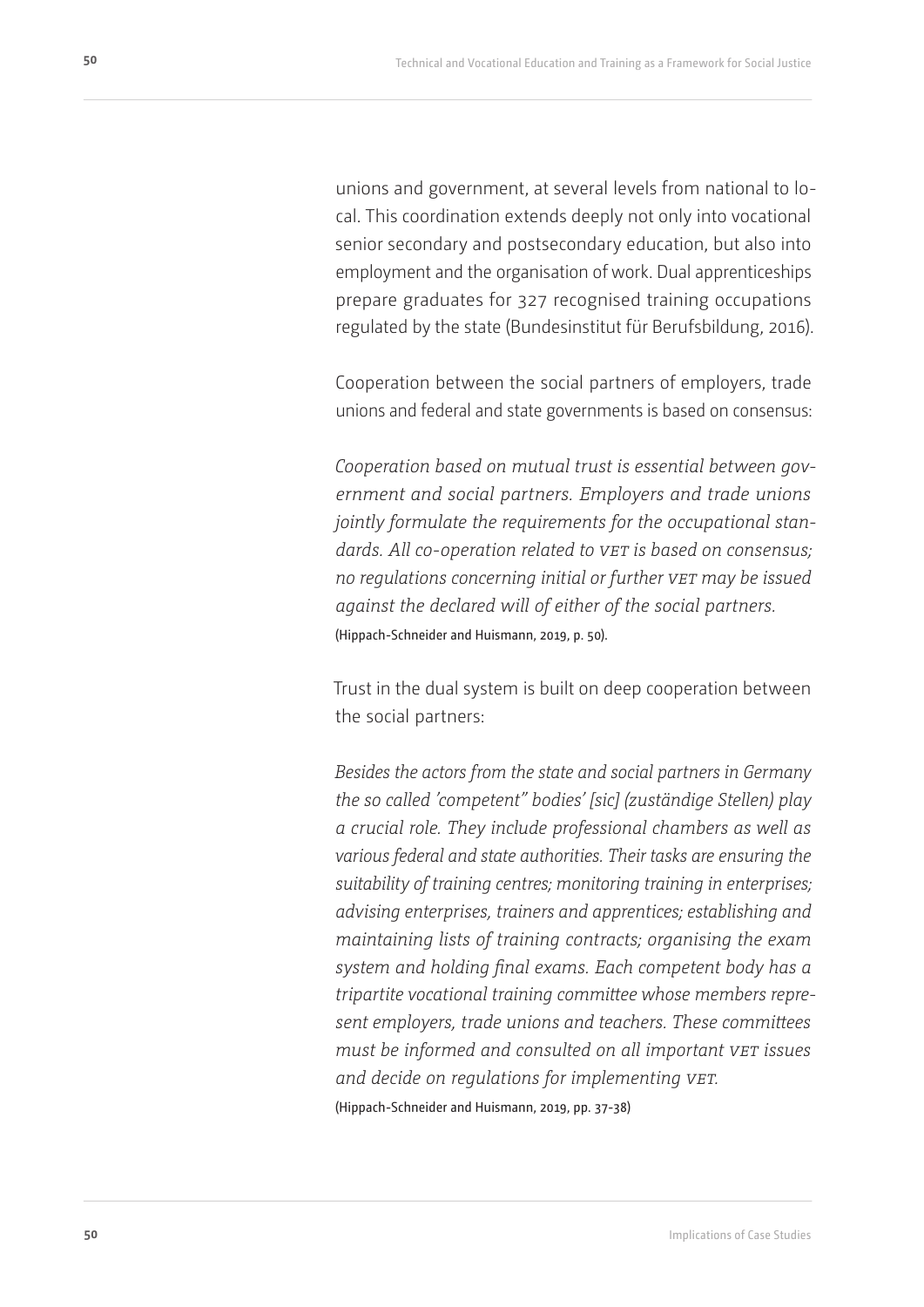unions and government, at several levels from national to local. This coordination extends deeply not only into vocational senior secondary and postsecondary education, but also into employment and the organisation of work. Dual apprenticeships prepare graduates for 327 recognised training occupations regulated by the state (Bundesinstitut für Berufsbildung, 2016).

Cooperation between the social partners of employers, trade unions and federal and state governments is based on consensus:

> *Cooperation based on mutual trust is essential between government and social partners. Employers and trade unions jointly formulate the requirements for the occupational standards. All co-operation related to VET is based on consensus; no regulations concerning initial or further VET may be issued against the declared will of either of the social partners.*
> (Hippach-Schneider and Huismann, 2019, p. 50).

Trust in the dual system is built on deep cooperation between the social partners:

> *Besides the actors from the state and social partners in Germany the so called 'competent" bodies' [sic] (zuständige Stellen) play a crucial role. They include professional chambers as well as various federal and state authorities. Their tasks are ensuring the suitability of training centres; monitoring training in enterprises; advising enterprises, trainers and apprentices; establishing and maintaining lists of training contracts; organising the exam system and holding final exams. Each competent body has a tripartite vocational training committee whose members represent employers, trade unions and teachers. These committees must be informed and consulted on all important VET issues and decide on regulations for implementing VET.*
> (Hippach-Schneider and Huismann, 2019, pp. 37-38)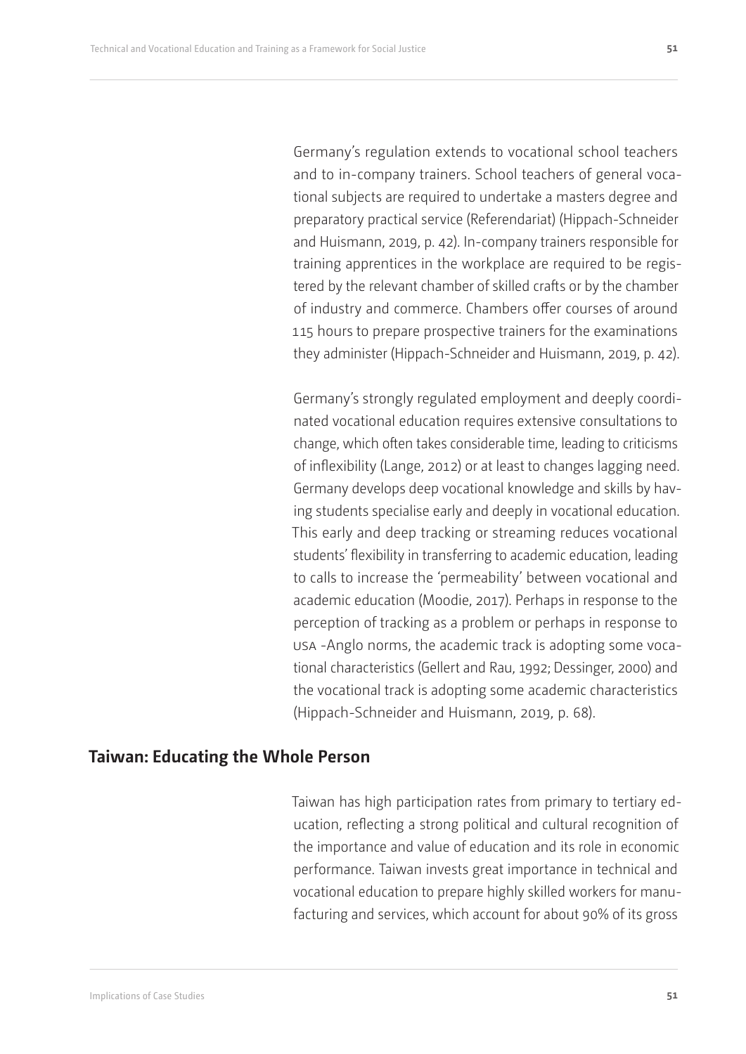Germany's regulation extends to vocational school teachers and to in-company trainers. School teachers of general vocational subjects are required to undertake a masters degree and preparatory practical service (Referendariat) (Hippach-Schneider and Huismann, 2019, p. 42). In-company trainers responsible for training apprentices in the workplace are required to be registered by the relevant chamber of skilled crafts or by the chamber of industry and commerce. Chambers offer courses of around 115 hours to prepare prospective trainers for the examinations they administer (Hippach-Schneider and Huismann, 2019, p. 42).

Germany's strongly regulated employment and deeply coordinated vocational education requires extensive consultations to change, which often takes considerable time, leading to criticisms of inflexibility (Lange, 2012) or at least to changes lagging need. Germany develops deep vocational knowledge and skills by having students specialise early and deeply in vocational education. This early and deep tracking or streaming reduces vocational students' flexibility in transferring to academic education, leading to calls to increase the 'permeability' between vocational and academic education (Moodie, 2017). Perhaps in response to the perception of tracking as a problem or perhaps in response to USA -Anglo norms, the academic track is adopting some vocational characteristics (Gellert and Rau, 1992; Dessinger, 2000) and the vocational track is adopting some academic characteristics (Hippach-Schneider and Huismann, 2019, p. 68).

## Taiwan: Educating the Whole Person

Taiwan has high participation rates from primary to tertiary education, reflecting a strong political and cultural recognition of the importance and value of education and its role in economic performance. Taiwan invests great importance in technical and vocational education to prepare highly skilled workers for manufacturing and services, which account for about 90% of its gross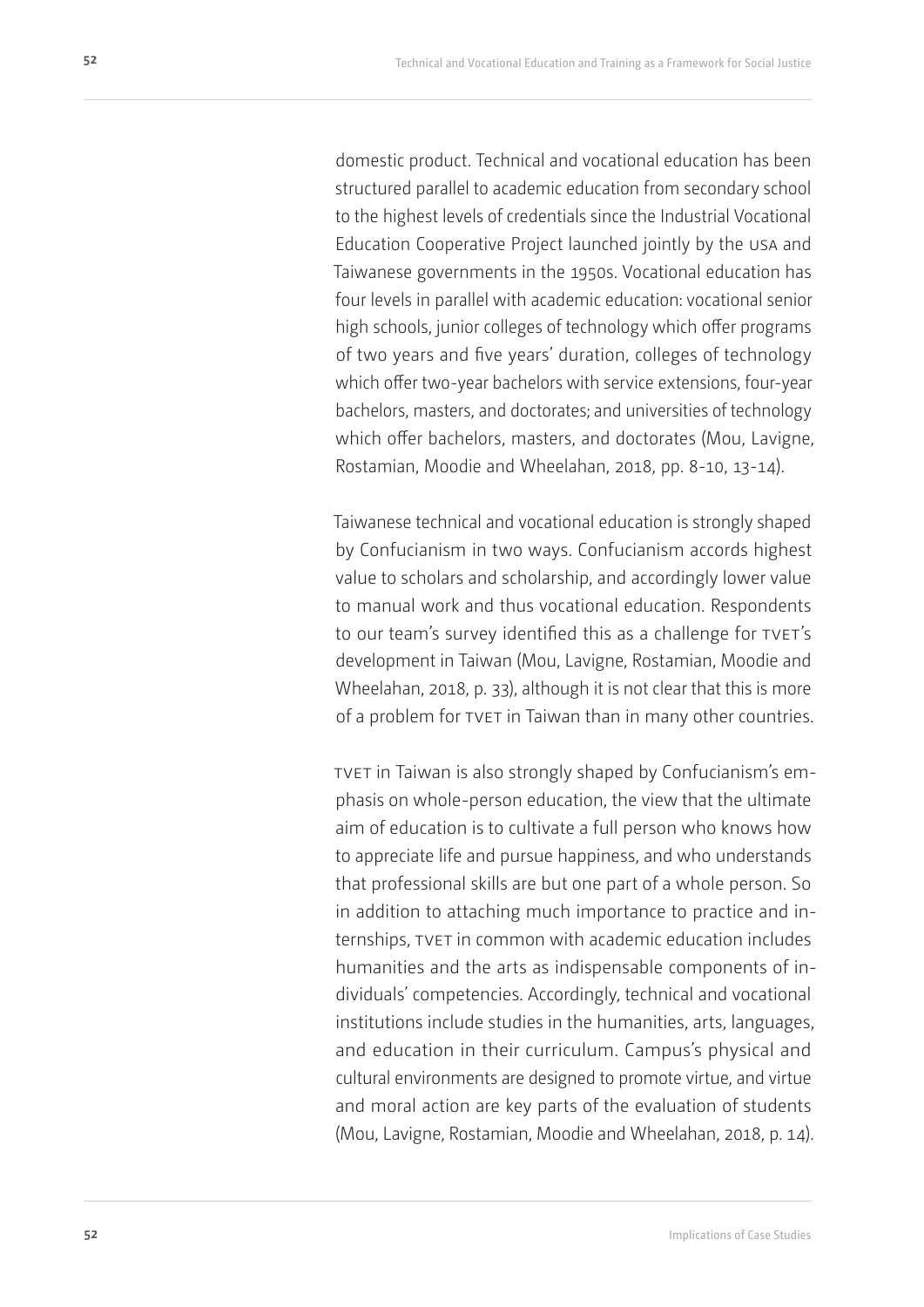domestic product. Technical and vocational education has been structured parallel to academic education from secondary school to the highest levels of credentials since the Industrial Vocational Education Cooperative Project launched jointly by the USA and Taiwanese governments in the 1950s. Vocational education has four levels in parallel with academic education: vocational senior high schools, junior colleges of technology which offer programs of two years and five years' duration, colleges of technology which offer two-year bachelors with service extensions, four-year bachelors, masters, and doctorates; and universities of technology which offer bachelors, masters, and doctorates (Mou, Lavigne, Rostamian, Moodie and Wheelahan, 2018, pp. 8-10, 13-14).

Taiwanese technical and vocational education is strongly shaped by Confucianism in two ways. Confucianism accords highest value to scholars and scholarship, and accordingly lower value to manual work and thus vocational education. Respondents to our team's survey identified this as a challenge for TVET's development in Taiwan (Mou, Lavigne, Rostamian, Moodie and Wheelahan, 2018, p. 33), although it is not clear that this is more of a problem for TVET in Taiwan than in many other countries.

TVET in Taiwan is also strongly shaped by Confucianism's emphasis on whole-person education, the view that the ultimate aim of education is to cultivate a full person who knows how to appreciate life and pursue happiness, and who understands that professional skills are but one part of a whole person. So in addition to attaching much importance to practice and internships, TVET in common with academic education includes humanities and the arts as indispensable components of individuals' competencies. Accordingly, technical and vocational institutions include studies in the humanities, arts, languages, and education in their curriculum. Campus's physical and cultural environments are designed to promote virtue, and virtue and moral action are key parts of the evaluation of students (Mou, Lavigne, Rostamian, Moodie and Wheelahan, 2018, p. 14).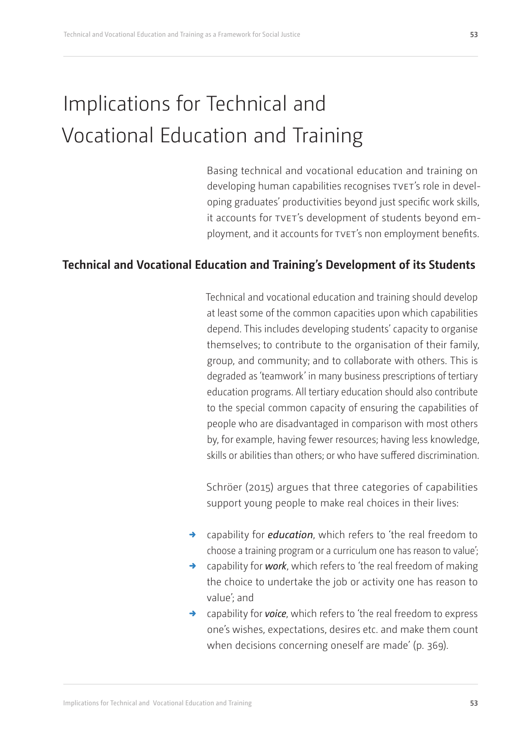# Implications for Technical and Vocational Education and Training

Basing technical and vocational education and training on developing human capabilities recognises TVET's role in developing graduates' productivities beyond just specific work skills, it accounts for TVET's development of students beyond employment, and it accounts for TVET's non employment benefits.

## Technical and Vocational Education and Training's Development of its Students

Technical and vocational education and training should develop at least some of the common capacities upon which capabilities depend. This includes developing students' capacity to organise themselves; to contribute to the organisation of their family, group, and community; and to collaborate with others. This is degraded as 'teamwork' in many business prescriptions of tertiary education programs. All tertiary education should also contribute to the special common capacity of ensuring the capabilities of people who are disadvantaged in comparison with most others by, for example, having fewer resources; having less knowledge, skills or abilities than others; or who have suffered discrimination.

Schröer (2015) argues that three categories of capabilities support young people to make real choices in their lives:

- capability for ***education***, which refers to 'the real freedom to choose a training program or a curriculum one has reason to value';
- capability for ***work***, which refers to 'the real freedom of making the choice to undertake the job or activity one has reason to value'; and
- capability for ***voice***, which refers to 'the real freedom to express one's wishes, expectations, desires etc. and make them count when decisions concerning oneself are made' (p. 369).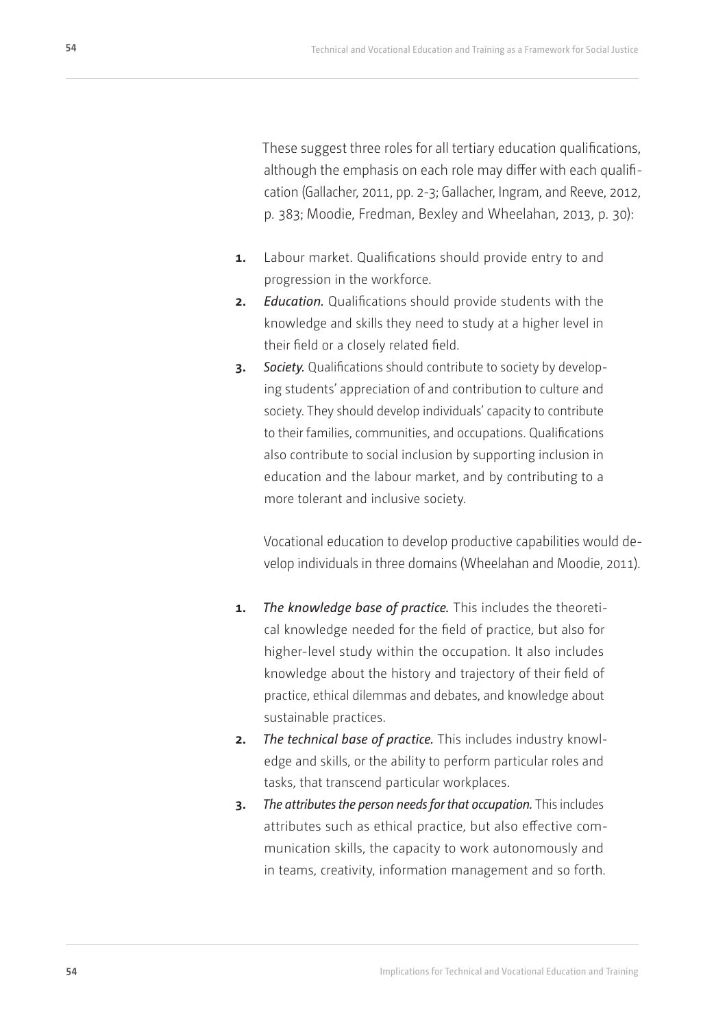These suggest three roles for all tertiary education qualifications, although the emphasis on each role may differ with each qualification (Gallacher, 2011, pp. 2-3; Gallacher, Ingram, and Reeve, 2012, p. 383; Moodie, Fredman, Bexley and Wheelahan, 2013, p. 30):

1. Labour market. Qualifications should provide entry to and progression in the workforce.
2. *Education.* Qualifications should provide students with the knowledge and skills they need to study at a higher level in their field or a closely related field.
3. *Society.* Qualifications should contribute to society by developing students' appreciation of and contribution to culture and society. They should develop individuals' capacity to contribute to their families, communities, and occupations. Qualifications also contribute to social inclusion by supporting inclusion in education and the labour market, and by contributing to a more tolerant and inclusive society.

Vocational education to develop productive capabilities would develop individuals in three domains (Wheelahan and Moodie, 2011).

1. *The knowledge base of practice.* This includes the theoretical knowledge needed for the field of practice, but also for higher-level study within the occupation. It also includes knowledge about the history and trajectory of their field of practice, ethical dilemmas and debates, and knowledge about sustainable practices.
2. *The technical base of practice.* This includes industry knowledge and skills, or the ability to perform particular roles and tasks, that transcend particular workplaces.
3. *The attributes the person needs for that occupation.* This includes attributes such as ethical practice, but also effective communication skills, the capacity to work autonomously and in teams, creativity, information management and so forth.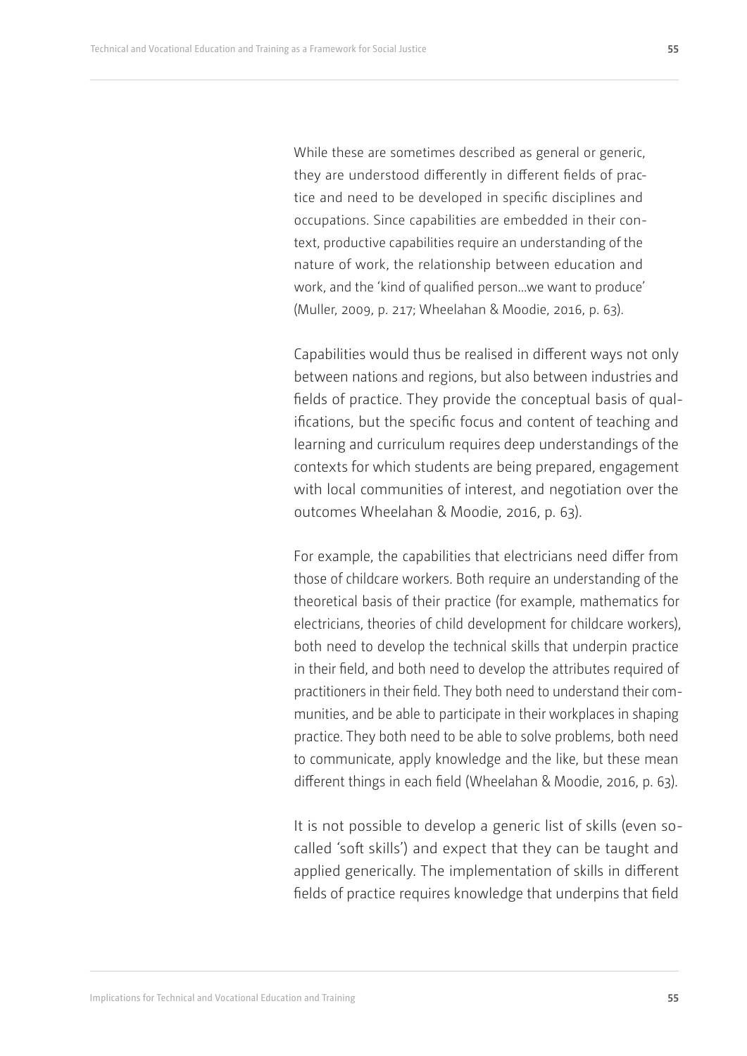While these are sometimes described as general or generic, they are understood differently in different fields of practice and need to be developed in specific disciplines and occupations. Since capabilities are embedded in their context, productive capabilities require an understanding of the nature of work, the relationship between education and work, and the 'kind of qualified person...we want to produce' (Muller, 2009, p. 217; Wheelahan & Moodie, 2016, p. 63).

Capabilities would thus be realised in different ways not only between nations and regions, but also between industries and fields of practice. They provide the conceptual basis of qualifications, but the specific focus and content of teaching and learning and curriculum requires deep understandings of the contexts for which students are being prepared, engagement with local communities of interest, and negotiation over the outcomes Wheelahan & Moodie, 2016, p. 63).

For example, the capabilities that electricians need differ from those of childcare workers. Both require an understanding of the theoretical basis of their practice (for example, mathematics for electricians, theories of child development for childcare workers), both need to develop the technical skills that underpin practice in their field, and both need to develop the attributes required of practitioners in their field. They both need to understand their communities, and be able to participate in their workplaces in shaping practice. They both need to be able to solve problems, both need to communicate, apply knowledge and the like, but these mean different things in each field (Wheelahan & Moodie, 2016, p. 63).

It is not possible to develop a generic list of skills (even so-called 'soft skills') and expect that they can be taught and applied generically. The implementation of skills in different fields of practice requires knowledge that underpins that field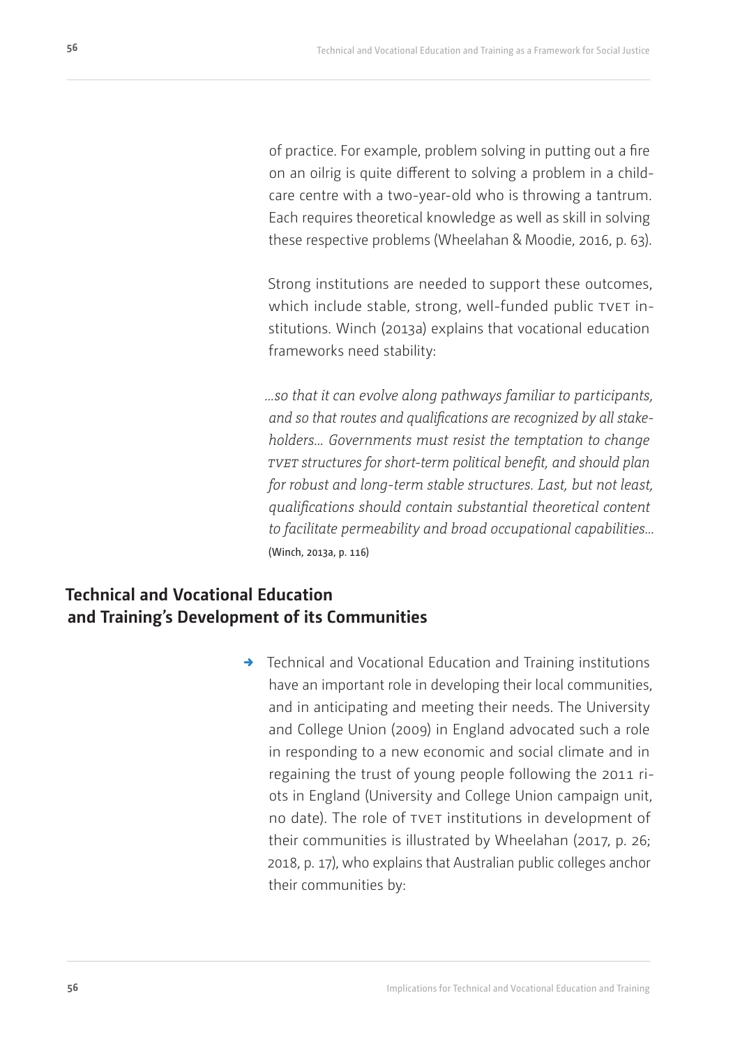of practice. For example, problem solving in putting out a fire on an oilrig is quite different to solving a problem in a child-care centre with a two-year-old who is throwing a tantrum. Each requires theoretical knowledge as well as skill in solving these respective problems (Wheelahan & Moodie, 2016, p. 63).

Strong institutions are needed to support these outcomes, which include stable, strong, well-funded public TVET institutions. Winch (2013a) explains that vocational education frameworks need stability:

> *...so that it can evolve along pathways familiar to participants, and so that routes and qualifications are recognized by all stakeholders... Governments must resist the temptation to change TVET structures for short-term political benefit, and should plan for robust and long-term stable structures. Last, but not least, qualifications should contain substantial theoretical content to facilitate permeability and broad occupational capabilities...* (Winch, 2013a, p. 116)

## Technical and Vocational Education and Training's Development of its Communities

→ Technical and Vocational Education and Training institutions have an important role in developing their local communities, and in anticipating and meeting their needs. The University and College Union (2009) in England advocated such a role in responding to a new economic and social climate and in regaining the trust of young people following the 2011 riots in England (University and College Union campaign unit, no date). The role of TVET institutions in development of their communities is illustrated by Wheelahan (2017, p. 26; 2018, p. 17), who explains that Australian public colleges anchor their communities by: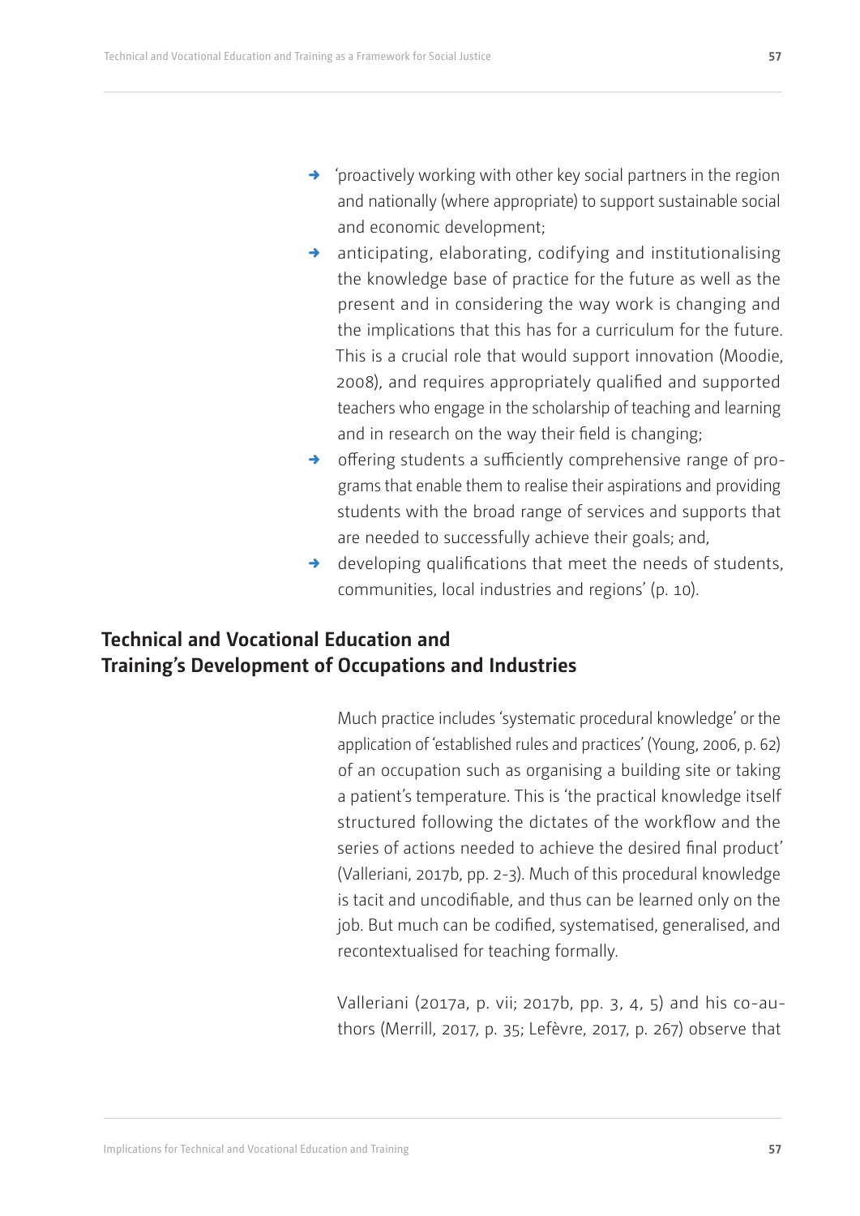- 'proactively working with other key social partners in the region and nationally (where appropriate) to support sustainable social and economic development;
- anticipating, elaborating, codifying and institutionalising the knowledge base of practice for the future as well as the present and in considering the way work is changing and the implications that this has for a curriculum for the future. This is a crucial role that would support innovation (Moodie, 2008), and requires appropriately qualified and supported teachers who engage in the scholarship of teaching and learning and in research on the way their field is changing;
- offering students a sufficiently comprehensive range of programs that enable them to realise their aspirations and providing students with the broad range of services and supports that are needed to successfully achieve their goals; and,
- developing qualifications that meet the needs of students, communities, local industries and regions' (p. 10).

## Technical and Vocational Education and Training's Development of Occupations and Industries

Much practice includes 'systematic procedural knowledge' or the application of 'established rules and practices' (Young, 2006, p. 62) of an occupation such as organising a building site or taking a patient's temperature. This is 'the practical knowledge itself structured following the dictates of the workflow and the series of actions needed to achieve the desired final product' (Valleriani, 2017b, pp. 2-3). Much of this procedural knowledge is tacit and uncodifiable, and thus can be learned only on the job. But much can be codified, systematised, generalised, and recontextualised for teaching formally.

Valleriani (2017a, p. vii; 2017b, pp. 3, 4, 5) and his co-authors (Merrill, 2017, p. 35; Lefèvre, 2017, p. 267) observe that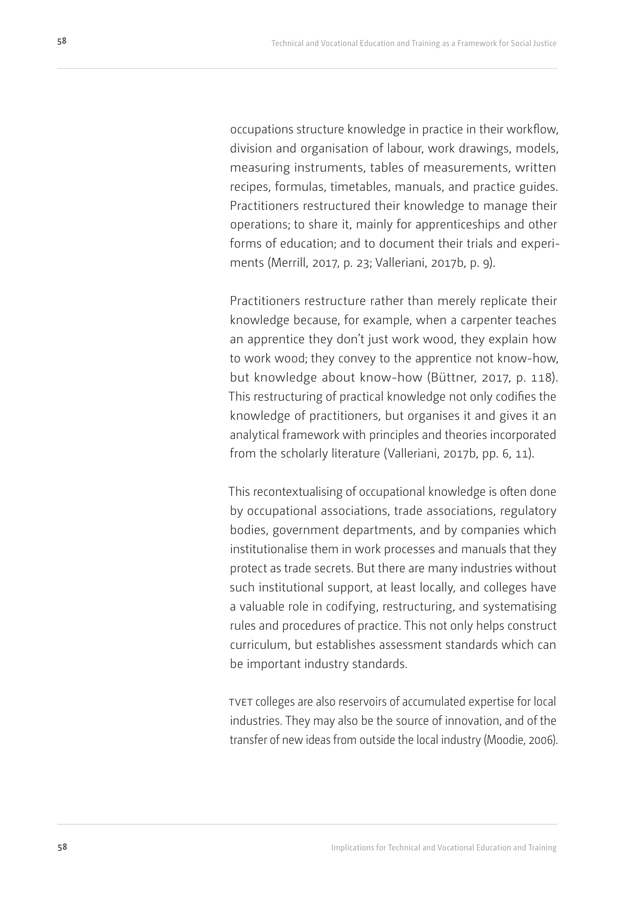occupations structure knowledge in practice in their workflow, division and organisation of labour, work drawings, models, measuring instruments, tables of measurements, written recipes, formulas, timetables, manuals, and practice guides. Practitioners restructured their knowledge to manage their operations; to share it, mainly for apprenticeships and other forms of education; and to document their trials and experiments (Merrill, 2017, p. 23; Valleriani, 2017b, p. 9).

Practitioners restructure rather than merely replicate their knowledge because, for example, when a carpenter teaches an apprentice they don't just work wood, they explain how to work wood; they convey to the apprentice not know-how, but knowledge about know-how (Büttner, 2017, p. 118). This restructuring of practical knowledge not only codifies the knowledge of practitioners, but organises it and gives it an analytical framework with principles and theories incorporated from the scholarly literature (Valleriani, 2017b, pp. 6, 11).

This recontextualising of occupational knowledge is often done by occupational associations, trade associations, regulatory bodies, government departments, and by companies which institutionalise them in work processes and manuals that they protect as trade secrets. But there are many industries without such institutional support, at least locally, and colleges have a valuable role in codifying, restructuring, and systematising rules and procedures of practice. This not only helps construct curriculum, but establishes assessment standards which can be important industry standards.

TVET colleges are also reservoirs of accumulated expertise for local industries. They may also be the source of innovation, and of the transfer of new ideas from outside the local industry (Moodie, 2006).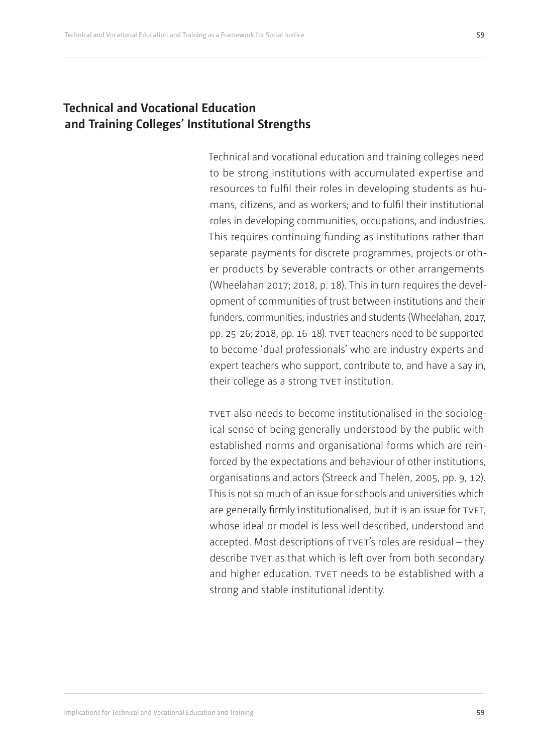## Technical and Vocational Education and Training Colleges' Institutional Strengths

Technical and vocational education and training colleges need to be strong institutions with accumulated expertise and resources to fulfil their roles in developing students as humans, citizens, and as workers; and to fulfil their institutional roles in developing communities, occupations, and industries. This requires continuing funding as institutions rather than separate payments for discrete programmes, projects or other products by severable contracts or other arrangements (Wheelahan 2017; 2018, p. 18). This in turn requires the development of communities of trust between institutions and their funders, communities, industries and students (Wheelahan, 2017, pp. 25-26; 2018, pp. 16-18). TVET teachers need to be supported to become 'dual professionals' who are industry experts and expert teachers who support, contribute to, and have a say in, their college as a strong TVET institution.

TVET also needs to become institutionalised in the sociological sense of being generally understood by the public with established norms and organisational forms which are reinforced by the expectations and behaviour of other institutions, organisations and actors (Streeck and Thelen, 2005, pp. 9, 12). This is not so much of an issue for schools and universities which are generally firmly institutionalised, but it is an issue for TVET, whose ideal or model is less well described, understood and accepted. Most descriptions of TVET's roles are residual – they describe TVET as that which is left over from both secondary and higher education. TVET needs to be established with a strong and stable institutional identity.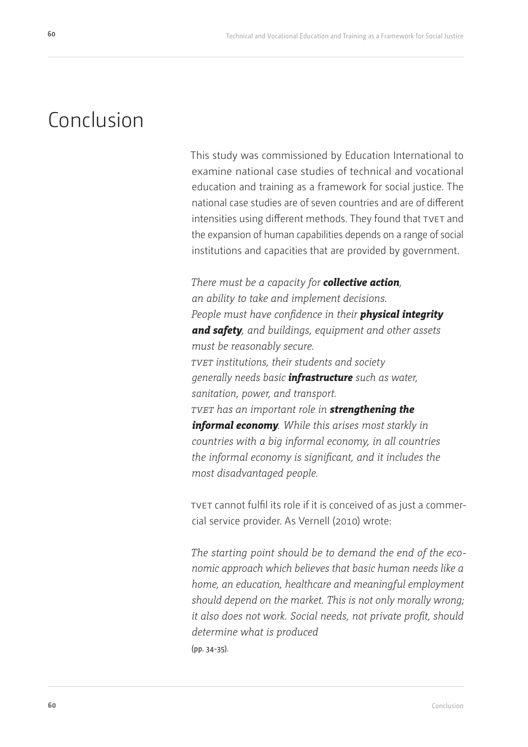# Conclusion

This study was commissioned by Education International to examine national case studies of technical and vocational education and training as a framework for social justice. The national case studies are of seven countries and are of different intensities using different methods. They found that TVET and the expansion of human capabilities depends on a range of social institutions and capacities that are provided by government.

*There must be a capacity for* ***collective action****, an ability to take and implement decisions.*
*People must have confidence in their* ***physical integrity and safety****, and buildings, equipment and other assets must be reasonably secure.*
*TVET institutions, their students and society generally needs basic* ***infrastructure*** *such as water, sanitation, power, and transport.*
*TVET has an important role in* ***strengthening the informal economy****. While this arises most starkly in countries with a big informal economy, in all countries the informal economy is significant, and it includes the most disadvantaged people.*

TVET cannot fulfil its role if it is conceived of as just a commercial service provider. As Vernell (2010) wrote:

*The starting point should be to demand the end of the economic approach which believes that basic human needs like a home, an education, healthcare and meaningful employment should depend on the market. This is not only morally wrong; it also does not work. Social needs, not private profit, should determine what is produced*
(pp. 34-35).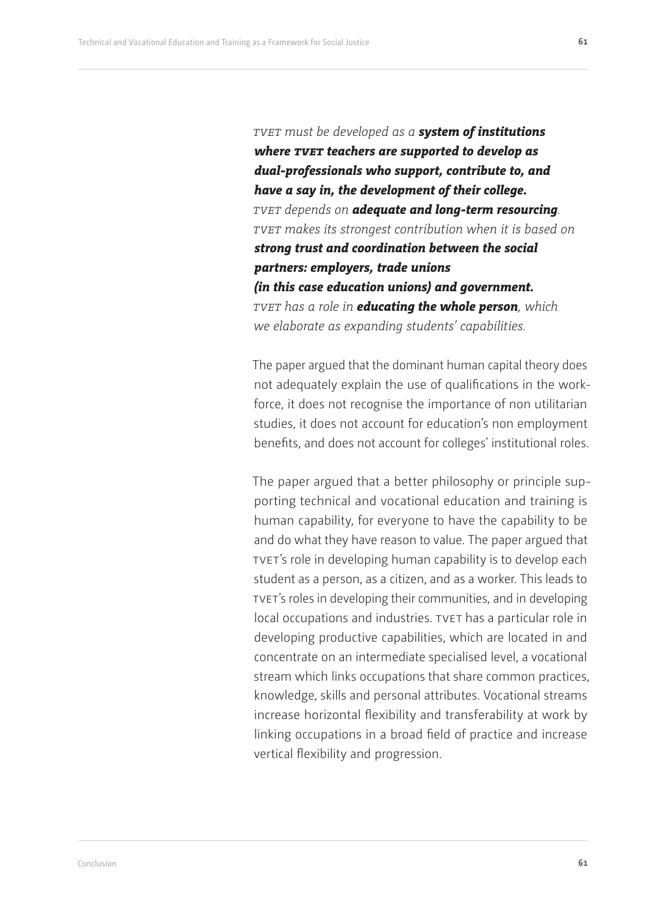*TVET must be developed as a **system of institutions where TVET teachers are supported to develop as dual-professionals who support, contribute to, and have a say in, the development of their college.***
*TVET depends on **adequate and long-term resourcing**.*
*TVET makes its strongest contribution when it is based on **strong trust and coordination between the social partners: employers, trade unions (in this case education unions) and government.***
*TVET has a role in **educating the whole person**, which we elaborate as expanding students' capabilities.*

The paper argued that the dominant human capital theory does not adequately explain the use of qualifications in the workforce, it does not recognise the importance of non utilitarian studies, it does not account for education's non employment benefits, and does not account for colleges' institutional roles.

The paper argued that a better philosophy or principle supporting technical and vocational education and training is human capability, for everyone to have the capability to be and do what they have reason to value. The paper argued that TVET's role in developing human capability is to develop each student as a person, as a citizen, and as a worker. This leads to TVET's roles in developing their communities, and in developing local occupations and industries. TVET has a particular role in developing productive capabilities, which are located in and concentrate on an intermediate specialised level, a vocational stream which links occupations that share common practices, knowledge, skills and personal attributes. Vocational streams increase horizontal flexibility and transferability at work by linking occupations in a broad field of practice and increase vertical flexibility and progression.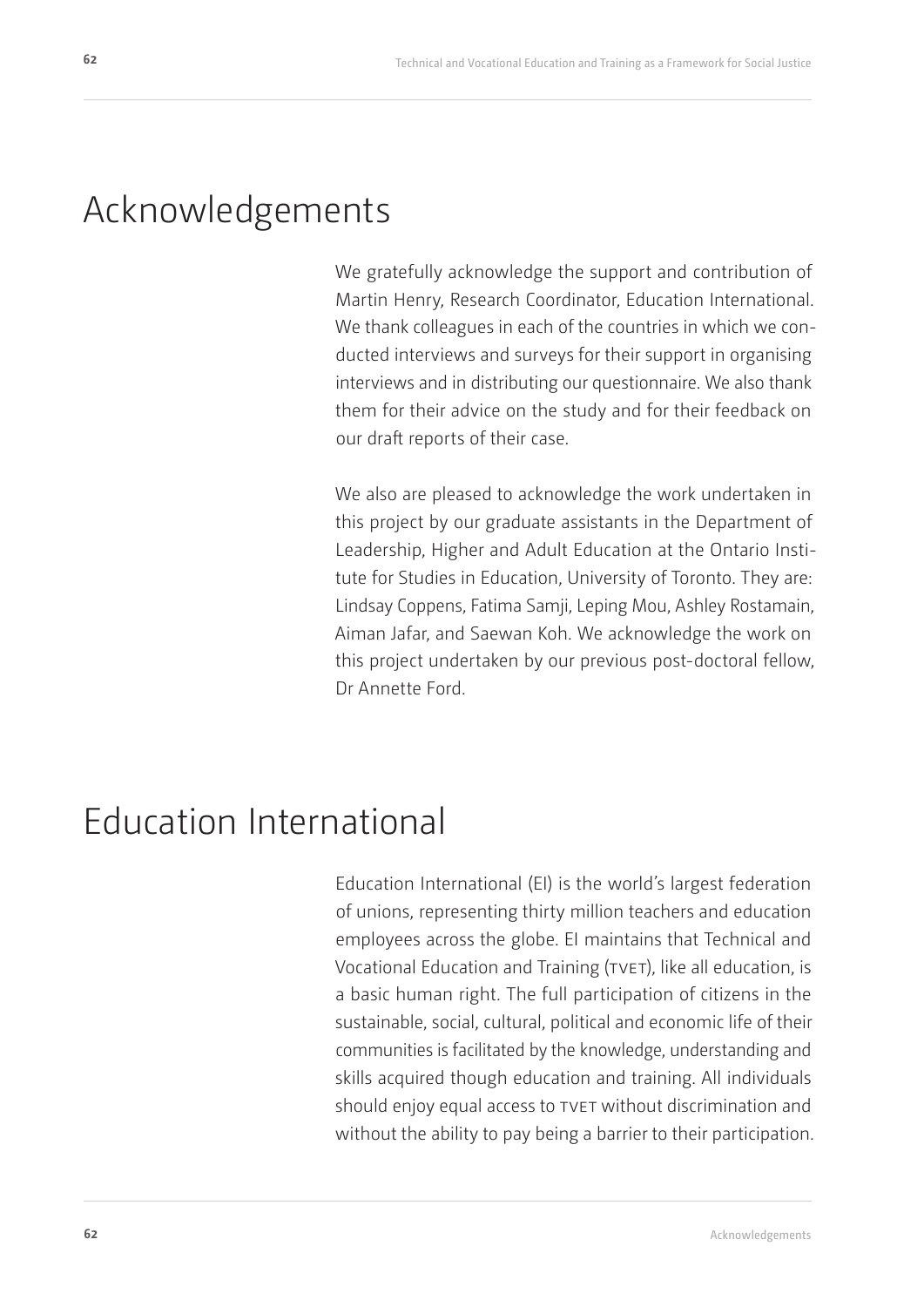# Acknowledgements

We gratefully acknowledge the support and contribution of Martin Henry, Research Coordinator, Education International. We thank colleagues in each of the countries in which we conducted interviews and surveys for their support in organising interviews and in distributing our questionnaire. We also thank them for their advice on the study and for their feedback on our draft reports of their case.

We also are pleased to acknowledge the work undertaken in this project by our graduate assistants in the Department of Leadership, Higher and Adult Education at the Ontario Institute for Studies in Education, University of Toronto. They are: Lindsay Coppens, Fatima Samji, Leping Mou, Ashley Rostamain, Aiman Jafar, and Saewan Koh. We acknowledge the work on this project undertaken by our previous post-doctoral fellow, Dr Annette Ford.

# Education International

Education International (EI) is the world's largest federation of unions, representing thirty million teachers and education employees across the globe. EI maintains that Technical and Vocational Education and Training (TVET), like all education, is a basic human right. The full participation of citizens in the sustainable, social, cultural, political and economic life of their communities is facilitated by the knowledge, understanding and skills acquired though education and training. All individuals should enjoy equal access to TVET without discrimination and without the ability to pay being a barrier to their participation.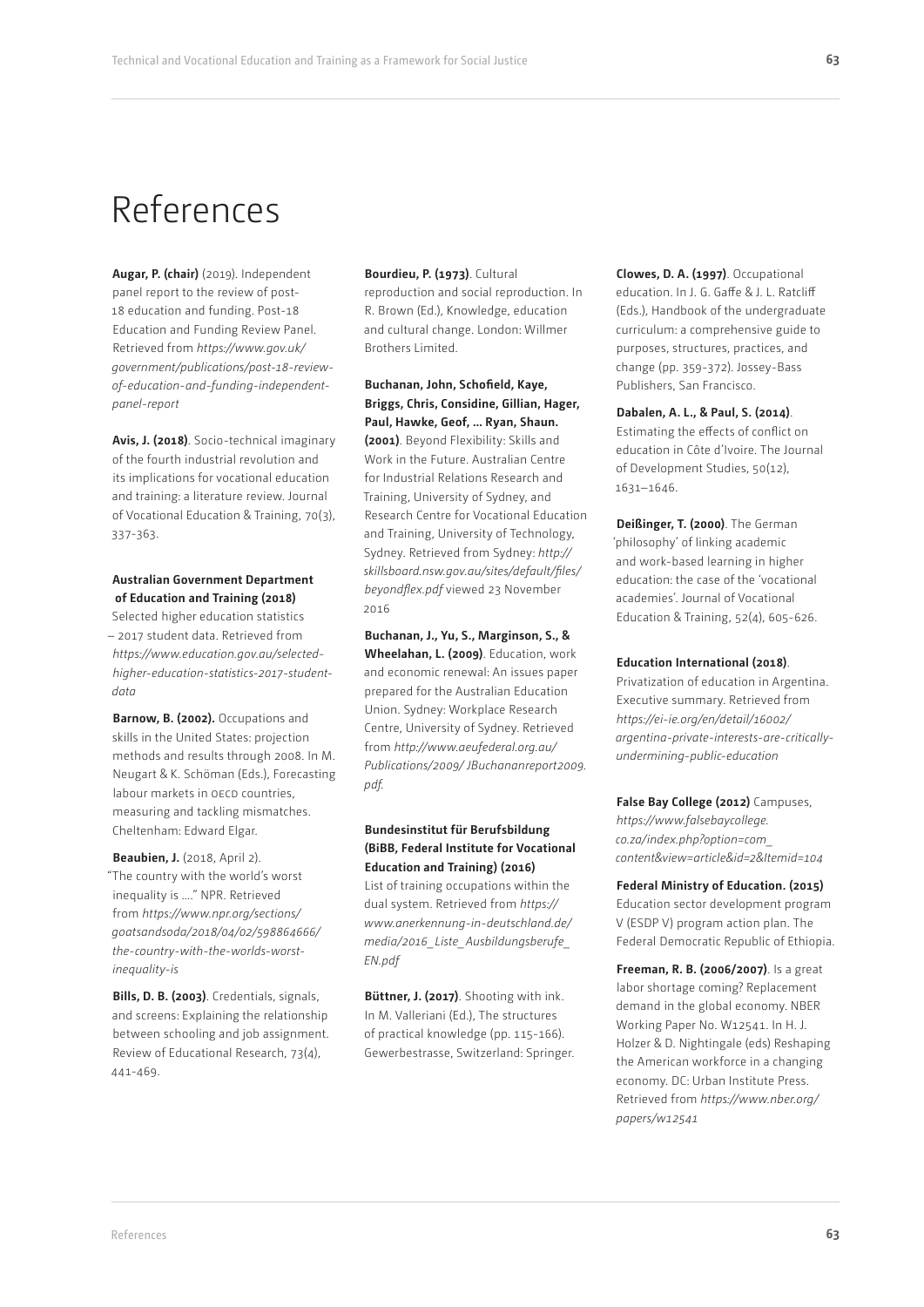# References

**Augar, P. (chair)** (2019). Independent panel report to the review of post-18 education and funding. Post-18 Education and Funding Review Panel. Retrieved from *https://www.gov.uk/government/publications/post-18-review-of-education-and-funding-independent-panel-report*

**Avis, J. (2018)**. Socio-technical imaginary of the fourth industrial revolution and its implications for vocational education and training: a literature review. Journal of Vocational Education & Training, 70(3), 337-363.

**Australian Government Department of Education and Training (2018)** Selected higher education statistics – 2017 student data. Retrieved from *https://www.education.gov.au/selected-higher-education-statistics-2017-student-data*

**Barnow, B. (2002).** Occupations and skills in the United States: projection methods and results through 2008. In M. Neugart & K. Schöman (Eds.), Forecasting labour markets in OECD countries, measuring and tackling mismatches. Cheltenham: Edward Elgar.

**Beaubien, J.** (2018, April 2). "The country with the world's worst inequality is ...." NPR. Retrieved from *https://www.npr.org/sections/goatsandsoda/2018/04/02/598864666/the-country-with-the-worlds-worst-inequality-is*

**Bills, D. B. (2003)**. Credentials, signals, and screens: Explaining the relationship between schooling and job assignment. Review of Educational Research, 73(4), 441-469.

**Bourdieu, P. (1973)**. Cultural reproduction and social reproduction. In R. Brown (Ed.), Knowledge, education and cultural change. London: Willmer Brothers Limited.

**Buchanan, John, Schofield, Kaye, Briggs, Chris, Considine, Gillian, Hager, Paul, Hawke, Geof, ... Ryan, Shaun. (2001)**. Beyond Flexibility: Skills and Work in the Future. Australian Centre for Industrial Relations Research and Training, University of Sydney, and Research Centre for Vocational Education and Training, University of Technology, Sydney. Retrieved from Sydney: *http://skillsboard.nsw.gov.au/sites/default/files/beyondflex.pdf* viewed 23 November 2016

**Buchanan, J., Yu, S., Marginson, S., & Wheelahan, L. (2009)**. Education, work and economic renewal: An issues paper prepared for the Australian Education Union. Sydney: Workplace Research Centre, University of Sydney. Retrieved from *http://www.aeufederal.org.au/Publications/2009/ JBuchananreport2009.pdf.*

**Bundesinstitut für Berufsbildung (BiBB, Federal Institute for Vocational Education and Training) (2016)** List of training occupations within the dual system. Retrieved from *https://www.anerkennung-in-deutschland.de/media/2016_Liste_Ausbildungsberufe_EN.pdf*

**Büttner, J. (2017)**. Shooting with ink. In M. Valleriani (Ed.), The structures of practical knowledge (pp. 115-166). Gewerbestrasse, Switzerland: Springer.

**Clowes, D. A. (1997)**. Occupational education. In J. G. Gaffe & J. L. Ratcliff (Eds.), Handbook of the undergraduate curriculum: a comprehensive guide to purposes, structures, practices, and change (pp. 359-372). Jossey-Bass Publishers, San Francisco.

**Dabalen, A. L., & Paul, S. (2014)**. Estimating the effects of conflict on education in Côte d'Ivoire. The Journal of Development Studies, 50(12), 1631–1646.

**Deißinger, T. (2000)**. The German 'philosophy' of linking academic and work-based learning in higher education: the case of the 'vocational academies'. Journal of Vocational Education & Training, 52(4), 605-626.

**Education International (2018)**. Privatization of education in Argentina. Executive summary. Retrieved from *https://ei-ie.org/en/detail/16002/argentina-private-interests-are-critically-undermining-public-education*

**False Bay College (2012)** Campuses, *https://www.falsebaycollege.co.za/index.php?option=com_content&view=article&id=2&Itemid=104*

**Federal Ministry of Education. (2015)** Education sector development program V (ESDP V) program action plan. The Federal Democratic Republic of Ethiopia.

**Freeman, R. B. (2006/2007)**. Is a great labor shortage coming? Replacement demand in the global economy. NBER Working Paper No. W12541. In H. J. Holzer & D. Nightingale (eds) Reshaping the American workforce in a changing economy. DC: Urban Institute Press. Retrieved from *https://www.nber.org/papers/w12541*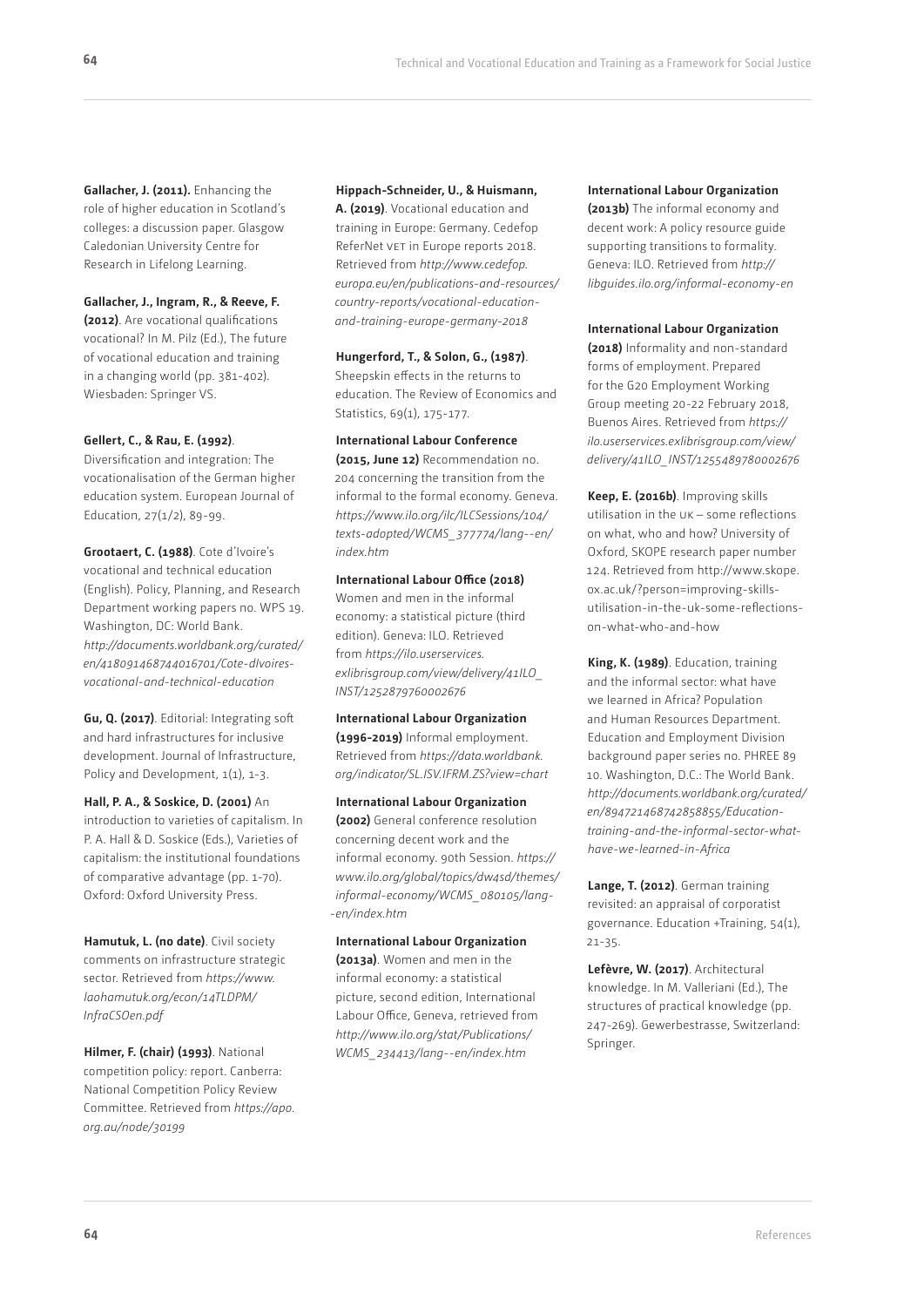**Gallacher, J. (2011).** Enhancing the role of higher education in Scotland's colleges: a discussion paper. Glasgow Caledonian University Centre for Research in Lifelong Learning.

**Gallacher, J., Ingram, R., & Reeve, F. (2012)**. Are vocational qualifications vocational? In M. Pilz (Ed.), The future of vocational education and training in a changing world (pp. 381-402). Wiesbaden: Springer VS.

**Gellert, C., & Rau, E. (1992)**. Diversification and integration: The vocationalisation of the German higher education system. European Journal of Education, 27(1/2), 89-99.

**Grootaert, C. (1988)**. Cote d'Ivoire's vocational and technical education (English). Policy, Planning, and Research Department working papers no. WPS 19. Washington, DC: World Bank. *http://documents.worldbank.org/curated/en/418091468744016701/Cote-dIvoires-vocational-and-technical-education*

**Gu, Q. (2017)**. Editorial: Integrating soft and hard infrastructures for inclusive development. Journal of Infrastructure, Policy and Development, 1(1), 1-3.

**Hall, P. A., & Soskice, D. (2001)** An introduction to varieties of capitalism. In P. A. Hall & D. Soskice (Eds.), Varieties of capitalism: the institutional foundations of comparative advantage (pp. 1-70). Oxford: Oxford University Press.

**Hamutuk, L. (no date)**. Civil society comments on infrastructure strategic sector. Retrieved from *https://www.laohamutuk.org/econ/14TLDPM/InfraCSOen.pdf*

**Hilmer, F. (chair) (1993)**. National competition policy: report. Canberra: National Competition Policy Review Committee. Retrieved from *https://apo.org.au/node/30199*

**Hippach-Schneider, U., & Huismann, A. (2019)**. Vocational education and training in Europe: Germany. Cedefop ReferNet VET in Europe reports 2018. Retrieved from *http://www.cedefop.europa.eu/en/publications-and-resources/country-reports/vocational-education-and-training-europe-germany-2018*

**Hungerford, T., & Solon, G., (1987)**. Sheepskin effects in the returns to education. The Review of Economics and Statistics, 69(1), 175-177.

**International Labour Conference (2015, June 12)** Recommendation no. 204 concerning the transition from the informal to the formal economy. Geneva. *https://www.ilo.org/ilc/ILCSessions/104/texts-adopted/WCMS_377774/lang--en/index.htm*

**International Labour Office (2018)** Women and men in the informal economy: a statistical picture (third edition). Geneva: ILO. Retrieved from *https://ilo.userservices.exlibrisgroup.com/view/delivery/41ILO_INST/1252879760002676*

**International Labour Organization (1996-2019)** Informal employment. Retrieved from *https://data.worldbank.org/indicator/SL.ISV.IFRM.ZS?view=chart*

**International Labour Organization (2002)** General conference resolution concerning decent work and the informal economy. 90th Session. *https://www.ilo.org/global/topics/dw4sd/themes/informal-economy/WCMS_080105/lang--en/index.htm*

**International Labour Organization (2013a)**. Women and men in the informal economy: a statistical picture, second edition, International Labour Office, Geneva, retrieved from *http://www.ilo.org/stat/Publications/WCMS_234413/lang--en/index.htm*

**International Labour Organization (2013b)** The informal economy and decent work: A policy resource guide supporting transitions to formality. Geneva: ILO. Retrieved from *http://libguides.ilo.org/informal-economy-en*

**International Labour Organization (2018)** Informality and non-standard forms of employment. Prepared for the G20 Employment Working Group meeting 20-22 February 2018, Buenos Aires. Retrieved from *https://ilo.userservices.exlibrisgroup.com/view/delivery/41ILO_INST/1255489780002676*

**Keep, E. (2016b)**. Improving skills utilisation in the UK – some reflections on what, who and how? University of Oxford, SKOPE research paper number 124. Retrieved from http://www.skope.ox.ac.uk/?person=improving-skills-utilisation-in-the-uk-some-reflections-on-what-who-and-how

**King, K. (1989)**. Education, training and the informal sector: what have we learned in Africa? Population and Human Resources Department. Education and Employment Division background paper series no. PHREE 89 10. Washington, D.C.: The World Bank. *http://documents.worldbank.org/curated/en/894721468742858855/Education-training-and-the-informal-sector-what-have-we-learned-in-Africa*

**Lange, T. (2012)**. German training revisited: an appraisal of corporatist governance. Education +Training, 54(1), 21-35.

**Lefèvre, W. (2017)**. Architectural knowledge. In M. Valleriani (Ed.), The structures of practical knowledge (pp. 247-269). Gewerbestrasse, Switzerland: Springer.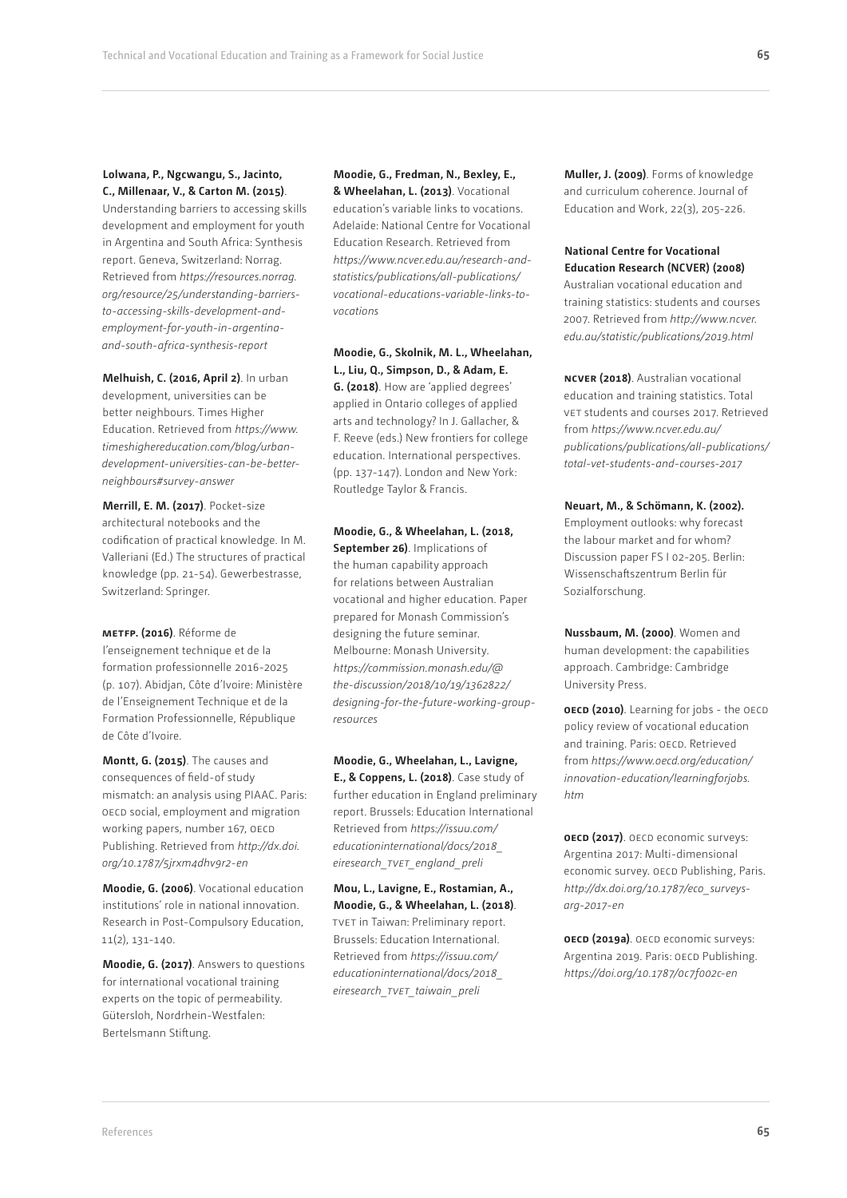**Lolwana, P., Ngcwangu, S., Jacinto, C., Millenaar, V., & Carton M. (2015)**. Understanding barriers to accessing skills development and employment for youth in Argentina and South Africa: Synthesis report. Geneva, Switzerland: Norrag. Retrieved from *https://resources.norrag.org/resource/25/understanding-barriers-to-accessing-skills-development-and-employment-for-youth-in-argentina-and-south-africa-synthesis-report*

**Melhuish, C. (2016, April 2)**. In urban development, universities can be better neighbours. Times Higher Education. Retrieved from *https://www.timeshighereducation.com/blog/urban-development-universities-can-be-better-neighbours#survey-answer*

**Merrill, E. M. (2017)**. Pocket-size architectural notebooks and the codification of practical knowledge. In M. Valleriani (Ed.) The structures of practical knowledge (pp. 21-54). Gewerbestrasse, Switzerland: Springer.

**METFP. (2016)**. Réforme de l'enseignement technique et de la formation professionnelle 2016-2025 (p. 107). Abidjan, Côte d'Ivoire: Ministère de l'Enseignement Technique et de la Formation Professionnelle, République de Côte d'Ivoire.

**Montt, G. (2015)**. The causes and consequences of field-of study mismatch: an analysis using PIAAC. Paris: OECD social, employment and migration working papers, number 167, OECD Publishing. Retrieved from *http://dx.doi.org/10.1787/5jrxm4dhv9r2-en*

**Moodie, G. (2006)**. Vocational education institutions' role in national innovation. Research in Post-Compulsory Education, 11(2), 131-140.

**Moodie, G. (2017)**. Answers to questions for international vocational training experts on the topic of permeability. Gütersloh, Nordrhein-Westfalen: Bertelsmann Stiftung.

**Moodie, G., Fredman, N., Bexley, E., & Wheelahan, L. (2013)**. Vocational education's variable links to vocations. Adelaide: National Centre for Vocational Education Research. Retrieved from *https://www.ncver.edu.au/research-and-statistics/publications/all-publications/vocational-educations-variable-links-to-vocations*

**Moodie, G., Skolnik, M. L., Wheelahan, L., Liu, Q., Simpson, D., & Adam, E. G. (2018)**. How are 'applied degrees' applied in Ontario colleges of applied arts and technology? In J. Gallacher, & F. Reeve (eds.) New frontiers for college education. International perspectives. (pp. 137-147). London and New York: Routledge Taylor & Francis.

**Moodie, G., & Wheelahan, L. (2018, September 26)**. Implications of the human capability approach for relations between Australian vocational and higher education. Paper prepared for Monash Commission's designing the future seminar. Melbourne: Monash University. *https://commission.monash.edu/@the-discussion/2018/10/19/1362822/designing-for-the-future-working-group-resources*

**Moodie, G., Wheelahan, L., Lavigne, E., & Coppens, L. (2018)**. Case study of further education in England preliminary report. Brussels: Education International Retrieved from *https://issuu.com/educationinternational/docs/2018_eiresearch_TVET_england_preli*

**Mou, L., Lavigne, E., Rostamian, A., Moodie, G., & Wheelahan, L. (2018)**. TVET in Taiwan: Preliminary report. Brussels: Education International. Retrieved from *https://issuu.com/educationinternational/docs/2018_eiresearch_TVET_taiwain_preli*

**Muller, J. (2009)**. Forms of knowledge and curriculum coherence. Journal of Education and Work, 22(3), 205-226.

**National Centre for Vocational Education Research (NCVER) (2008)** Australian vocational education and training statistics: students and courses 2007. Retrieved from *http://www.ncver.edu.au/statistic/publications/2019.html*

**NCVER (2018)**. Australian vocational education and training statistics. Total VET students and courses 2017. Retrieved from *https://www.ncver.edu.au/publications/publications/all-publications/total-vet-students-and-courses-2017*

**Neuart, M., & Schömann, K. (2002).** Employment outlooks: why forecast the labour market and for whom? Discussion paper FS I 02-205. Berlin: Wissenschaftszentrum Berlin für Sozialforschung.

**Nussbaum, M. (2000)**. Women and human development: the capabilities approach. Cambridge: Cambridge University Press.

**OECD (2010)**. Learning for jobs - the OECD policy review of vocational education and training. Paris: OECD. Retrieved from *https://www.oecd.org/education/innovation-education/learningforjobs.htm*

**OECD (2017)**. OECD economic surveys: Argentina 2017: Multi-dimensional economic survey. OECD Publishing, Paris. *http://dx.doi.org/10.1787/eco_surveys-arg-2017-en*

**OECD (2019a)**. OECD economic surveys: Argentina 2019. Paris: OECD Publishing. *https://doi.org/10.1787/0c7f002c-en*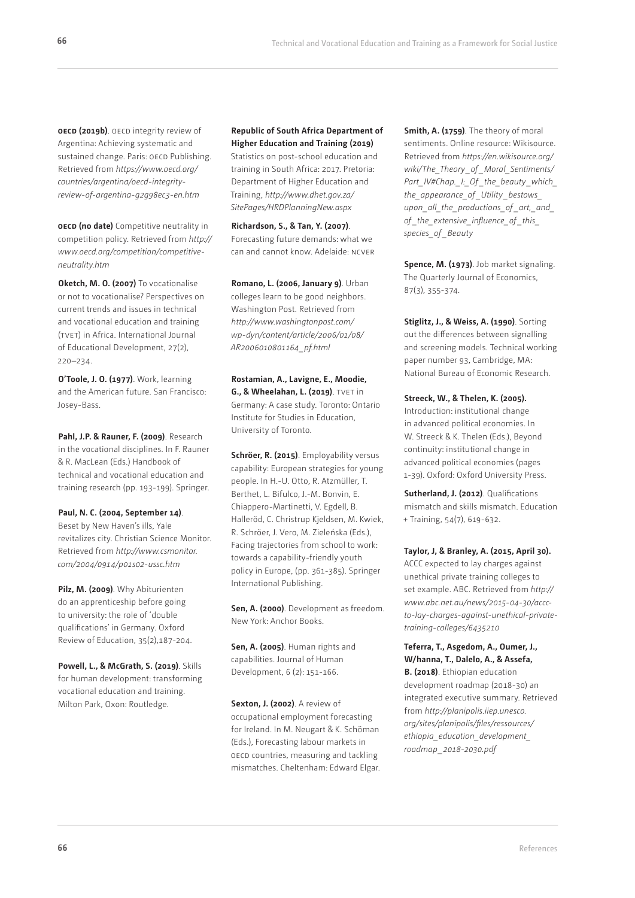**OECD (2019b)**. OECD integrity review of Argentina: Achieving systematic and sustained change. Paris: OECD Publishing. Retrieved from *https://www.oecd.org/countries/argentina/oecd-integrity-review-of-argentina-g2g98ec3-en.htm*

**OECD (no date)** Competitive neutrality in competition policy. Retrieved from *http://www.oecd.org/competition/competitive-neutrality.htm*

**Oketch, M. O. (2007)** To vocationalise or not to vocationalise? Perspectives on current trends and issues in technical and vocational education and training (TVET) in Africa. International Journal of Educational Development, 27(2), 220–234.

**O'Toole, J. O. (1977)**. Work, learning and the American future. San Francisco: Josey-Bass.

**Pahl, J.P. & Rauner, F. (2009)**. Research in the vocational disciplines. In F. Rauner & R. MacLean (Eds.) Handbook of technical and vocational education and training research (pp. 193-199). Springer.

**Paul, N. C. (2004, September 14)**. Beset by New Haven's ills, Yale revitalizes city. Christian Science Monitor. Retrieved from *http://www.csmonitor.com/2004/0914/p01s02-ussc.htm*

**Pilz, M. (2009)**. Why Abiturienten do an apprenticeship before going to university: the role of 'double qualifications' in Germany. Oxford Review of Education, 35(2),187-204.

**Powell, L., & McGrath, S. (2019)**. Skills for human development: transforming vocational education and training. Milton Park, Oxon: Routledge.

**Republic of South Africa Department of Higher Education and Training (2019)** Statistics on post-school education and training in South Africa: 2017. Pretoria: Department of Higher Education and Training, *http://www.dhet.gov.za/SitePages/HRDPlanningNew.aspx*

**Richardson, S., & Tan, Y. (2007)**. Forecasting future demands: what we can and cannot know. Adelaide: NCVER

**Romano, L. (2006, January 9)**. Urban colleges learn to be good neighbors. Washington Post. Retrieved from *http://www.washingtonpost.com/wp-dyn/content/article/2006/01/08/AR2006010801164_pf.html*

**Rostamian, A., Lavigne, E., Moodie, G., & Wheelahan, L. (2019)**. TVET in Germany: A case study. Toronto: Ontario Institute for Studies in Education, University of Toronto.

**Schröer, R. (2015)**. Employability versus capability: European strategies for young people. In H.-U. Otto, R. Atzmüller, T. Berthet, L. Bifulco, J.-M. Bonvin, E. Chiappero-Martinetti, V. Egdell, B. Halleröd, C. Christrup Kjeldsen, M. Kwiek, R. Schröer, J. Vero, M. Zieleńska (Eds.), Facing trajectories from school to work: towards a capability-friendly youth policy in Europe, (pp. 361-385). Springer International Publishing.

**Sen, A. (2000)**. Development as freedom. New York: Anchor Books.

**Sen, A. (2005)**. Human rights and capabilities. Journal of Human Development, 6 (2): 151-166.

**Sexton, J. (2002)**. A review of occupational employment forecasting for Ireland. In M. Neugart & K. Schöman (Eds.), Forecasting labour markets in OECD countries, measuring and tackling mismatches. Cheltenham: Edward Elgar.

**Smith, A. (1759)**. The theory of moral sentiments. Online resource: Wikisource. Retrieved from *https://en.wikisource.org/wiki/The_Theory_of_Moral_Sentiments/Part_IV#Chap._I:_Of_the_beauty_which_the_appearance_of_Utility_bestows_upon_all_the_productions_of_art,_and_of_the_extensive_influence_of_this_species_of_Beauty*

**Spence, M. (1973)**. Job market signaling. The Quarterly Journal of Economics, 87(3), 355-374.

**Stiglitz, J., & Weiss, A. (1990)**. Sorting out the differences between signalling and screening models. Technical working paper number 93, Cambridge, MA: National Bureau of Economic Research.

**Streeck, W., & Thelen, K. (2005).** Introduction: institutional change in advanced political economies. In W. Streeck & K. Thelen (Eds.), Beyond continuity: institutional change in advanced political economies (pages 1-39). Oxford: Oxford University Press.

**Sutherland, J. (2012)**. Qualifications mismatch and skills mismatch. Education + Training, 54(7), 619-632.

**Taylor, J, & Branley, A. (2015, April 30).** ACCC expected to lay charges against unethical private training colleges to set example. ABC. Retrieved from *http://www.abc.net.au/news/2015-04-30/accc-to-lay-charges-against-unethical-private-training-colleges/6435210*

**Teferra, T., Asgedom, A., Oumer, J., W/hanna, T., Dalelo, A., & Assefa, B. (2018)**. Ethiopian education development roadmap (2018-30) an integrated executive summary. Retrieved from *http://planipolis.iiep.unesco.org/sites/planipolis/files/ressources/ethiopia_education_development_roadmap_2018-2030.pdf*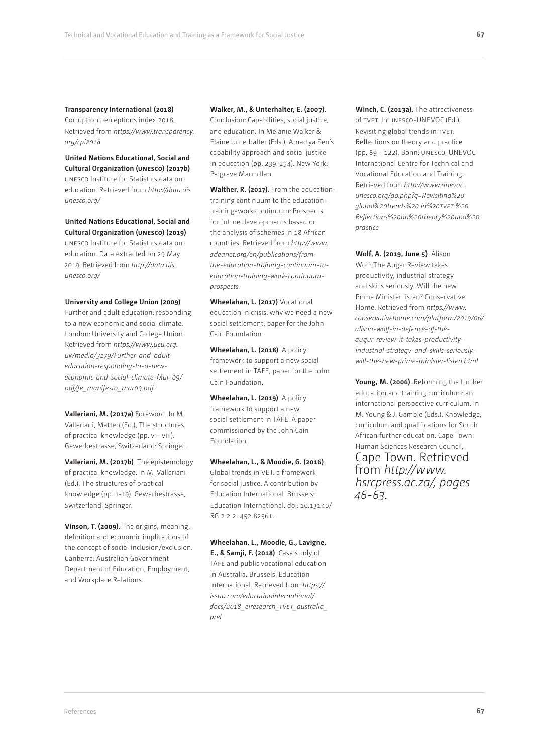**Transparency International (2018)** Corruption perceptions index 2018. Retrieved from *https://www.transparency.org/cpi2018*

**United Nations Educational, Social and Cultural Organization (UNESCO) (2017b)** UNESCO Institute for Statistics data on education. Retrieved from *http://data.uis.unesco.org/*

**United Nations Educational, Social and Cultural Organization (UNESCO) (2019)** UNESCO Institute for Statistics data on education. Data extracted on 29 May 2019. Retrieved from *http://data.uis.unesco.org/*

**University and College Union (2009)** Further and adult education: responding to a new economic and social climate. London: University and College Union. Retrieved from *https://www.ucu.org.uk/media/3179/Further-and-adult-education-responding-to-a-new-economic-and-social-climate-Mar-09/pdf/fe_manifesto_mar09.pdf*

**Valleriani, M. (2017a)** Foreword. In M. Valleriani, Matteo (Ed.), The structures of practical knowledge (pp. v – viii). Gewerbestrasse, Switzerland: Springer.

**Valleriani, M. (2017b)**. The epistemology of practical knowledge. In M. Valleriani (Ed.), The structures of practical knowledge (pp. 1-19). Gewerbestrasse, Switzerland: Springer.

**Vinson, T. (2009)**. The origins, meaning, definition and economic implications of the concept of social inclusion/exclusion. Canberra: Australian Government Department of Education, Employment, and Workplace Relations.

**Walker, M., & Unterhalter, E. (2007)**. Conclusion: Capabilities, social justice, and education. In Melanie Walker & Elaine Unterhalter (Eds.), Amartya Sen's capability approach and social justice in education (pp. 239-254). New York: Palgrave Macmillan

**Walther, R. (2017)**. From the education-training continuum to the education-training-work continuum: Prospects for future developments based on the analysis of schemes in 18 African countries. Retrieved from *http://www.adeanet.org/en/publications/from-the-education-training-continuum-to-education-training-work-continuum-prospects*

**Wheelahan, L. (2017)** Vocational education in crisis: why we need a new social settlement, paper for the John Cain Foundation.

**Wheelahan, L. (2018)**. A policy framework to support a new social settlement in TAFE, paper for the John Cain Foundation.

**Wheelahan, L. (2019)**. A policy framework to support a new social settlement in TAFE: A paper commissioned by the John Cain Foundation.

**Wheelahan, L., & Moodie, G. (2016)**. Global trends in VET: a framework for social justice. A contribution by Education International. Brussels: Education International. doi: 10.13140/RG.2.2.21452.82561.

**Wheelahan, L., Moodie, G., Lavigne, E., & Samji, F. (2018)**. Case study of TAFE and public vocational education in Australia. Brussels: Education International. Retrieved from *https://issuu.com/educationinternational/docs/2018_eiresearch_tvet_australia_prel*

**Winch, C. (2013a)**. The attractiveness of TVET. In UNESCO-UNEVOC (Ed.), Revisiting global trends in TVET: Reflections on theory and practice (pp. 89 - 122). Bonn: UNESCO-UNEVOC International Centre for Technical and Vocational Education and Training. Retrieved from *http://www.unevoc.unesco.org/go.php?q=Revisiting%20global%20trends%20 in%20TVET %20Reflections%20on%20theory%20and%20practice*

**Wolf, A. (2019, June 5)**. Alison Wolf: The Augar Review takes productivity, industrial strategy and skills seriously. Will the new Prime Minister listen? Conservative Home. Retrieved from *https://www.conservativehome.com/platform/2019/06/alison-wolf-in-defence-of-the-augur-review-it-takes-productivity-industrial-strategy-and-skills-seriously-will-the-new-prime-minister-listen.html*

**Young, M. (2006)**. Reforming the further education and training curriculum: an international perspective curriculum. In M. Young & J. Gamble (Eds.), Knowledge, curriculum and qualifications for South African further education. Cape Town: Human Sciences Research Council, Cape Town. Retrieved from *http://www.hsrcpress.ac.za/, pages 46-63.*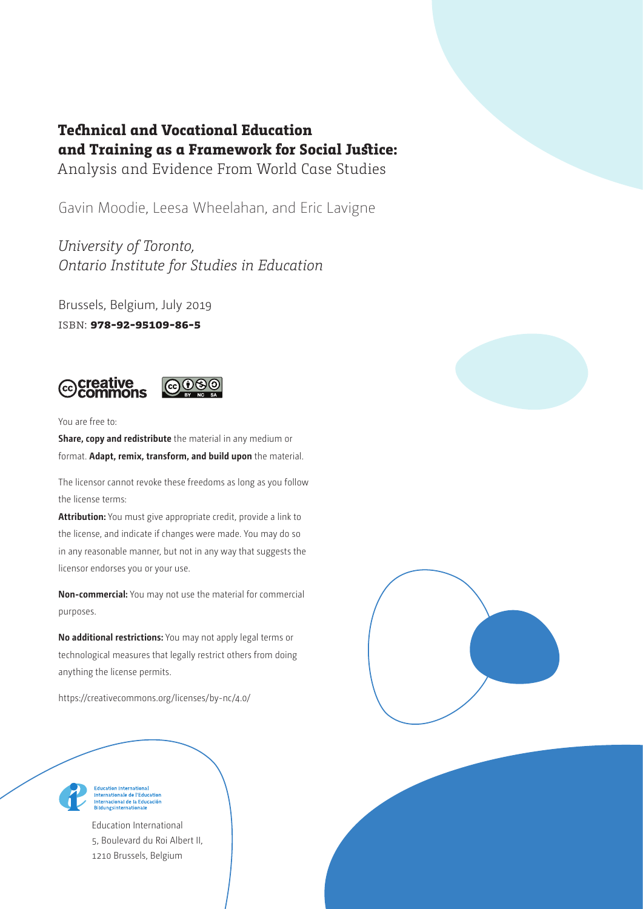# Technical and Vocational Education and Training as a Framework for Social Justice:

Analysis and Evidence From World Case Studies

Gavin Moodie, Leesa Wheelahan, and Eric Lavigne

*University of Toronto, Ontario Institute for Studies in Education*

Brussels, Belgium, July 2019

ISBN: **978-92-95109-86-5**

You are free to:

**Share, copy and redistribute** the material in any medium or format. **Adapt, remix, transform, and build upon** the material.

The licensor cannot revoke these freedoms as long as you follow the license terms:

**Attribution:** You must give appropriate credit, provide a link to the license, and indicate if changes were made. You may do so in any reasonable manner, but not in any way that suggests the licensor endorses you or your use.

**Non-commercial:** You may not use the material for commercial purposes.

**No additional restrictions:** You may not apply legal terms or technological measures that legally restrict others from doing anything the license permits.

https://creativecommons.org/licenses/by-nc/4.0/

Education International
Internationale de l'Education
Internacional de la Educación
Bildungsinternationale

Education International
5, Boulevard du Roi Albert II,
1210 Brussels, Belgium